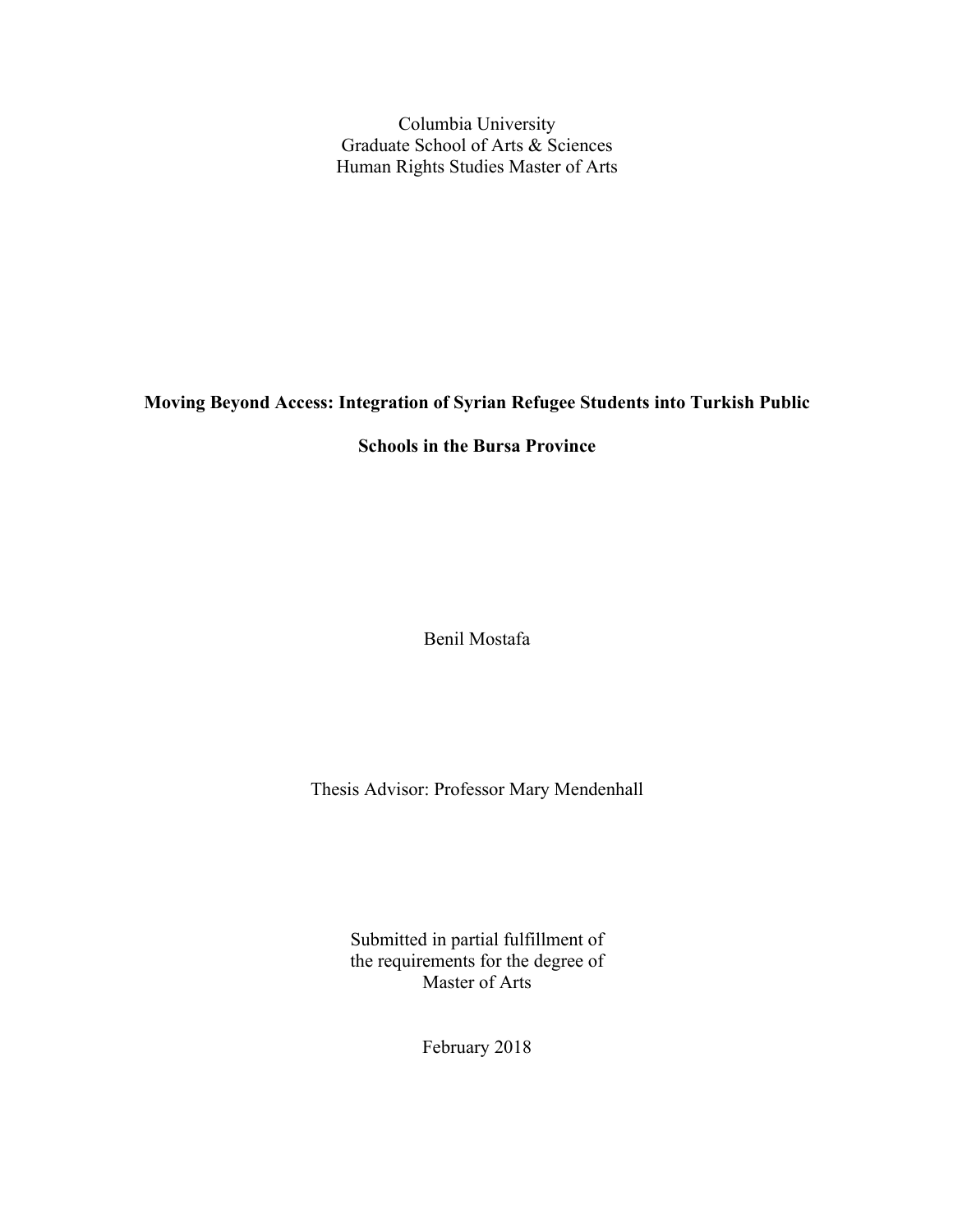Columbia University
Graduate School of Arts & Sciences
Human Rights Studies Master of Arts

# Moving Beyond Access: Integration of Syrian Refugee Students into Turkish Public Schools in the Bursa Province

Benil Mostafa

Thesis Advisor: Professor Mary Mendenhall

Submitted in partial fulfillment of
the requirements for the degree of
Master of Arts

February 2018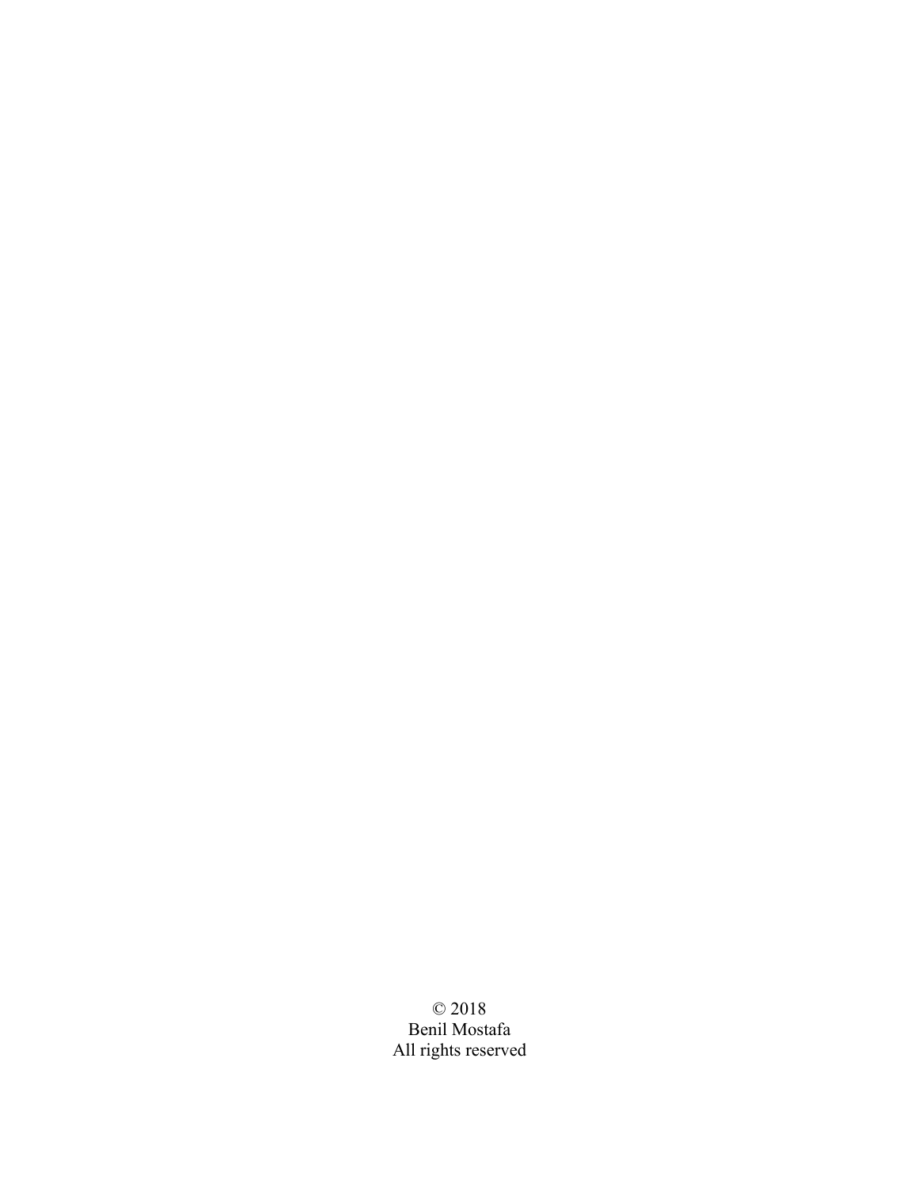© 2018  
Benil Mostafa  
All rights reserved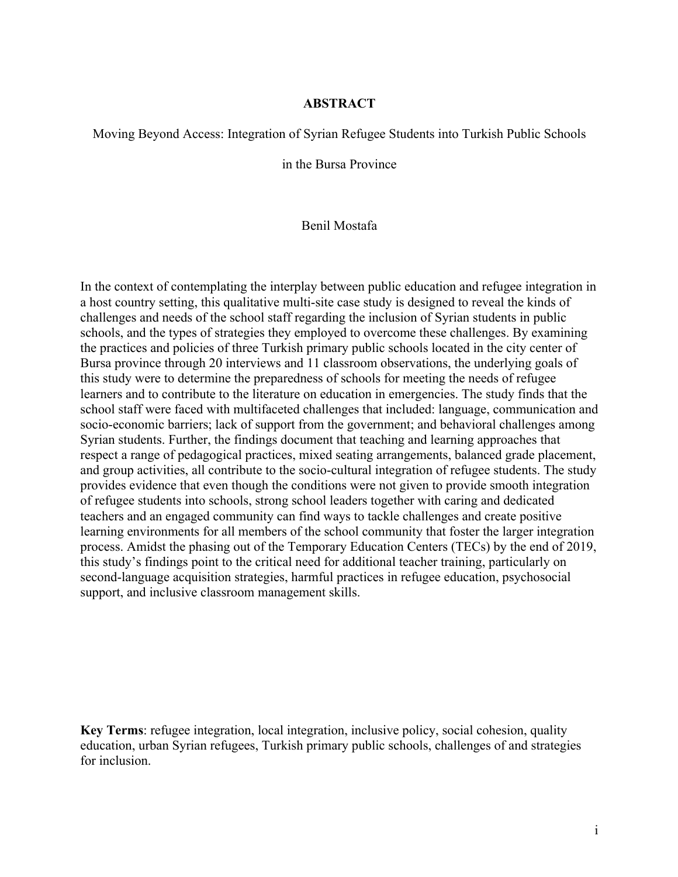# ABSTRACT

Moving Beyond Access: Integration of Syrian Refugee Students into Turkish Public Schools in the Bursa Province

Benil Mostafa

In the context of contemplating the interplay between public education and refugee integration in a host country setting, this qualitative multi-site case study is designed to reveal the kinds of challenges and needs of the school staff regarding the inclusion of Syrian students in public schools, and the types of strategies they employed to overcome these challenges. By examining the practices and policies of three Turkish primary public schools located in the city center of Bursa province through 20 interviews and 11 classroom observations, the underlying goals of this study were to determine the preparedness of schools for meeting the needs of refugee learners and to contribute to the literature on education in emergencies. The study finds that the school staff were faced with multifaceted challenges that included: language, communication and socio-economic barriers; lack of support from the government; and behavioral challenges among Syrian students. Further, the findings document that teaching and learning approaches that respect a range of pedagogical practices, mixed seating arrangements, balanced grade placement, and group activities, all contribute to the socio-cultural integration of refugee students. The study provides evidence that even though the conditions were not given to provide smooth integration of refugee students into schools, strong school leaders together with caring and dedicated teachers and an engaged community can find ways to tackle challenges and create positive learning environments for all members of the school community that foster the larger integration process. Amidst the phasing out of the Temporary Education Centers (TECs) by the end of 2019, this study's findings point to the critical need for additional teacher training, particularly on second-language acquisition strategies, harmful practices in refugee education, psychosocial support, and inclusive classroom management skills.

**Key Terms**: refugee integration, local integration, inclusive policy, social cohesion, quality education, urban Syrian refugees, Turkish primary public schools, challenges of and strategies for inclusion.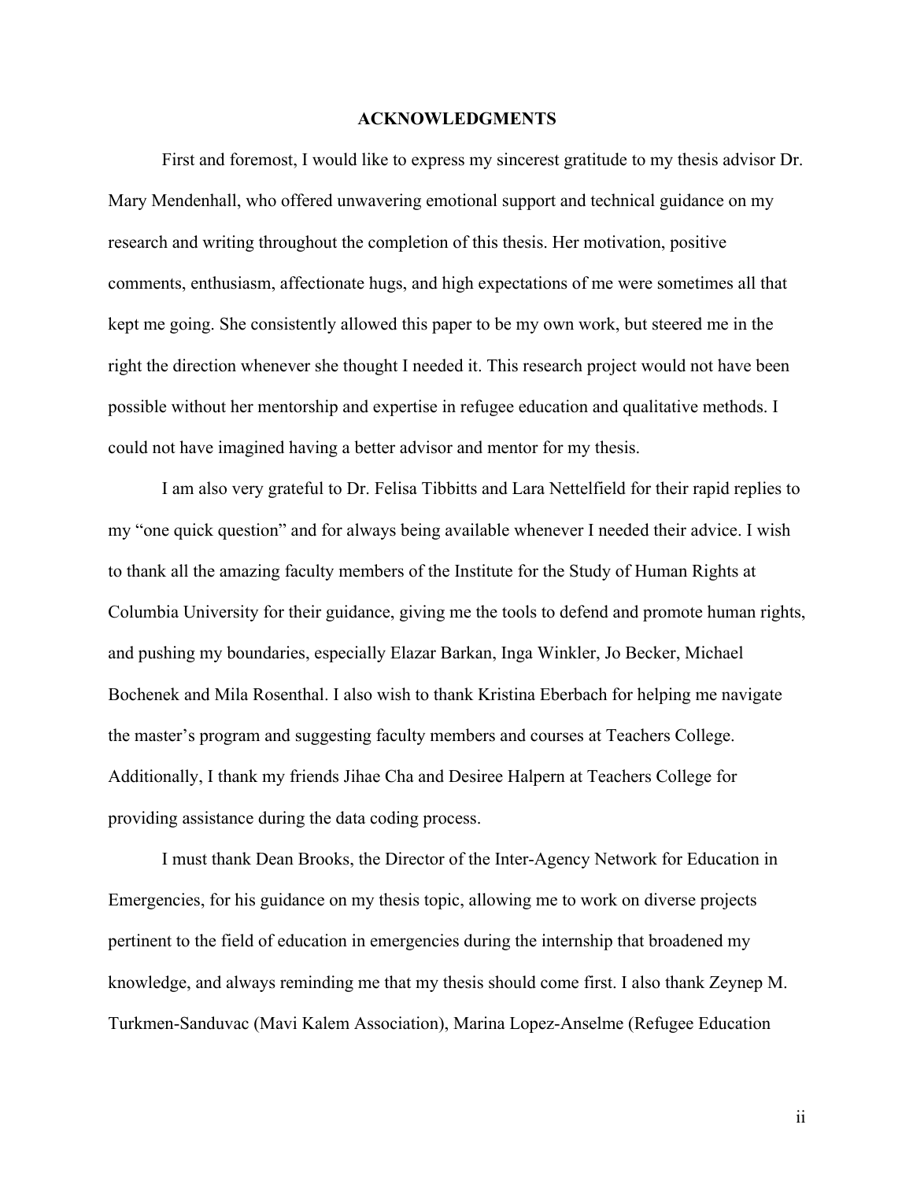## ACKNOWLEDGMENTS

First and foremost, I would like to express my sincerest gratitude to my thesis advisor Dr. Mary Mendenhall, who offered unwavering emotional support and technical guidance on my research and writing throughout the completion of this thesis. Her motivation, positive comments, enthusiasm, affectionate hugs, and high expectations of me were sometimes all that kept me going. She consistently allowed this paper to be my own work, but steered me in the right the direction whenever she thought I needed it. This research project would not have been possible without her mentorship and expertise in refugee education and qualitative methods. I could not have imagined having a better advisor and mentor for my thesis.

I am also very grateful to Dr. Felisa Tibbitts and Lara Nettelfield for their rapid replies to my "one quick question" and for always being available whenever I needed their advice. I wish to thank all the amazing faculty members of the Institute for the Study of Human Rights at Columbia University for their guidance, giving me the tools to defend and promote human rights, and pushing my boundaries, especially Elazar Barkan, Inga Winkler, Jo Becker, Michael Bochenek and Mila Rosenthal. I also wish to thank Kristina Eberbach for helping me navigate the master's program and suggesting faculty members and courses at Teachers College. Additionally, I thank my friends Jihae Cha and Desiree Halpern at Teachers College for providing assistance during the data coding process.

I must thank Dean Brooks, the Director of the Inter-Agency Network for Education in Emergencies, for his guidance on my thesis topic, allowing me to work on diverse projects pertinent to the field of education in emergencies during the internship that broadened my knowledge, and always reminding me that my thesis should come first. I also thank Zeynep M. Turkmen-Sanduvac (Mavi Kalem Association), Marina Lopez-Anselme (Refugee Education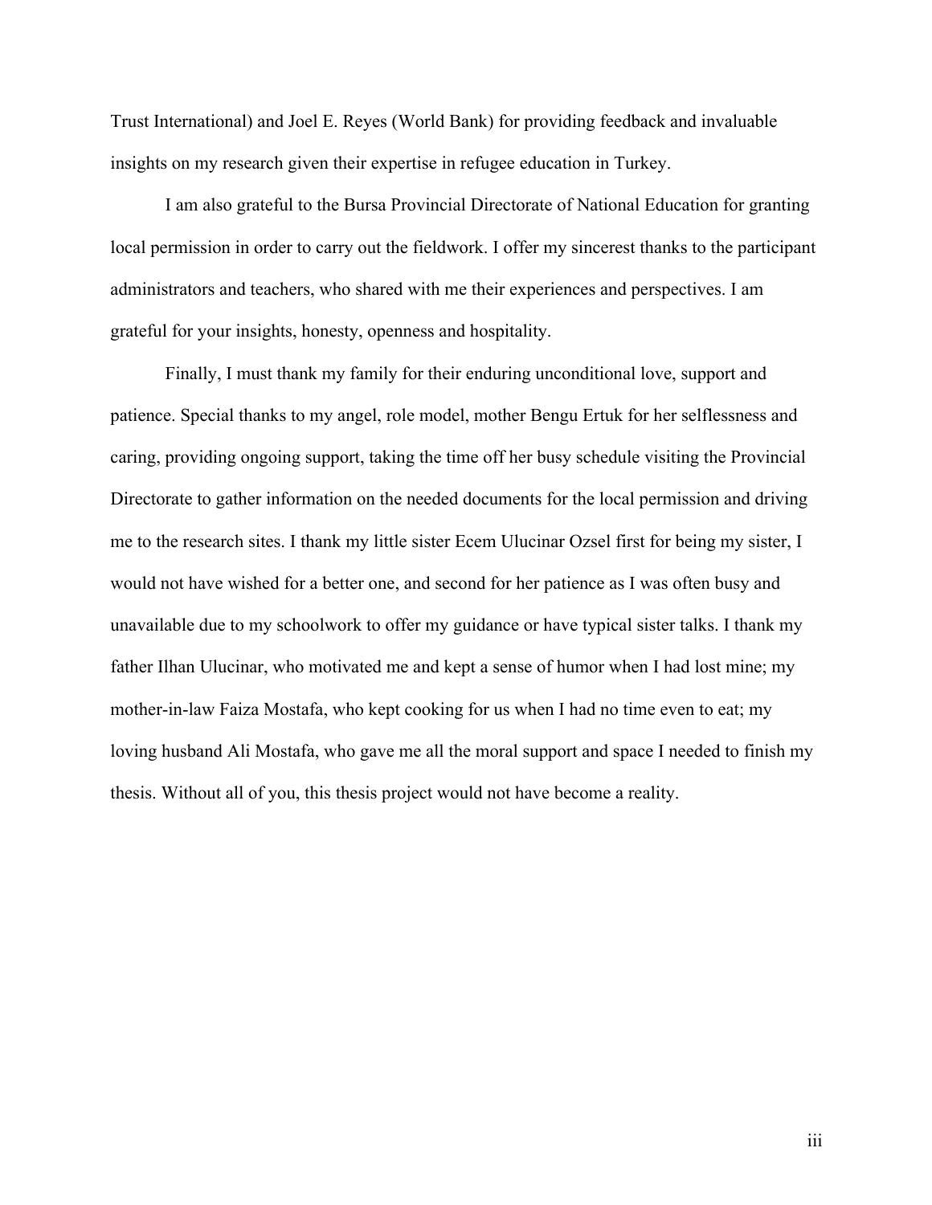Trust International) and Joel E. Reyes (World Bank) for providing feedback and invaluable insights on my research given their expertise in refugee education in Turkey.

I am also grateful to the Bursa Provincial Directorate of National Education for granting local permission in order to carry out the fieldwork. I offer my sincerest thanks to the participant administrators and teachers, who shared with me their experiences and perspectives. I am grateful for your insights, honesty, openness and hospitality.

Finally, I must thank my family for their enduring unconditional love, support and patience. Special thanks to my angel, role model, mother Bengu Ertuk for her selflessness and caring, providing ongoing support, taking the time off her busy schedule visiting the Provincial Directorate to gather information on the needed documents for the local permission and driving me to the research sites. I thank my little sister Ecem Ulucinar Ozsel first for being my sister, I would not have wished for a better one, and second for her patience as I was often busy and unavailable due to my schoolwork to offer my guidance or have typical sister talks. I thank my father Ilhan Ulucinar, who motivated me and kept a sense of humor when I had lost mine; my mother-in-law Faiza Mostafa, who kept cooking for us when I had no time even to eat; my loving husband Ali Mostafa, who gave me all the moral support and space I needed to finish my thesis. Without all of you, this thesis project would not have become a reality.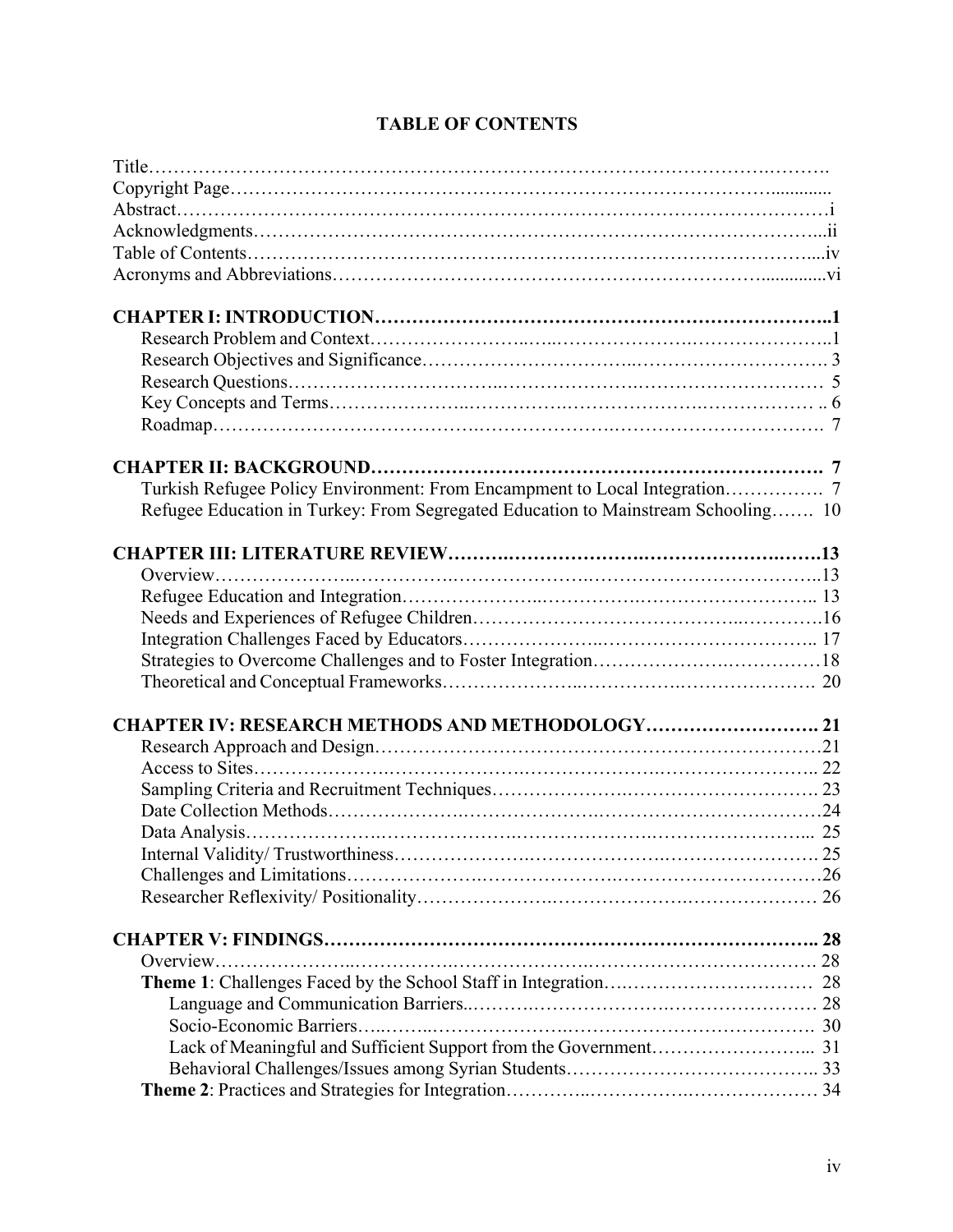# TABLE OF CONTENTS

Title……………………………………………………………………………………………….

Copyright Page……………………………………………………………………………….............

Abstract……………………………………………………………………………………………i

Acknowledgments………………………………………………………………………………...ii

Table of Contents………………………………………………………………………………....iv

Acronyms and Abbreviations………………………………………………………….............vi

**CHAPTER I: INTRODUCTION……………………………………………………………..1**

Research Problem and Context……………………………………………………………..1

Research Objectives and Significance…………………………………………………………. 3

Research Questions…………………………………………………………………………… 5

Key Concepts and Terms………………………………………………………………… .. 6

Roadmap……………………………………………………………………………………. 7

**CHAPTER II: BACKGROUND………………………………………………………………. 7**

Turkish Refugee Policy Environment: From Encampment to Local Integration……………. 7

Refugee Education in Turkey: From Segregated Education to Mainstream Schooling……. 10

**CHAPTER III: LITERATURE REVIEW……………………………………………………….13**

Overview……………………………………………………………………………………..13

Refugee Education and Integration………………………………………………………….. 13

Needs and Experiences of Refugee Children……………………………………………….16

Integration Challenges Faced by Educators………………………………………………….. 17

Strategies to Overcome Challenges and to Foster Integration………………………………18

Theoretical and Conceptual Frameworks………………………………………………………. 20

**CHAPTER IV: RESEARCH METHODS AND METHODOLOGY………………………. 21**

Research Approach and Design………………………………………………………………21

Access to Sites……………………………………………………………………………….. 22

Sampling Criteria and Recruitment Techniques……………………………………………….. 23

Date Collection Methods………………………………………………………………………24

Data Analysis………………………………………………………………………………... 25

Internal Validity/ Trustworthiness……………………………………………………………. 25

Challenges and Limitations……………………………………………………………………26

Researcher Reflexivity/ Positionality…………………………………………………………… 26

**CHAPTER V: FINDINGS…………………………………………………………………….. 28**

Overview………………………………………………………………………………………. 28

**Theme 1**: Challenges Faced by the School Staff in Integration…………………………… 28

Language and Communication Barriers..……………………………………………………… 28

Socio-Economic Barriers…..……………………………………………………………… 30

Lack of Meaningful and Sufficient Support from the Government……………………... 31

Behavioral Challenges/Issues among Syrian Students……………………………………... 33

**Theme 2**: Practices and Strategies for Integration…………………………………………… 34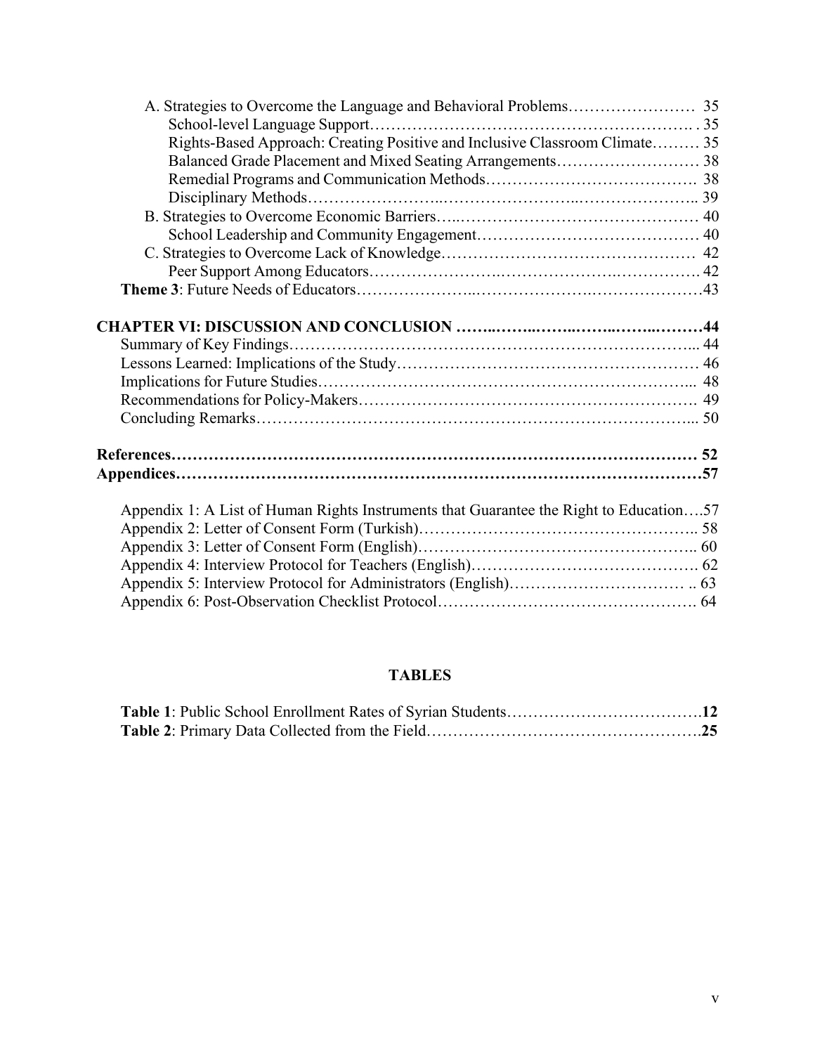A. Strategies to Overcome the Language and Behavioral Problems ........ 35

School-level Language Support ........ 35

Rights-Based Approach: Creating Positive and Inclusive Classroom Climate ........ 35

Balanced Grade Placement and Mixed Seating Arrangements ........ 38

Remedial Programs and Communication Methods ........ 38

Disciplinary Methods ........ 39

B. Strategies to Overcome Economic Barriers ........ 40

School Leadership and Community Engagement ........ 40

C. Strategies to Overcome Lack of Knowledge ........ 42

Peer Support Among Educators ........ 42

**Theme 3**: Future Needs of Educators ........ 43

**CHAPTER VI: DISCUSSION AND CONCLUSION ........ 44**

Summary of Key Findings ........ 44

Lessons Learned: Implications of the Study ........ 46

Implications for Future Studies ........ 48

Recommendations for Policy-Makers ........ 49

Concluding Remarks ........ 50

**References ........ 52**

**Appendices ........ 57**

Appendix 1: A List of Human Rights Instruments that Guarantee the Right to Education ........ 57

Appendix 2: Letter of Consent Form (Turkish) ........ 58

Appendix 3: Letter of Consent Form (English) ........ 60

Appendix 4: Interview Protocol for Teachers (English) ........ 62

Appendix 5: Interview Protocol for Administrators (English) ........ 63

Appendix 6: Post-Observation Checklist Protocol ........ 64

## TABLES

**Table 1**: Public School Enrollment Rates of Syrian Students ........ **12**

**Table 2**: Primary Data Collected from the Field ........ **25**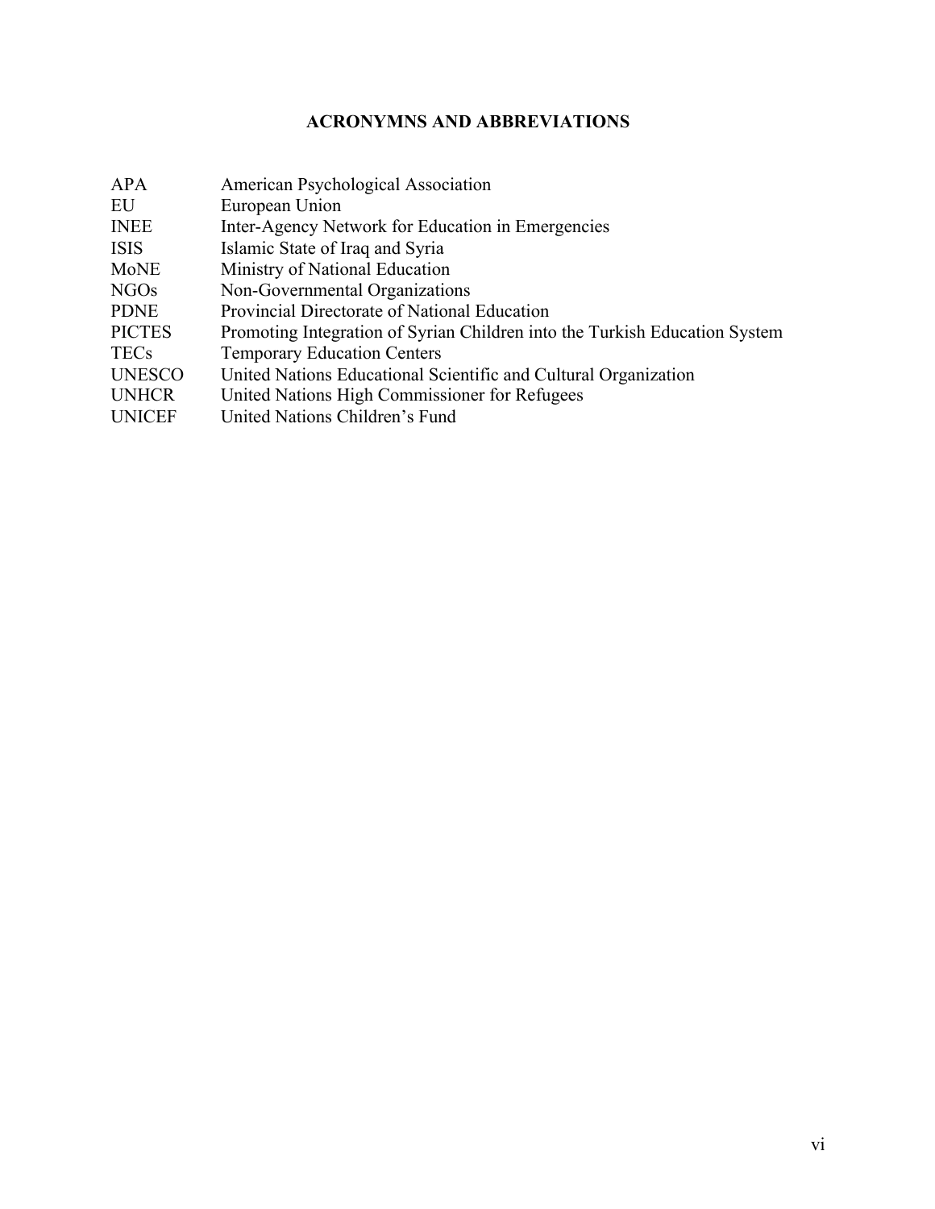## ACRONYMNS AND ABBREVIATIONS

| | |
|---|---|
| APA | American Psychological Association |
| EU | European Union |
| INEE | Inter-Agency Network for Education in Emergencies |
| ISIS | Islamic State of Iraq and Syria |
| MoNE | Ministry of National Education |
| NGOs | Non-Governmental Organizations |
| PDNE | Provincial Directorate of National Education |
| PICTES | Promoting Integration of Syrian Children into the Turkish Education System |
| TECs | Temporary Education Centers |
| UNESCO | United Nations Educational Scientific and Cultural Organization |
| UNHCR | United Nations High Commissioner for Refugees |
| UNICEF | United Nations Children's Fund |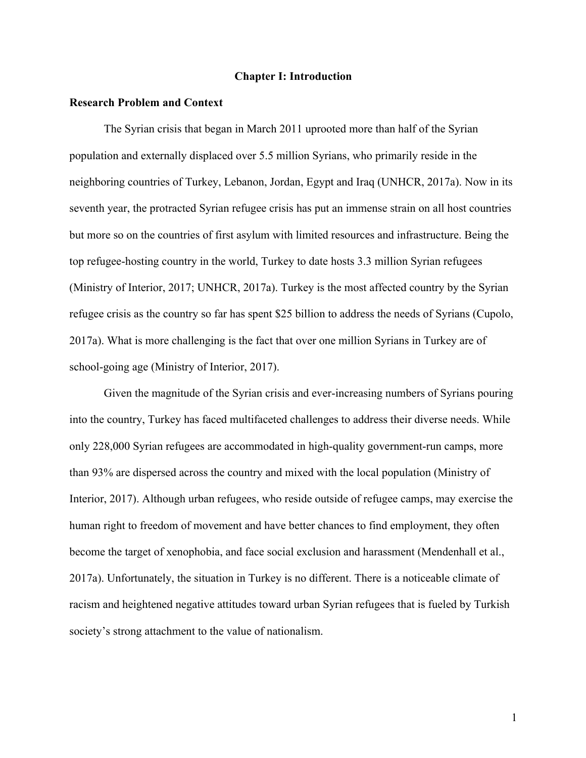# Chapter I: Introduction

## Research Problem and Context

The Syrian crisis that began in March 2011 uprooted more than half of the Syrian population and externally displaced over 5.5 million Syrians, who primarily reside in the neighboring countries of Turkey, Lebanon, Jordan, Egypt and Iraq (UNHCR, 2017a). Now in its seventh year, the protracted Syrian refugee crisis has put an immense strain on all host countries but more so on the countries of first asylum with limited resources and infrastructure. Being the top refugee-hosting country in the world, Turkey to date hosts 3.3 million Syrian refugees (Ministry of Interior, 2017; UNHCR, 2017a). Turkey is the most affected country by the Syrian refugee crisis as the country so far has spent $25 billion to address the needs of Syrians (Cupolo, 2017a). What is more challenging is the fact that over one million Syrians in Turkey are of school-going age (Ministry of Interior, 2017).

Given the magnitude of the Syrian crisis and ever-increasing numbers of Syrians pouring into the country, Turkey has faced multifaceted challenges to address their diverse needs. While only 228,000 Syrian refugees are accommodated in high-quality government-run camps, more than 93% are dispersed across the country and mixed with the local population (Ministry of Interior, 2017). Although urban refugees, who reside outside of refugee camps, may exercise the human right to freedom of movement and have better chances to find employment, they often become the target of xenophobia, and face social exclusion and harassment (Mendenhall et al., 2017a). Unfortunately, the situation in Turkey is no different. There is a noticeable climate of racism and heightened negative attitudes toward urban Syrian refugees that is fueled by Turkish society's strong attachment to the value of nationalism.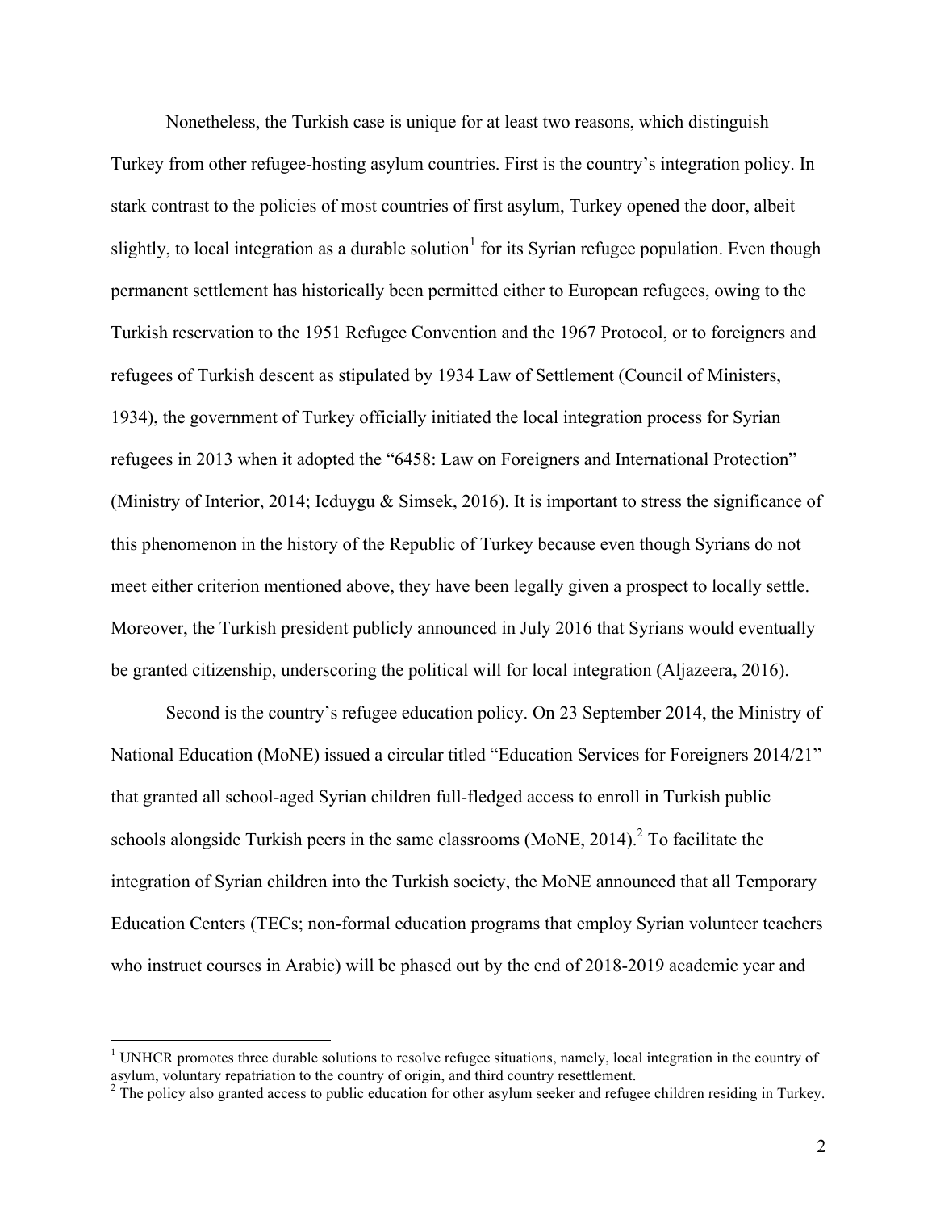Nonetheless, the Turkish case is unique for at least two reasons, which distinguish Turkey from other refugee-hosting asylum countries. First is the country's integration policy. In stark contrast to the policies of most countries of first asylum, Turkey opened the door, albeit slightly, to local integration as a durable solution[1] for its Syrian refugee population. Even though permanent settlement has historically been permitted either to European refugees, owing to the Turkish reservation to the 1951 Refugee Convention and the 1967 Protocol, or to foreigners and refugees of Turkish descent as stipulated by 1934 Law of Settlement (Council of Ministers, 1934), the government of Turkey officially initiated the local integration process for Syrian refugees in 2013 when it adopted the "6458: Law on Foreigners and International Protection" (Ministry of Interior, 2014; Icduygu & Simsek, 2016). It is important to stress the significance of this phenomenon in the history of the Republic of Turkey because even though Syrians do not meet either criterion mentioned above, they have been legally given a prospect to locally settle. Moreover, the Turkish president publicly announced in July 2016 that Syrians would eventually be granted citizenship, underscoring the political will for local integration (Aljazeera, 2016).

Second is the country's refugee education policy. On 23 September 2014, the Ministry of National Education (MoNE) issued a circular titled "Education Services for Foreigners 2014/21" that granted all school-aged Syrian children full-fledged access to enroll in Turkish public schools alongside Turkish peers in the same classrooms (MoNE, 2014).[2] To facilitate the integration of Syrian children into the Turkish society, the MoNE announced that all Temporary Education Centers (TECs; non-formal education programs that employ Syrian volunteer teachers who instruct courses in Arabic) will be phased out by the end of 2018-2019 academic year and

---

[1] UNHCR promotes three durable solutions to resolve refugee situations, namely, local integration in the country of asylum, voluntary repatriation to the country of origin, and third country resettlement.

[2] The policy also granted access to public education for other asylum seeker and refugee children residing in Turkey.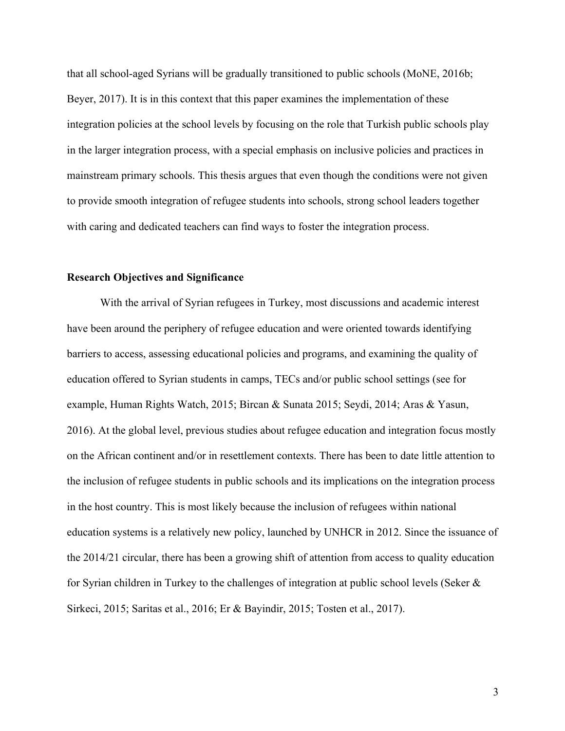that all school-aged Syrians will be gradually transitioned to public schools (MoNE, 2016b; Beyer, 2017). It is in this context that this paper examines the implementation of these integration policies at the school levels by focusing on the role that Turkish public schools play in the larger integration process, with a special emphasis on inclusive policies and practices in mainstream primary schools. This thesis argues that even though the conditions were not given to provide smooth integration of refugee students into schools, strong school leaders together with caring and dedicated teachers can find ways to foster the integration process.

**Research Objectives and Significance**

With the arrival of Syrian refugees in Turkey, most discussions and academic interest have been around the periphery of refugee education and were oriented towards identifying barriers to access, assessing educational policies and programs, and examining the quality of education offered to Syrian students in camps, TECs and/or public school settings (see for example, Human Rights Watch, 2015; Bircan & Sunata 2015; Seydi, 2014; Aras & Yasun, 2016). At the global level, previous studies about refugee education and integration focus mostly on the African continent and/or in resettlement contexts. There has been to date little attention to the inclusion of refugee students in public schools and its implications on the integration process in the host country. This is most likely because the inclusion of refugees within national education systems is a relatively new policy, launched by UNHCR in 2012. Since the issuance of the 2014/21 circular, there has been a growing shift of attention from access to quality education for Syrian children in Turkey to the challenges of integration at public school levels (Seker & Sirkeci, 2015; Saritas et al., 2016; Er & Bayindir, 2015; Tosten et al., 2017).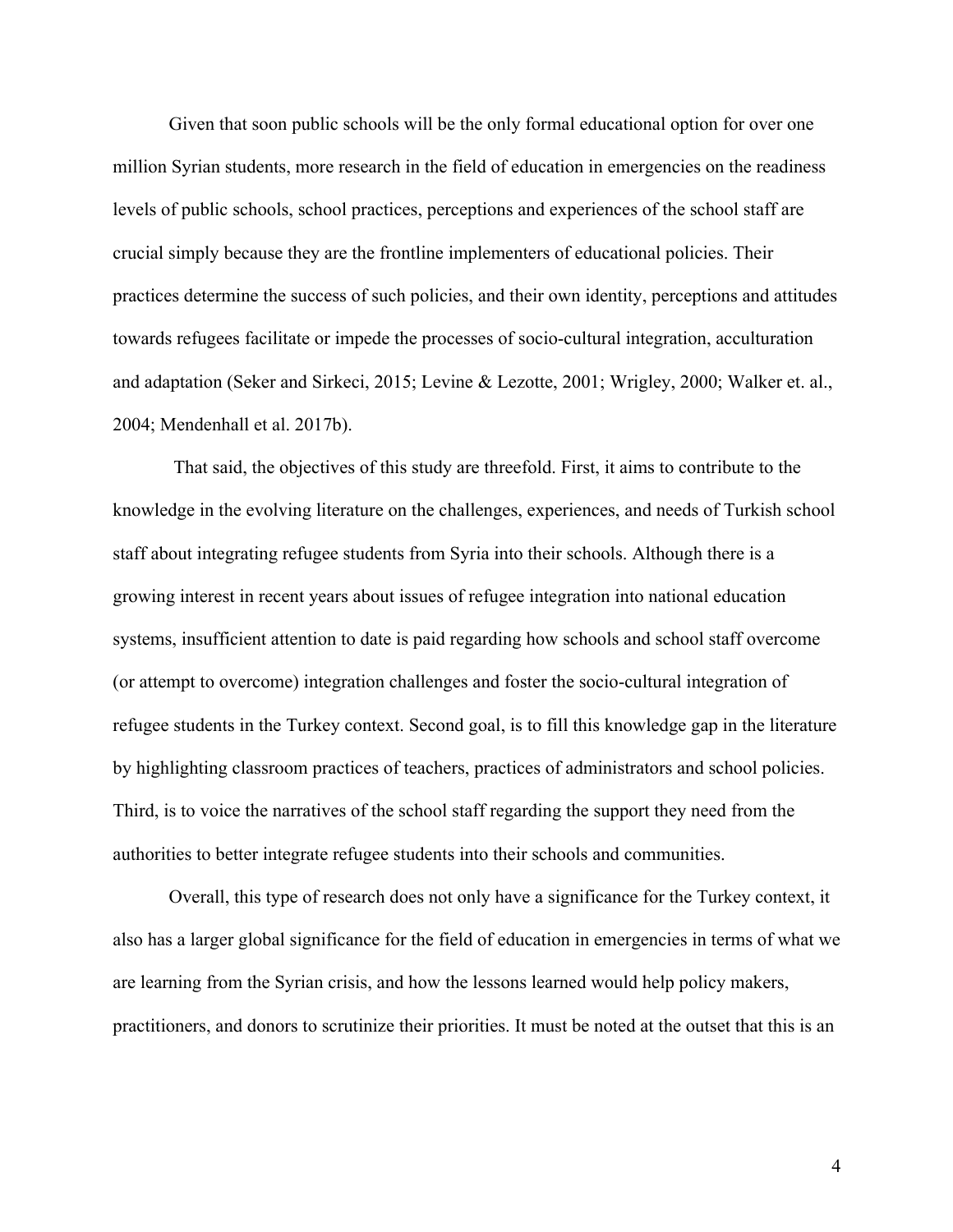Given that soon public schools will be the only formal educational option for over one million Syrian students, more research in the field of education in emergencies on the readiness levels of public schools, school practices, perceptions and experiences of the school staff are crucial simply because they are the frontline implementers of educational policies. Their practices determine the success of such policies, and their own identity, perceptions and attitudes towards refugees facilitate or impede the processes of socio-cultural integration, acculturation and adaptation (Seker and Sirkeci, 2015; Levine & Lezotte, 2001; Wrigley, 2000; Walker et. al., 2004; Mendenhall et al. 2017b).

That said, the objectives of this study are threefold. First, it aims to contribute to the knowledge in the evolving literature on the challenges, experiences, and needs of Turkish school staff about integrating refugee students from Syria into their schools. Although there is a growing interest in recent years about issues of refugee integration into national education systems, insufficient attention to date is paid regarding how schools and school staff overcome (or attempt to overcome) integration challenges and foster the socio-cultural integration of refugee students in the Turkey context. Second goal, is to fill this knowledge gap in the literature by highlighting classroom practices of teachers, practices of administrators and school policies. Third, is to voice the narratives of the school staff regarding the support they need from the authorities to better integrate refugee students into their schools and communities.

Overall, this type of research does not only have a significance for the Turkey context, it also has a larger global significance for the field of education in emergencies in terms of what we are learning from the Syrian crisis, and how the lessons learned would help policy makers, practitioners, and donors to scrutinize their priorities. It must be noted at the outset that this is an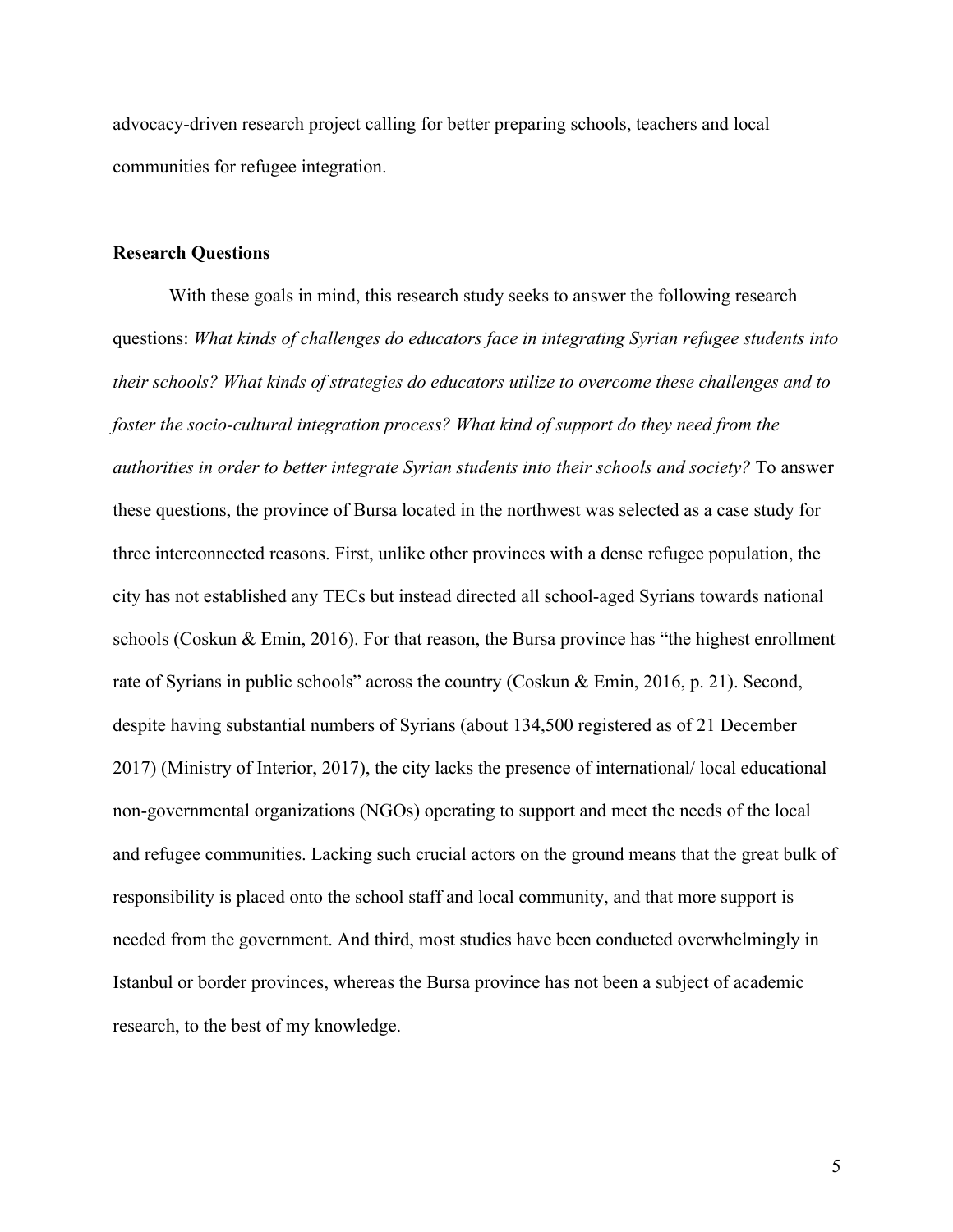advocacy-driven research project calling for better preparing schools, teachers and local communities for refugee integration.

**Research Questions**

With these goals in mind, this research study seeks to answer the following research questions: *What kinds of challenges do educators face in integrating Syrian refugee students into their schools? What kinds of strategies do educators utilize to overcome these challenges and to foster the socio-cultural integration process? What kind of support do they need from the authorities in order to better integrate Syrian students into their schools and society?* To answer these questions, the province of Bursa located in the northwest was selected as a case study for three interconnected reasons. First, unlike other provinces with a dense refugee population, the city has not established any TECs but instead directed all school-aged Syrians towards national schools (Coskun & Emin, 2016). For that reason, the Bursa province has "the highest enrollment rate of Syrians in public schools" across the country (Coskun & Emin, 2016, p. 21). Second, despite having substantial numbers of Syrians (about 134,500 registered as of 21 December 2017) (Ministry of Interior, 2017), the city lacks the presence of international/ local educational non-governmental organizations (NGOs) operating to support and meet the needs of the local and refugee communities. Lacking such crucial actors on the ground means that the great bulk of responsibility is placed onto the school staff and local community, and that more support is needed from the government. And third, most studies have been conducted overwhelmingly in Istanbul or border provinces, whereas the Bursa province has not been a subject of academic research, to the best of my knowledge.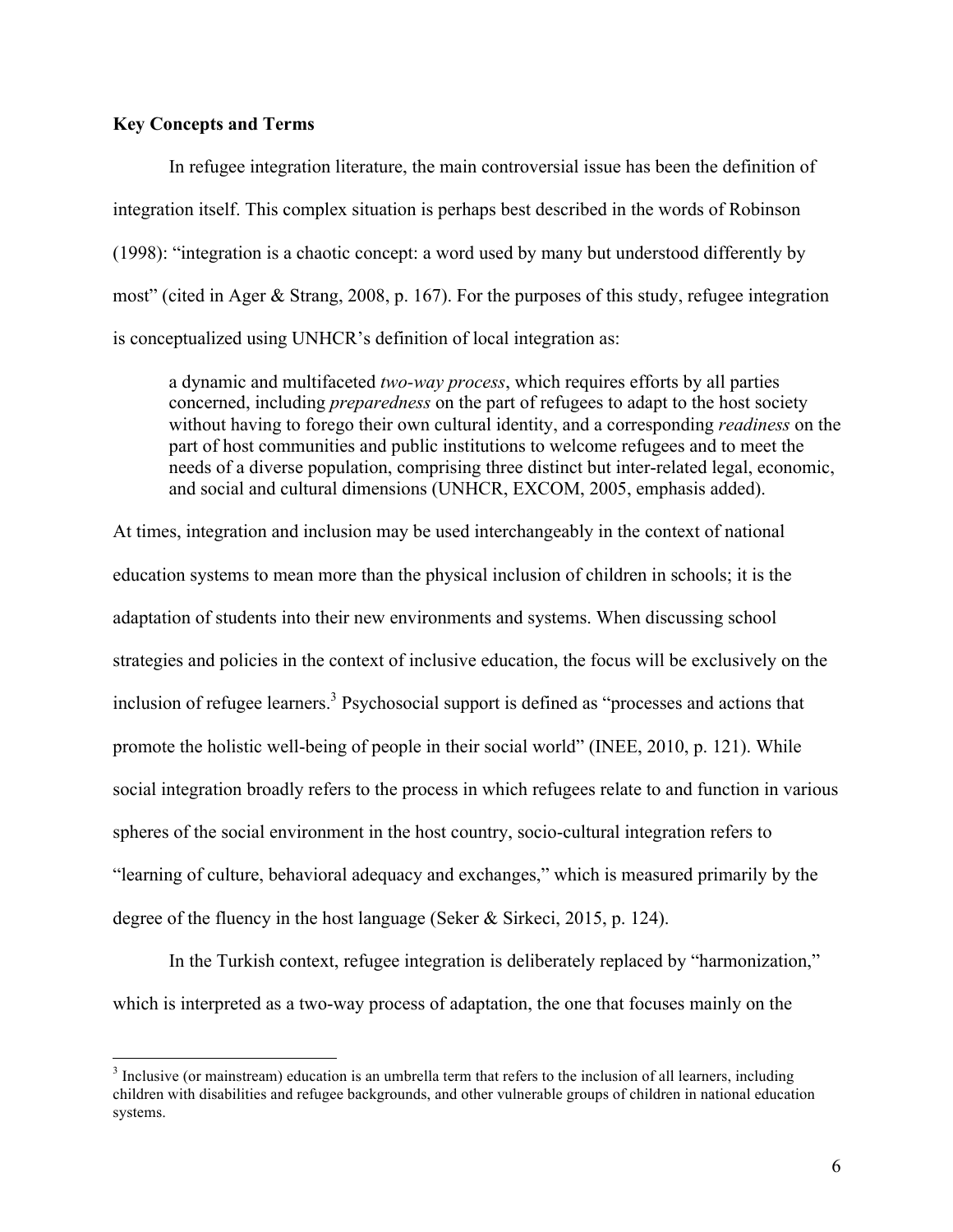**Key Concepts and Terms**

In refugee integration literature, the main controversial issue has been the definition of integration itself. This complex situation is perhaps best described in the words of Robinson (1998): "integration is a chaotic concept: a word used by many but understood differently by most" (cited in Ager & Strang, 2008, p. 167). For the purposes of this study, refugee integration is conceptualized using UNHCR's definition of local integration as:

> a dynamic and multifaceted *two-way process*, which requires efforts by all parties concerned, including *preparedness* on the part of refugees to adapt to the host society without having to forego their own cultural identity, and a corresponding *readiness* on the part of host communities and public institutions to welcome refugees and to meet the needs of a diverse population, comprising three distinct but inter-related legal, economic, and social and cultural dimensions (UNHCR, EXCOM, 2005, emphasis added).

At times, integration and inclusion may be used interchangeably in the context of national education systems to mean more than the physical inclusion of children in schools; it is the adaptation of students into their new environments and systems. When discussing school strategies and policies in the context of inclusive education, the focus will be exclusively on the inclusion of refugee learners.[3] Psychosocial support is defined as "processes and actions that promote the holistic well-being of people in their social world" (INEE, 2010, p. 121). While social integration broadly refers to the process in which refugees relate to and function in various spheres of the social environment in the host country, socio-cultural integration refers to "learning of culture, behavioral adequacy and exchanges," which is measured primarily by the degree of the fluency in the host language (Seker & Sirkeci, 2015, p. 124).

In the Turkish context, refugee integration is deliberately replaced by "harmonization," which is interpreted as a two-way process of adaptation, the one that focuses mainly on the

[3] Inclusive (or mainstream) education is an umbrella term that refers to the inclusion of all learners, including children with disabilities and refugee backgrounds, and other vulnerable groups of children in national education systems.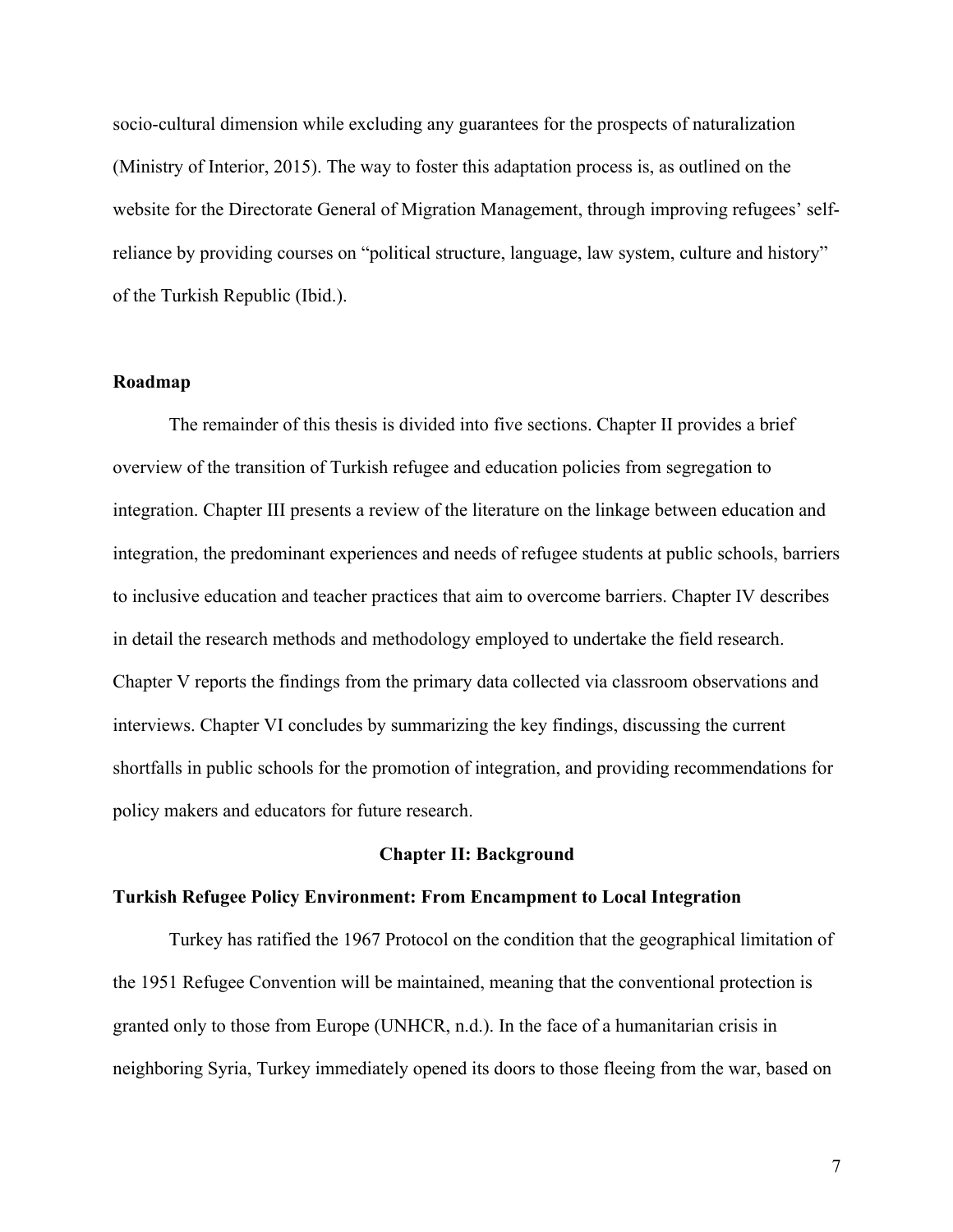socio-cultural dimension while excluding any guarantees for the prospects of naturalization (Ministry of Interior, 2015). The way to foster this adaptation process is, as outlined on the website for the Directorate General of Migration Management, through improving refugees' self-reliance by providing courses on "political structure, language, law system, culture and history" of the Turkish Republic (Ibid.).

### Roadmap

The remainder of this thesis is divided into five sections. Chapter II provides a brief overview of the transition of Turkish refugee and education policies from segregation to integration. Chapter III presents a review of the literature on the linkage between education and integration, the predominant experiences and needs of refugee students at public schools, barriers to inclusive education and teacher practices that aim to overcome barriers. Chapter IV describes in detail the research methods and methodology employed to undertake the field research. Chapter V reports the findings from the primary data collected via classroom observations and interviews. Chapter VI concludes by summarizing the key findings, discussing the current shortfalls in public schools for the promotion of integration, and providing recommendations for policy makers and educators for future research.

## Chapter II: Background

### Turkish Refugee Policy Environment: From Encampment to Local Integration

Turkey has ratified the 1967 Protocol on the condition that the geographical limitation of the 1951 Refugee Convention will be maintained, meaning that the conventional protection is granted only to those from Europe (UNHCR, n.d.). In the face of a humanitarian crisis in neighboring Syria, Turkey immediately opened its doors to those fleeing from the war, based on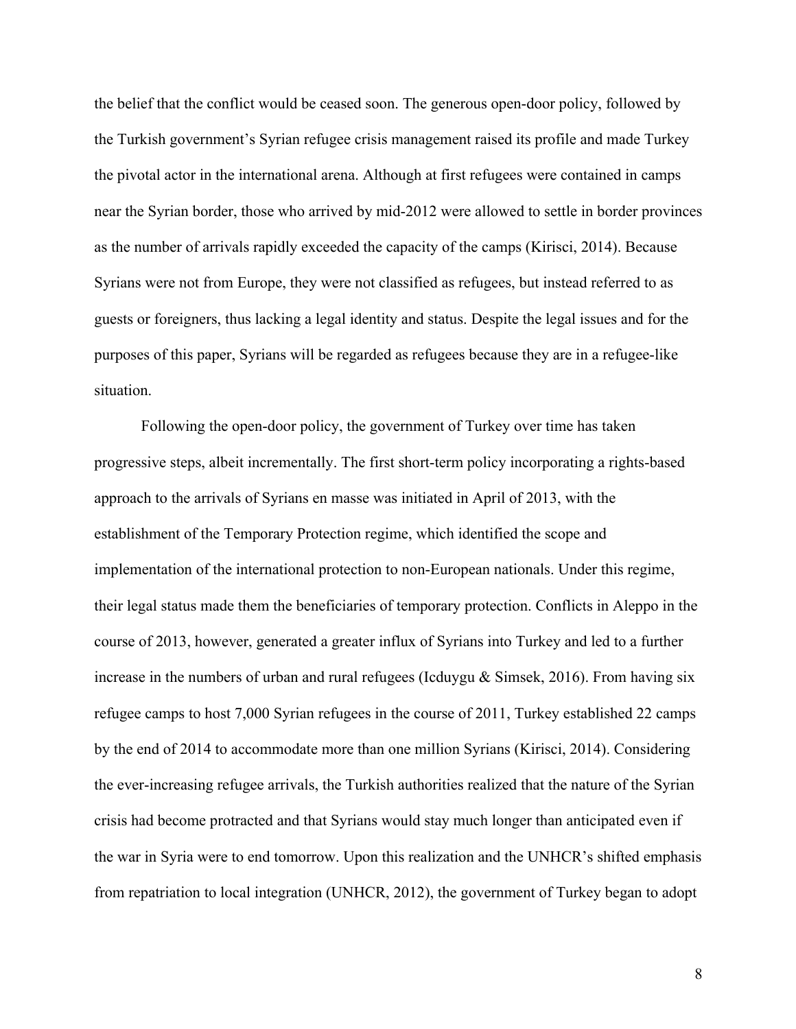the belief that the conflict would be ceased soon. The generous open-door policy, followed by the Turkish government's Syrian refugee crisis management raised its profile and made Turkey the pivotal actor in the international arena. Although at first refugees were contained in camps near the Syrian border, those who arrived by mid-2012 were allowed to settle in border provinces as the number of arrivals rapidly exceeded the capacity of the camps (Kirisci, 2014). Because Syrians were not from Europe, they were not classified as refugees, but instead referred to as guests or foreigners, thus lacking a legal identity and status. Despite the legal issues and for the purposes of this paper, Syrians will be regarded as refugees because they are in a refugee-like situation.

Following the open-door policy, the government of Turkey over time has taken progressive steps, albeit incrementally. The first short-term policy incorporating a rights-based approach to the arrivals of Syrians en masse was initiated in April of 2013, with the establishment of the Temporary Protection regime, which identified the scope and implementation of the international protection to non-European nationals. Under this regime, their legal status made them the beneficiaries of temporary protection. Conflicts in Aleppo in the course of 2013, however, generated a greater influx of Syrians into Turkey and led to a further increase in the numbers of urban and rural refugees (Icduygu & Simsek, 2016). From having six refugee camps to host 7,000 Syrian refugees in the course of 2011, Turkey established 22 camps by the end of 2014 to accommodate more than one million Syrians (Kirisci, 2014). Considering the ever-increasing refugee arrivals, the Turkish authorities realized that the nature of the Syrian crisis had become protracted and that Syrians would stay much longer than anticipated even if the war in Syria were to end tomorrow. Upon this realization and the UNHCR's shifted emphasis from repatriation to local integration (UNHCR, 2012), the government of Turkey began to adopt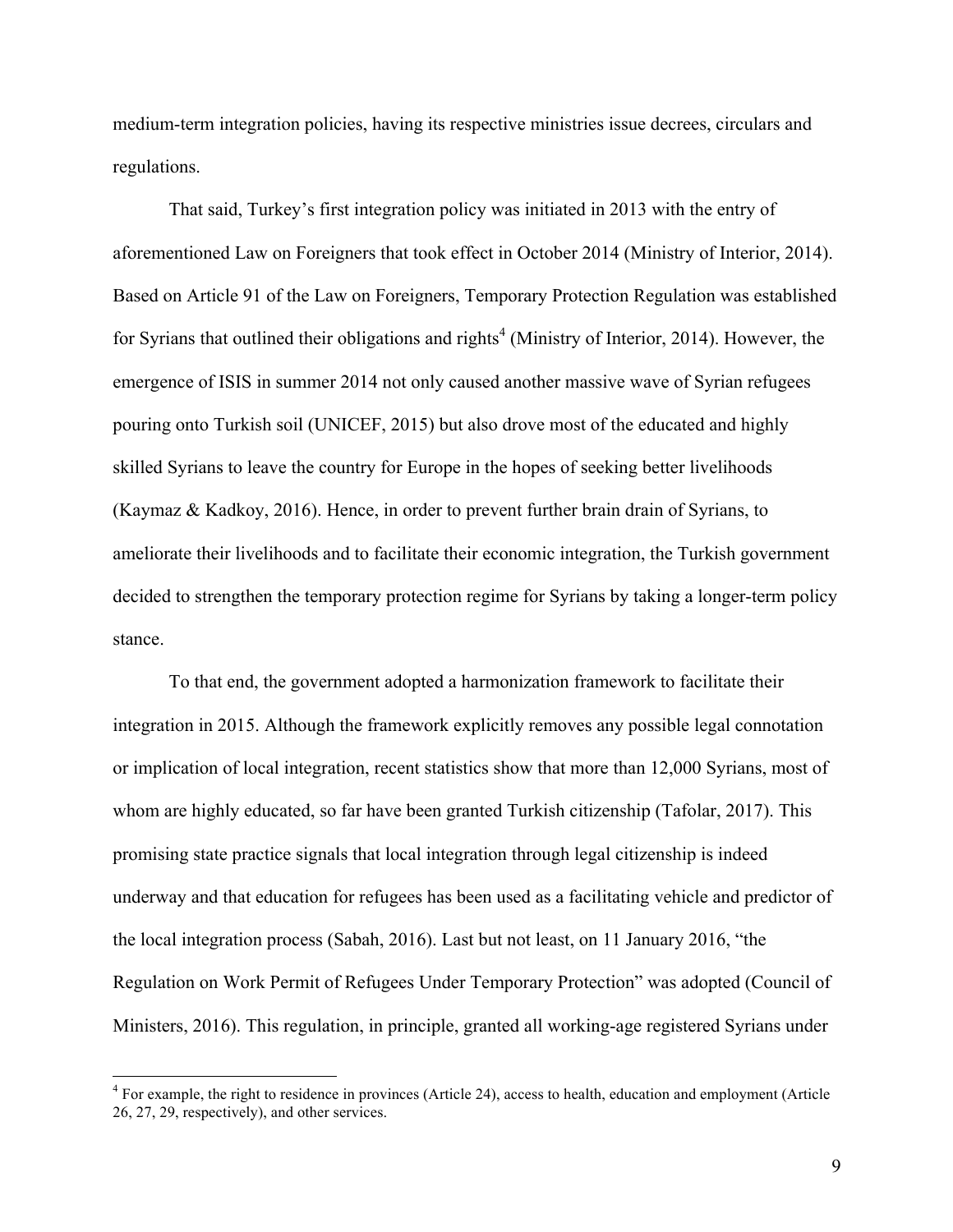medium-term integration policies, having its respective ministries issue decrees, circulars and regulations.

That said, Turkey's first integration policy was initiated in 2013 with the entry of aforementioned Law on Foreigners that took effect in October 2014 (Ministry of Interior, 2014). Based on Article 91 of the Law on Foreigners, Temporary Protection Regulation was established for Syrians that outlined their obligations and rights[4] (Ministry of Interior, 2014). However, the emergence of ISIS in summer 2014 not only caused another massive wave of Syrian refugees pouring onto Turkish soil (UNICEF, 2015) but also drove most of the educated and highly skilled Syrians to leave the country for Europe in the hopes of seeking better livelihoods (Kaymaz & Kadkoy, 2016). Hence, in order to prevent further brain drain of Syrians, to ameliorate their livelihoods and to facilitate their economic integration, the Turkish government decided to strengthen the temporary protection regime for Syrians by taking a longer-term policy stance.

To that end, the government adopted a harmonization framework to facilitate their integration in 2015. Although the framework explicitly removes any possible legal connotation or implication of local integration, recent statistics show that more than 12,000 Syrians, most of whom are highly educated, so far have been granted Turkish citizenship (Tafolar, 2017). This promising state practice signals that local integration through legal citizenship is indeed underway and that education for refugees has been used as a facilitating vehicle and predictor of the local integration process (Sabah, 2016). Last but not least, on 11 January 2016, "the Regulation on Work Permit of Refugees Under Temporary Protection" was adopted (Council of Ministers, 2016). This regulation, in principle, granted all working-age registered Syrians under

[4] For example, the right to residence in provinces (Article 24), access to health, education and employment (Article 26, 27, 29, respectively), and other services.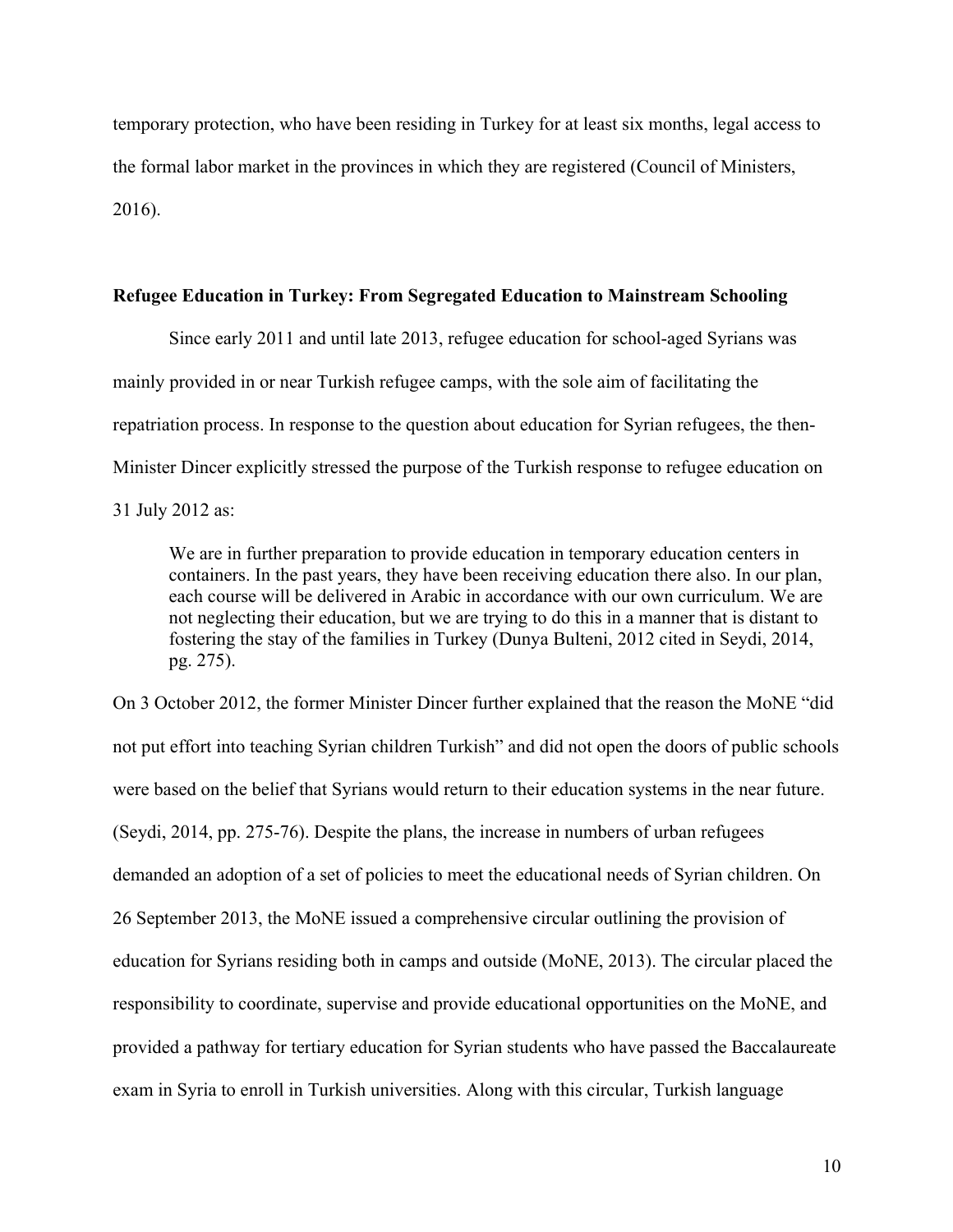temporary protection, who have been residing in Turkey for at least six months, legal access to the formal labor market in the provinces in which they are registered (Council of Ministers, 2016).

**Refugee Education in Turkey: From Segregated Education to Mainstream Schooling**

Since early 2011 and until late 2013, refugee education for school-aged Syrians was mainly provided in or near Turkish refugee camps, with the sole aim of facilitating the repatriation process. In response to the question about education for Syrian refugees, the then-Minister Dincer explicitly stressed the purpose of the Turkish response to refugee education on 31 July 2012 as:

> We are in further preparation to provide education in temporary education centers in containers. In the past years, they have been receiving education there also. In our plan, each course will be delivered in Arabic in accordance with our own curriculum. We are not neglecting their education, but we are trying to do this in a manner that is distant to fostering the stay of the families in Turkey (Dunya Bulteni, 2012 cited in Seydi, 2014, pg. 275).

On 3 October 2012, the former Minister Dincer further explained that the reason the MoNE "did not put effort into teaching Syrian children Turkish" and did not open the doors of public schools were based on the belief that Syrians would return to their education systems in the near future. (Seydi, 2014, pp. 275-76). Despite the plans, the increase in numbers of urban refugees demanded an adoption of a set of policies to meet the educational needs of Syrian children. On 26 September 2013, the MoNE issued a comprehensive circular outlining the provision of education for Syrians residing both in camps and outside (MoNE, 2013). The circular placed the responsibility to coordinate, supervise and provide educational opportunities on the MoNE, and provided a pathway for tertiary education for Syrian students who have passed the Baccalaureate exam in Syria to enroll in Turkish universities. Along with this circular, Turkish language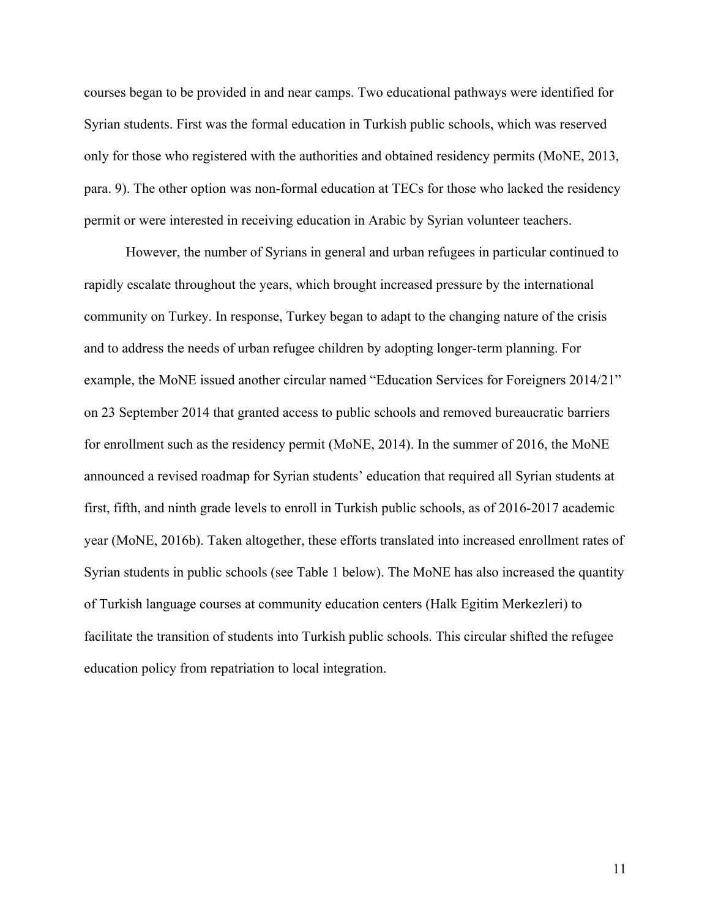courses began to be provided in and near camps. Two educational pathways were identified for Syrian students. First was the formal education in Turkish public schools, which was reserved only for those who registered with the authorities and obtained residency permits (MoNE, 2013, para. 9). The other option was non-formal education at TECs for those who lacked the residency permit or were interested in receiving education in Arabic by Syrian volunteer teachers.

However, the number of Syrians in general and urban refugees in particular continued to rapidly escalate throughout the years, which brought increased pressure by the international community on Turkey. In response, Turkey began to adapt to the changing nature of the crisis and to address the needs of urban refugee children by adopting longer-term planning. For example, the MoNE issued another circular named "Education Services for Foreigners 2014/21" on 23 September 2014 that granted access to public schools and removed bureaucratic barriers for enrollment such as the residency permit (MoNE, 2014). In the summer of 2016, the MoNE announced a revised roadmap for Syrian students' education that required all Syrian students at first, fifth, and ninth grade levels to enroll in Turkish public schools, as of 2016-2017 academic year (MoNE, 2016b). Taken altogether, these efforts translated into increased enrollment rates of Syrian students in public schools (see Table 1 below). The MoNE has also increased the quantity of Turkish language courses at community education centers (Halk Egitim Merkezleri) to facilitate the transition of students into Turkish public schools. This circular shifted the refugee education policy from repatriation to local integration.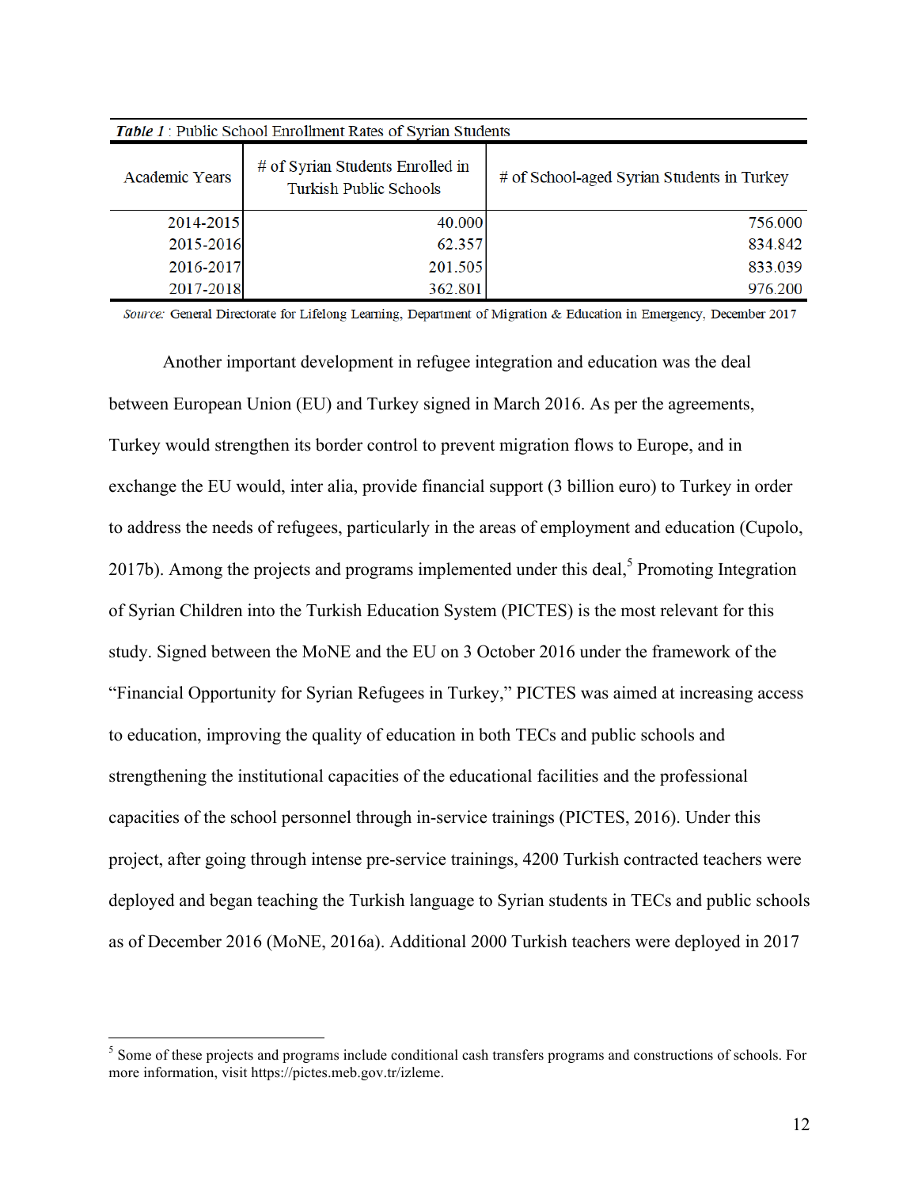***Table 1*** : Public School Enrollment Rates of Syrian Students

| Academic Years | # of Syrian Students Enrolled in Turkish Public Schools | # of School-aged Syrian Students in Turkey |
|---|---|---|
| 2014-2015 | 40.000 | 756.000 |
| 2015-2016 | 62.357 | 834.842 |
| 2016-2017 | 201.505 | 833.039 |
| 2017-2018 | 362.801 | 976.200 |

*Source:* General Directorate for Lifelong Learning, Department of Migration & Education in Emergency, December 2017

Another important development in refugee integration and education was the deal between European Union (EU) and Turkey signed in March 2016. As per the agreements, Turkey would strengthen its border control to prevent migration flows to Europe, and in exchange the EU would, inter alia, provide financial support (3 billion euro) to Turkey in order to address the needs of refugees, particularly in the areas of employment and education (Cupolo, 2017b). Among the projects and programs implemented under this deal,[5] Promoting Integration of Syrian Children into the Turkish Education System (PICTES) is the most relevant for this study. Signed between the MoNE and the EU on 3 October 2016 under the framework of the "Financial Opportunity for Syrian Refugees in Turkey," PICTES was aimed at increasing access to education, improving the quality of education in both TECs and public schools and strengthening the institutional capacities of the educational facilities and the professional capacities of the school personnel through in-service trainings (PICTES, 2016). Under this project, after going through intense pre-service trainings, 4200 Turkish contracted teachers were deployed and began teaching the Turkish language to Syrian students in TECs and public schools as of December 2016 (MoNE, 2016a). Additional 2000 Turkish teachers were deployed in 2017

[5] Some of these projects and programs include conditional cash transfers programs and constructions of schools. For more information, visit https://pictes.meb.gov.tr/izleme.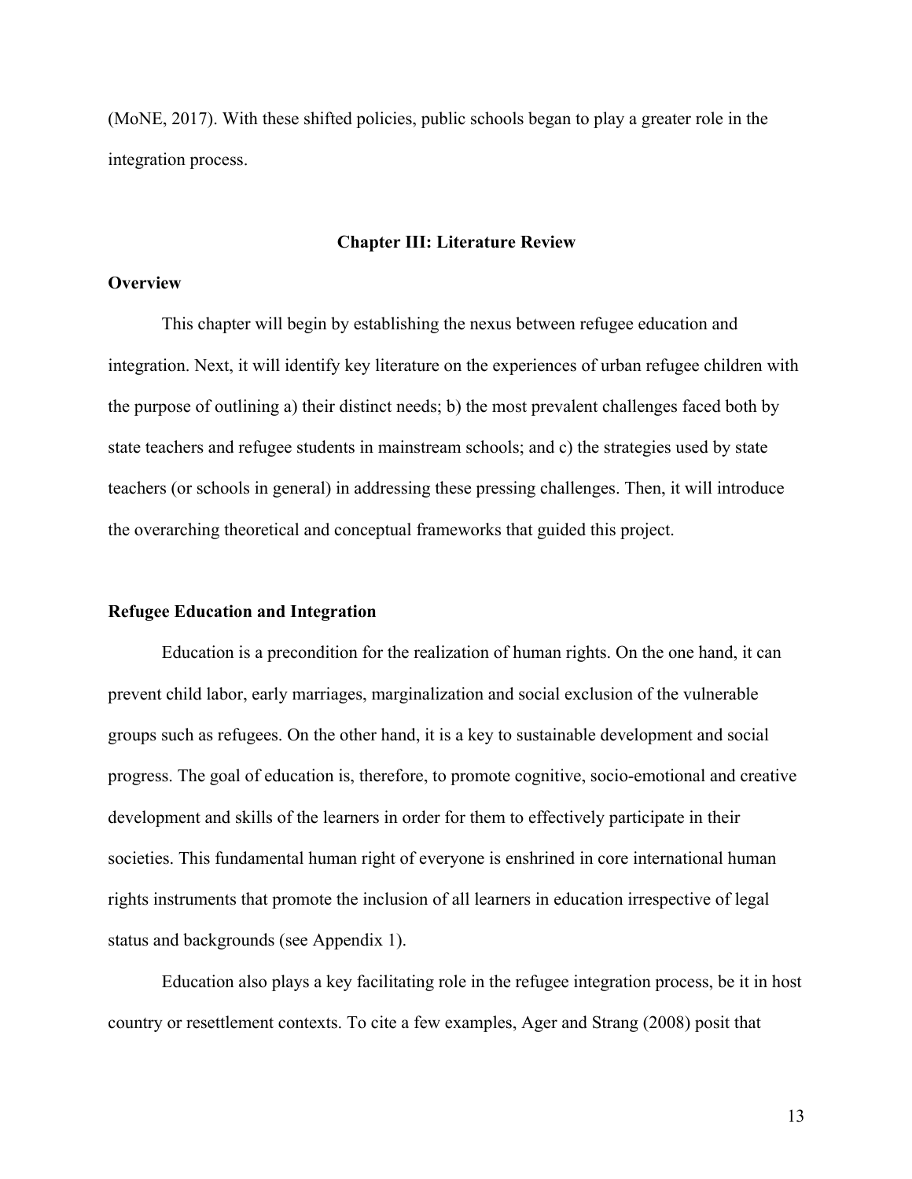(MoNE, 2017). With these shifted policies, public schools began to play a greater role in the integration process.

## Chapter III: Literature Review

### Overview

This chapter will begin by establishing the nexus between refugee education and integration. Next, it will identify key literature on the experiences of urban refugee children with the purpose of outlining a) their distinct needs; b) the most prevalent challenges faced both by state teachers and refugee students in mainstream schools; and c) the strategies used by state teachers (or schools in general) in addressing these pressing challenges. Then, it will introduce the overarching theoretical and conceptual frameworks that guided this project.

### Refugee Education and Integration

Education is a precondition for the realization of human rights. On the one hand, it can prevent child labor, early marriages, marginalization and social exclusion of the vulnerable groups such as refugees. On the other hand, it is a key to sustainable development and social progress. The goal of education is, therefore, to promote cognitive, socio-emotional and creative development and skills of the learners in order for them to effectively participate in their societies. This fundamental human right of everyone is enshrined in core international human rights instruments that promote the inclusion of all learners in education irrespective of legal status and backgrounds (see Appendix 1).

Education also plays a key facilitating role in the refugee integration process, be it in host country or resettlement contexts. To cite a few examples, Ager and Strang (2008) posit that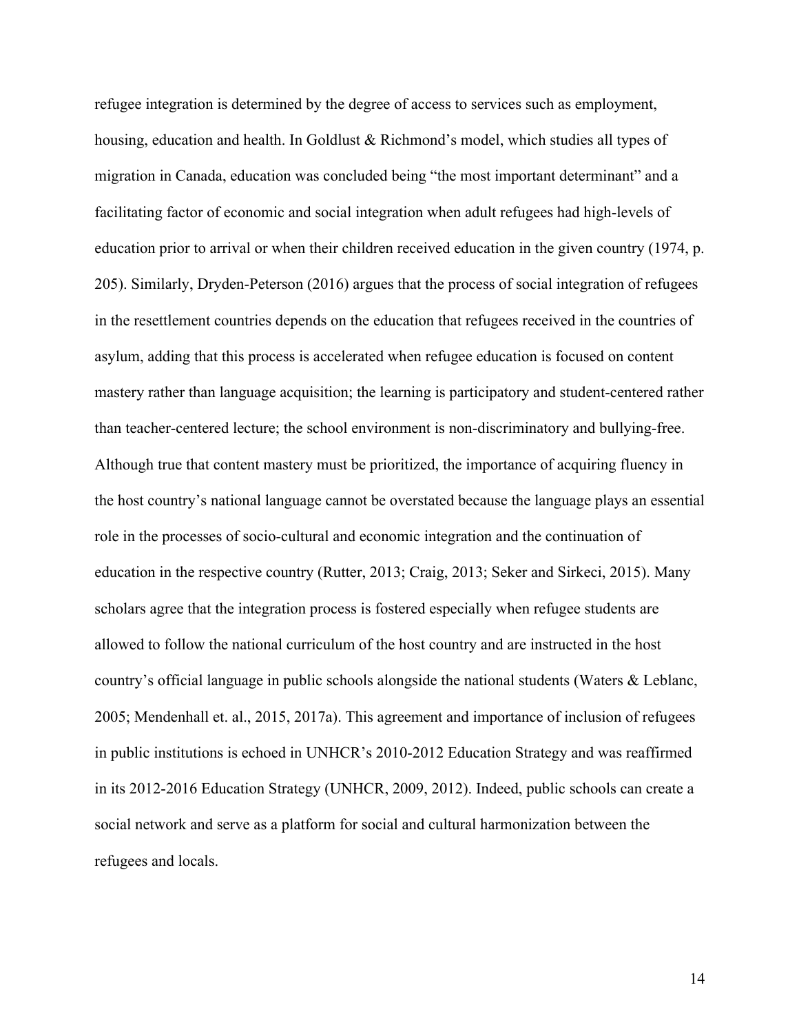refugee integration is determined by the degree of access to services such as employment, housing, education and health. In Goldlust & Richmond's model, which studies all types of migration in Canada, education was concluded being "the most important determinant" and a facilitating factor of economic and social integration when adult refugees had high-levels of education prior to arrival or when their children received education in the given country (1974, p. 205). Similarly, Dryden-Peterson (2016) argues that the process of social integration of refugees in the resettlement countries depends on the education that refugees received in the countries of asylum, adding that this process is accelerated when refugee education is focused on content mastery rather than language acquisition; the learning is participatory and student-centered rather than teacher-centered lecture; the school environment is non-discriminatory and bullying-free. Although true that content mastery must be prioritized, the importance of acquiring fluency in the host country's national language cannot be overstated because the language plays an essential role in the processes of socio-cultural and economic integration and the continuation of education in the respective country (Rutter, 2013; Craig, 2013; Seker and Sirkeci, 2015). Many scholars agree that the integration process is fostered especially when refugee students are allowed to follow the national curriculum of the host country and are instructed in the host country's official language in public schools alongside the national students (Waters & Leblanc, 2005; Mendenhall et. al., 2015, 2017a). This agreement and importance of inclusion of refugees in public institutions is echoed in UNHCR's 2010-2012 Education Strategy and was reaffirmed in its 2012-2016 Education Strategy (UNHCR, 2009, 2012). Indeed, public schools can create a social network and serve as a platform for social and cultural harmonization between the refugees and locals.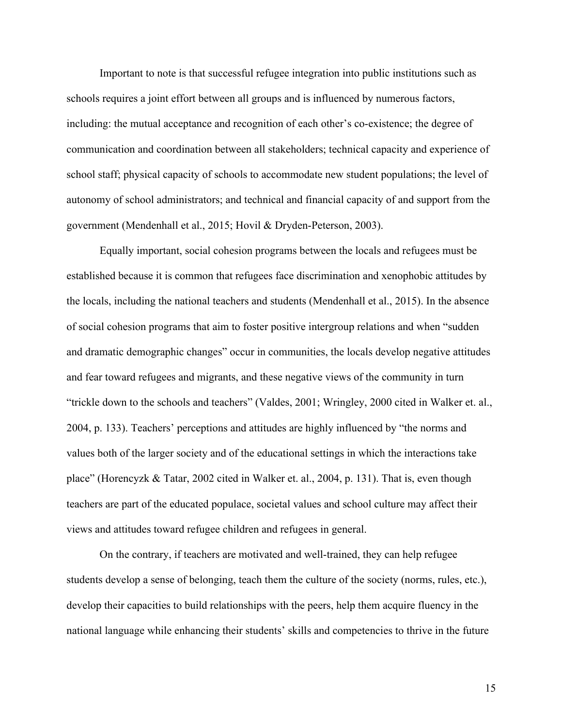Important to note is that successful refugee integration into public institutions such as schools requires a joint effort between all groups and is influenced by numerous factors, including: the mutual acceptance and recognition of each other's co-existence; the degree of communication and coordination between all stakeholders; technical capacity and experience of school staff; physical capacity of schools to accommodate new student populations; the level of autonomy of school administrators; and technical and financial capacity of and support from the government (Mendenhall et al., 2015; Hovil & Dryden-Peterson, 2003).

Equally important, social cohesion programs between the locals and refugees must be established because it is common that refugees face discrimination and xenophobic attitudes by the locals, including the national teachers and students (Mendenhall et al., 2015). In the absence of social cohesion programs that aim to foster positive intergroup relations and when "sudden and dramatic demographic changes" occur in communities, the locals develop negative attitudes and fear toward refugees and migrants, and these negative views of the community in turn "trickle down to the schools and teachers" (Valdes, 2001; Wringley, 2000 cited in Walker et. al., 2004, p. 133). Teachers' perceptions and attitudes are highly influenced by "the norms and values both of the larger society and of the educational settings in which the interactions take place" (Horencyzk & Tatar, 2002 cited in Walker et. al., 2004, p. 131). That is, even though teachers are part of the educated populace, societal values and school culture may affect their views and attitudes toward refugee children and refugees in general.

On the contrary, if teachers are motivated and well-trained, they can help refugee students develop a sense of belonging, teach them the culture of the society (norms, rules, etc.), develop their capacities to build relationships with the peers, help them acquire fluency in the national language while enhancing their students' skills and competencies to thrive in the future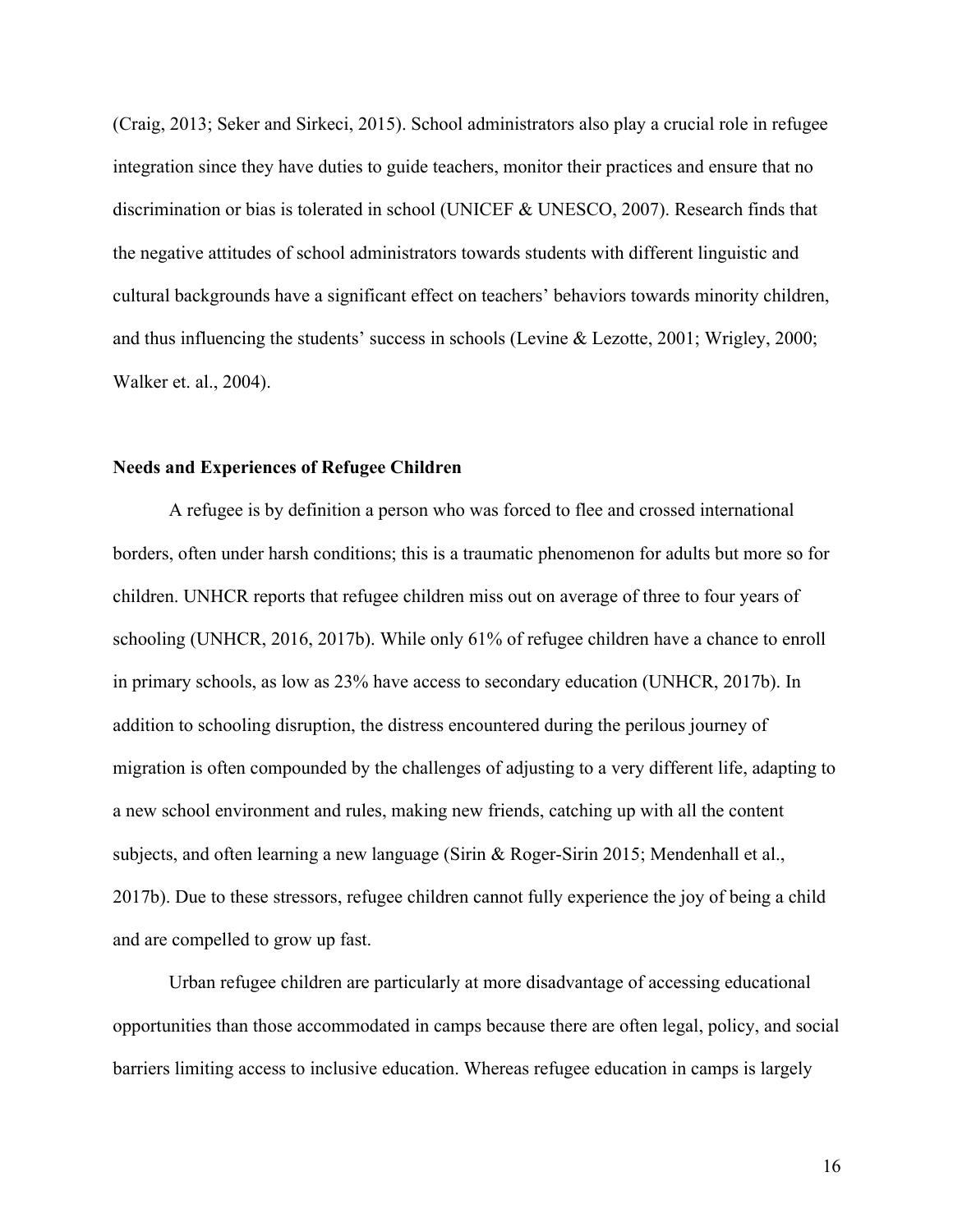(Craig, 2013; Seker and Sirkeci, 2015). School administrators also play a crucial role in refugee integration since they have duties to guide teachers, monitor their practices and ensure that no discrimination or bias is tolerated in school (UNICEF & UNESCO, 2007). Research finds that the negative attitudes of school administrators towards students with different linguistic and cultural backgrounds have a significant effect on teachers' behaviors towards minority children, and thus influencing the students' success in schools (Levine & Lezotte, 2001; Wrigley, 2000; Walker et. al., 2004).

**Needs and Experiences of Refugee Children**

A refugee is by definition a person who was forced to flee and crossed international borders, often under harsh conditions; this is a traumatic phenomenon for adults but more so for children. UNHCR reports that refugee children miss out on average of three to four years of schooling (UNHCR, 2016, 2017b). While only 61% of refugee children have a chance to enroll in primary schools, as low as 23% have access to secondary education (UNHCR, 2017b). In addition to schooling disruption, the distress encountered during the perilous journey of migration is often compounded by the challenges of adjusting to a very different life, adapting to a new school environment and rules, making new friends, catching up with all the content subjects, and often learning a new language (Sirin & Roger-Sirin 2015; Mendenhall et al., 2017b). Due to these stressors, refugee children cannot fully experience the joy of being a child and are compelled to grow up fast.

Urban refugee children are particularly at more disadvantage of accessing educational opportunities than those accommodated in camps because there are often legal, policy, and social barriers limiting access to inclusive education. Whereas refugee education in camps is largely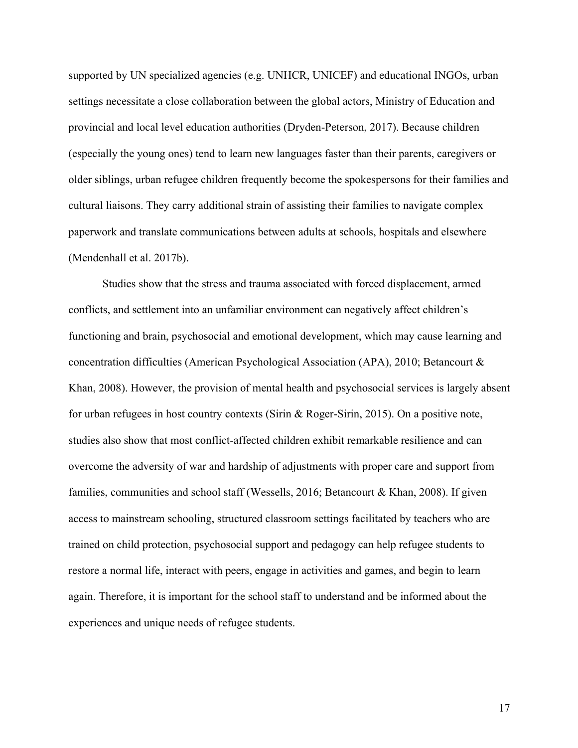supported by UN specialized agencies (e.g. UNHCR, UNICEF) and educational INGOs, urban settings necessitate a close collaboration between the global actors, Ministry of Education and provincial and local level education authorities (Dryden-Peterson, 2017). Because children (especially the young ones) tend to learn new languages faster than their parents, caregivers or older siblings, urban refugee children frequently become the spokespersons for their families and cultural liaisons. They carry additional strain of assisting their families to navigate complex paperwork and translate communications between adults at schools, hospitals and elsewhere (Mendenhall et al. 2017b).

Studies show that the stress and trauma associated with forced displacement, armed conflicts, and settlement into an unfamiliar environment can negatively affect children's functioning and brain, psychosocial and emotional development, which may cause learning and concentration difficulties (American Psychological Association (APA), 2010; Betancourt & Khan, 2008). However, the provision of mental health and psychosocial services is largely absent for urban refugees in host country contexts (Sirin & Roger-Sirin, 2015). On a positive note, studies also show that most conflict-affected children exhibit remarkable resilience and can overcome the adversity of war and hardship of adjustments with proper care and support from families, communities and school staff (Wessells, 2016; Betancourt & Khan, 2008). If given access to mainstream schooling, structured classroom settings facilitated by teachers who are trained on child protection, psychosocial support and pedagogy can help refugee students to restore a normal life, interact with peers, engage in activities and games, and begin to learn again. Therefore, it is important for the school staff to understand and be informed about the experiences and unique needs of refugee students.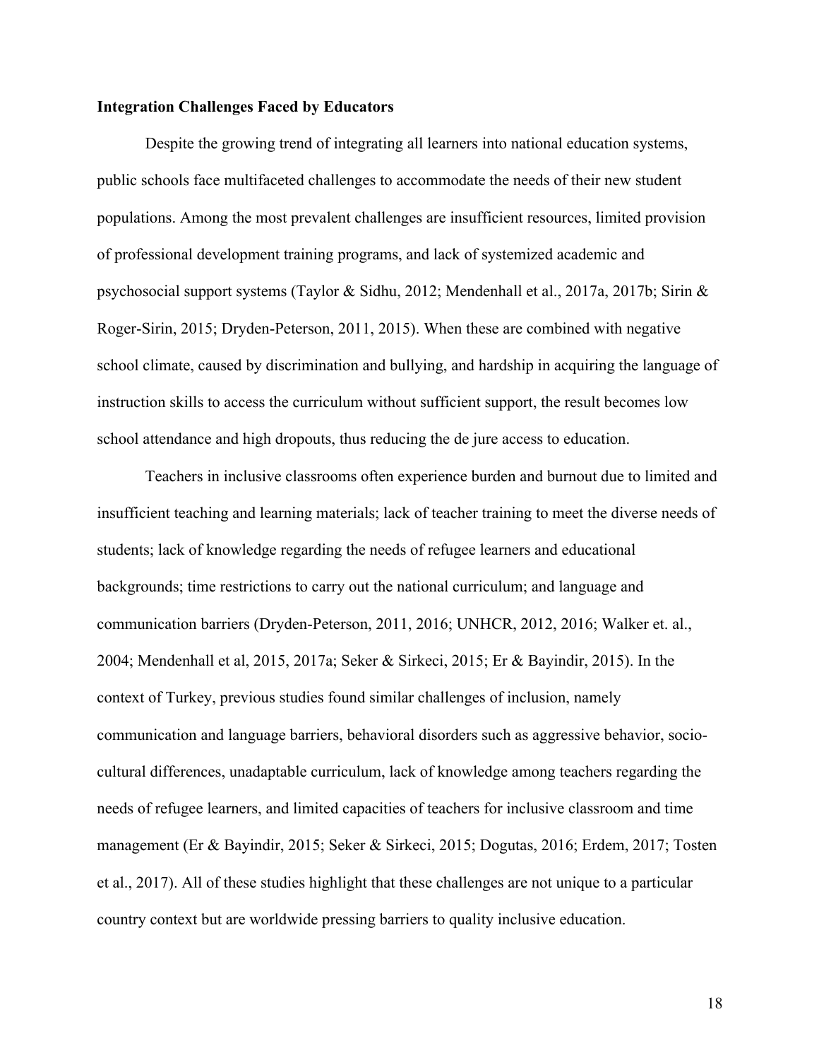**Integration Challenges Faced by Educators**

Despite the growing trend of integrating all learners into national education systems, public schools face multifaceted challenges to accommodate the needs of their new student populations. Among the most prevalent challenges are insufficient resources, limited provision of professional development training programs, and lack of systemized academic and psychosocial support systems (Taylor & Sidhu, 2012; Mendenhall et al., 2017a, 2017b; Sirin & Roger-Sirin, 2015; Dryden-Peterson, 2011, 2015). When these are combined with negative school climate, caused by discrimination and bullying, and hardship in acquiring the language of instruction skills to access the curriculum without sufficient support, the result becomes low school attendance and high dropouts, thus reducing the de jure access to education.

Teachers in inclusive classrooms often experience burden and burnout due to limited and insufficient teaching and learning materials; lack of teacher training to meet the diverse needs of students; lack of knowledge regarding the needs of refugee learners and educational backgrounds; time restrictions to carry out the national curriculum; and language and communication barriers (Dryden-Peterson, 2011, 2016; UNHCR, 2012, 2016; Walker et. al., 2004; Mendenhall et al, 2015, 2017a; Seker & Sirkeci, 2015; Er & Bayindir, 2015). In the context of Turkey, previous studies found similar challenges of inclusion, namely communication and language barriers, behavioral disorders such as aggressive behavior, socio-cultural differences, unadaptable curriculum, lack of knowledge among teachers regarding the needs of refugee learners, and limited capacities of teachers for inclusive classroom and time management (Er & Bayindir, 2015; Seker & Sirkeci, 2015; Dogutas, 2016; Erdem, 2017; Tosten et al., 2017). All of these studies highlight that these challenges are not unique to a particular country context but are worldwide pressing barriers to quality inclusive education.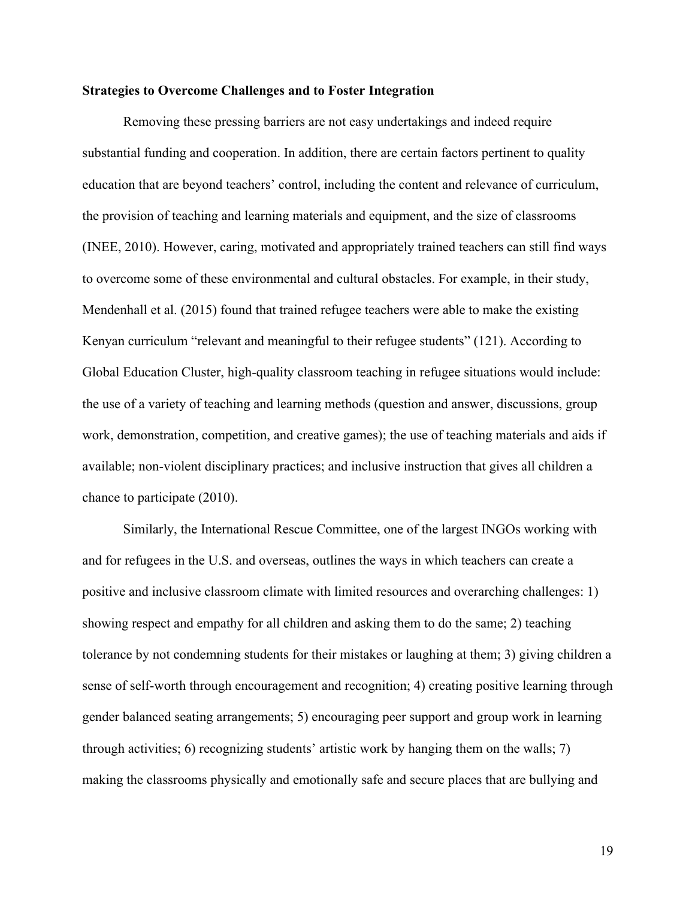**Strategies to Overcome Challenges and to Foster Integration**

Removing these pressing barriers are not easy undertakings and indeed require substantial funding and cooperation. In addition, there are certain factors pertinent to quality education that are beyond teachers' control, including the content and relevance of curriculum, the provision of teaching and learning materials and equipment, and the size of classrooms (INEE, 2010). However, caring, motivated and appropriately trained teachers can still find ways to overcome some of these environmental and cultural obstacles. For example, in their study, Mendenhall et al. (2015) found that trained refugee teachers were able to make the existing Kenyan curriculum "relevant and meaningful to their refugee students" (121). According to Global Education Cluster, high-quality classroom teaching in refugee situations would include: the use of a variety of teaching and learning methods (question and answer, discussions, group work, demonstration, competition, and creative games); the use of teaching materials and aids if available; non-violent disciplinary practices; and inclusive instruction that gives all children a chance to participate (2010).

Similarly, the International Rescue Committee, one of the largest INGOs working with and for refugees in the U.S. and overseas, outlines the ways in which teachers can create a positive and inclusive classroom climate with limited resources and overarching challenges: 1) showing respect and empathy for all children and asking them to do the same; 2) teaching tolerance by not condemning students for their mistakes or laughing at them; 3) giving children a sense of self-worth through encouragement and recognition; 4) creating positive learning through gender balanced seating arrangements; 5) encouraging peer support and group work in learning through activities; 6) recognizing students' artistic work by hanging them on the walls; 7) making the classrooms physically and emotionally safe and secure places that are bullying and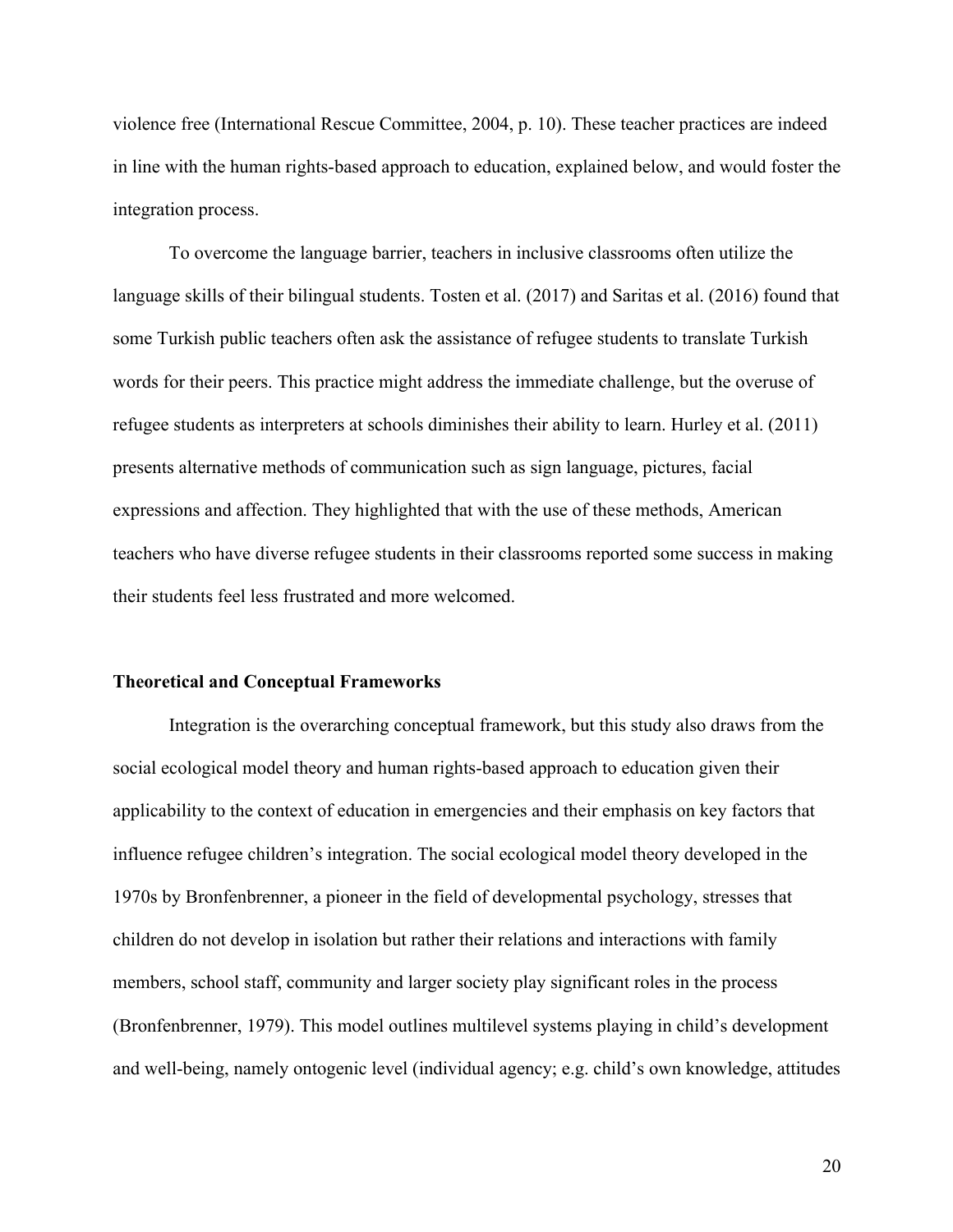violence free (International Rescue Committee, 2004, p. 10). These teacher practices are indeed in line with the human rights-based approach to education, explained below, and would foster the integration process.

To overcome the language barrier, teachers in inclusive classrooms often utilize the language skills of their bilingual students. Tosten et al. (2017) and Saritas et al. (2016) found that some Turkish public teachers often ask the assistance of refugee students to translate Turkish words for their peers. This practice might address the immediate challenge, but the overuse of refugee students as interpreters at schools diminishes their ability to learn. Hurley et al. (2011) presents alternative methods of communication such as sign language, pictures, facial expressions and affection. They highlighted that with the use of these methods, American teachers who have diverse refugee students in their classrooms reported some success in making their students feel less frustrated and more welcomed.

**Theoretical and Conceptual Frameworks**

Integration is the overarching conceptual framework, but this study also draws from the social ecological model theory and human rights-based approach to education given their applicability to the context of education in emergencies and their emphasis on key factors that influence refugee children's integration. The social ecological model theory developed in the 1970s by Bronfenbrenner, a pioneer in the field of developmental psychology, stresses that children do not develop in isolation but rather their relations and interactions with family members, school staff, community and larger society play significant roles in the process (Bronfenbrenner, 1979). This model outlines multilevel systems playing in child's development and well-being, namely ontogenic level (individual agency; e.g. child's own knowledge, attitudes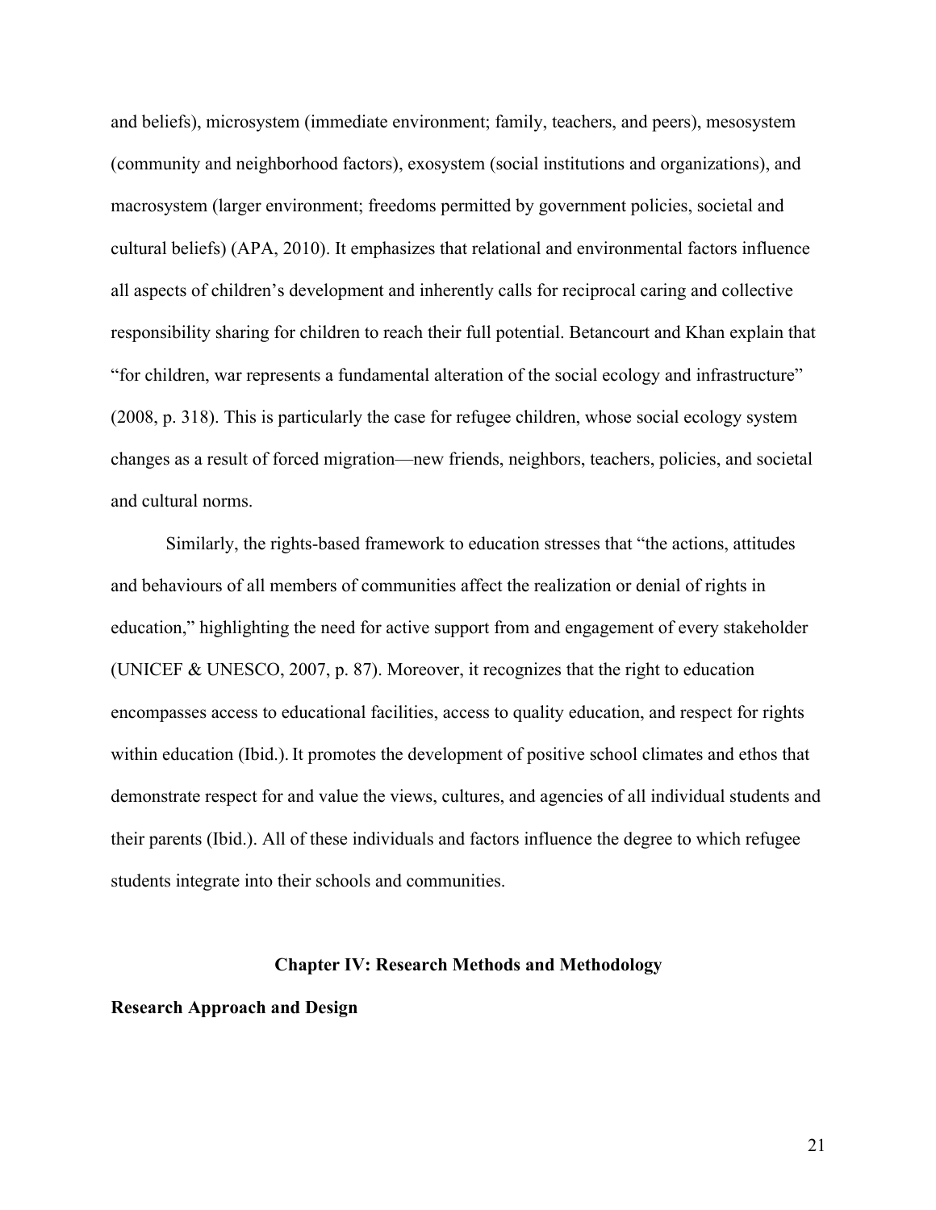and beliefs), microsystem (immediate environment; family, teachers, and peers), mesosystem (community and neighborhood factors), exosystem (social institutions and organizations), and macrosystem (larger environment; freedoms permitted by government policies, societal and cultural beliefs) (APA, 2010). It emphasizes that relational and environmental factors influence all aspects of children's development and inherently calls for reciprocal caring and collective responsibility sharing for children to reach their full potential. Betancourt and Khan explain that "for children, war represents a fundamental alteration of the social ecology and infrastructure" (2008, p. 318). This is particularly the case for refugee children, whose social ecology system changes as a result of forced migration—new friends, neighbors, teachers, policies, and societal and cultural norms.

Similarly, the rights-based framework to education stresses that "the actions, attitudes and behaviours of all members of communities affect the realization or denial of rights in education," highlighting the need for active support from and engagement of every stakeholder (UNICEF & UNESCO, 2007, p. 87). Moreover, it recognizes that the right to education encompasses access to educational facilities, access to quality education, and respect for rights within education (Ibid.). It promotes the development of positive school climates and ethos that demonstrate respect for and value the views, cultures, and agencies of all individual students and their parents (Ibid.). All of these individuals and factors influence the degree to which refugee students integrate into their schools and communities.

# Chapter IV: Research Methods and Methodology

## Research Approach and Design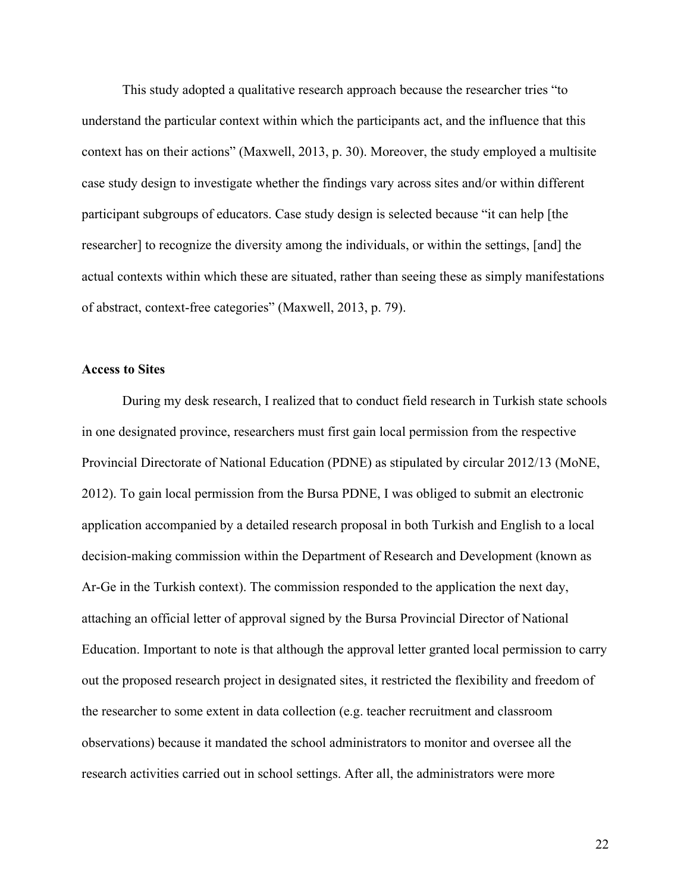This study adopted a qualitative research approach because the researcher tries "to understand the particular context within which the participants act, and the influence that this context has on their actions" (Maxwell, 2013, p. 30). Moreover, the study employed a multisite case study design to investigate whether the findings vary across sites and/or within different participant subgroups of educators. Case study design is selected because "it can help [the researcher] to recognize the diversity among the individuals, or within the settings, [and] the actual contexts within which these are situated, rather than seeing these as simply manifestations of abstract, context-free categories" (Maxwell, 2013, p. 79).

**Access to Sites**

During my desk research, I realized that to conduct field research in Turkish state schools in one designated province, researchers must first gain local permission from the respective Provincial Directorate of National Education (PDNE) as stipulated by circular 2012/13 (MoNE, 2012). To gain local permission from the Bursa PDNE, I was obliged to submit an electronic application accompanied by a detailed research proposal in both Turkish and English to a local decision-making commission within the Department of Research and Development (known as Ar-Ge in the Turkish context). The commission responded to the application the next day, attaching an official letter of approval signed by the Bursa Provincial Director of National Education. Important to note is that although the approval letter granted local permission to carry out the proposed research project in designated sites, it restricted the flexibility and freedom of the researcher to some extent in data collection (e.g. teacher recruitment and classroom observations) because it mandated the school administrators to monitor and oversee all the research activities carried out in school settings. After all, the administrators were more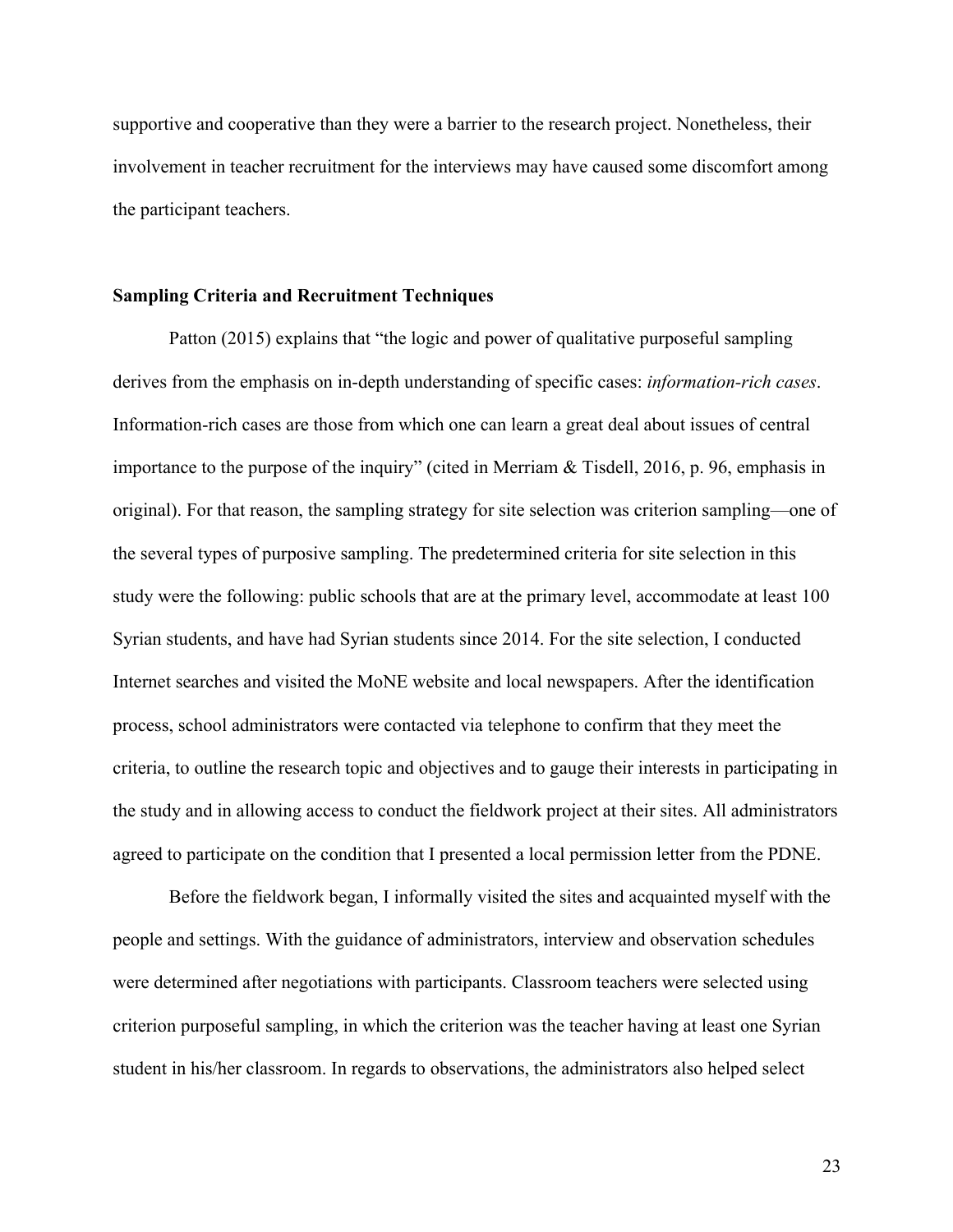supportive and cooperative than they were a barrier to the research project. Nonetheless, their involvement in teacher recruitment for the interviews may have caused some discomfort among the participant teachers.

### Sampling Criteria and Recruitment Techniques

Patton (2015) explains that "the logic and power of qualitative purposeful sampling derives from the emphasis on in-depth understanding of specific cases: *information-rich cases*. Information-rich cases are those from which one can learn a great deal about issues of central importance to the purpose of the inquiry" (cited in Merriam & Tisdell, 2016, p. 96, emphasis in original). For that reason, the sampling strategy for site selection was criterion sampling—one of the several types of purposive sampling. The predetermined criteria for site selection in this study were the following: public schools that are at the primary level, accommodate at least 100 Syrian students, and have had Syrian students since 2014. For the site selection, I conducted Internet searches and visited the MoNE website and local newspapers. After the identification process, school administrators were contacted via telephone to confirm that they meet the criteria, to outline the research topic and objectives and to gauge their interests in participating in the study and in allowing access to conduct the fieldwork project at their sites. All administrators agreed to participate on the condition that I presented a local permission letter from the PDNE.

Before the fieldwork began, I informally visited the sites and acquainted myself with the people and settings. With the guidance of administrators, interview and observation schedules were determined after negotiations with participants. Classroom teachers were selected using criterion purposeful sampling, in which the criterion was the teacher having at least one Syrian student in his/her classroom. In regards to observations, the administrators also helped select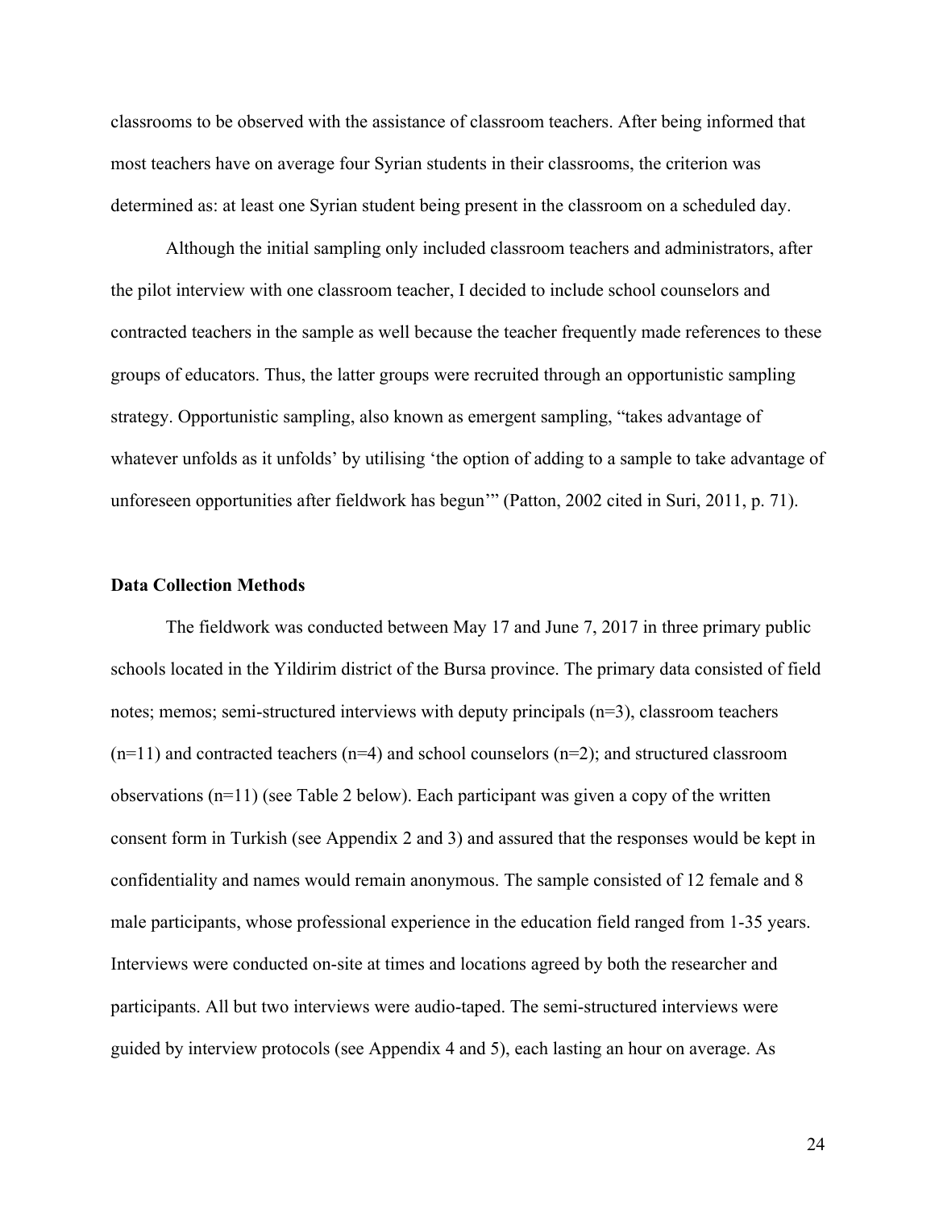classrooms to be observed with the assistance of classroom teachers. After being informed that most teachers have on average four Syrian students in their classrooms, the criterion was determined as: at least one Syrian student being present in the classroom on a scheduled day.

Although the initial sampling only included classroom teachers and administrators, after the pilot interview with one classroom teacher, I decided to include school counselors and contracted teachers in the sample as well because the teacher frequently made references to these groups of educators. Thus, the latter groups were recruited through an opportunistic sampling strategy. Opportunistic sampling, also known as emergent sampling, "takes advantage of whatever unfolds as it unfolds' by utilising 'the option of adding to a sample to take advantage of unforeseen opportunities after fieldwork has begun'" (Patton, 2002 cited in Suri, 2011, p. 71).

## Data Collection Methods

The fieldwork was conducted between May 17 and June 7, 2017 in three primary public schools located in the Yildirim district of the Bursa province. The primary data consisted of field notes; memos; semi-structured interviews with deputy principals (n=3), classroom teachers (n=11) and contracted teachers (n=4) and school counselors (n=2); and structured classroom observations (n=11) (see Table 2 below). Each participant was given a copy of the written consent form in Turkish (see Appendix 2 and 3) and assured that the responses would be kept in confidentiality and names would remain anonymous. The sample consisted of 12 female and 8 male participants, whose professional experience in the education field ranged from 1-35 years. Interviews were conducted on-site at times and locations agreed by both the researcher and participants. All but two interviews were audio-taped. The semi-structured interviews were guided by interview protocols (see Appendix 4 and 5), each lasting an hour on average. As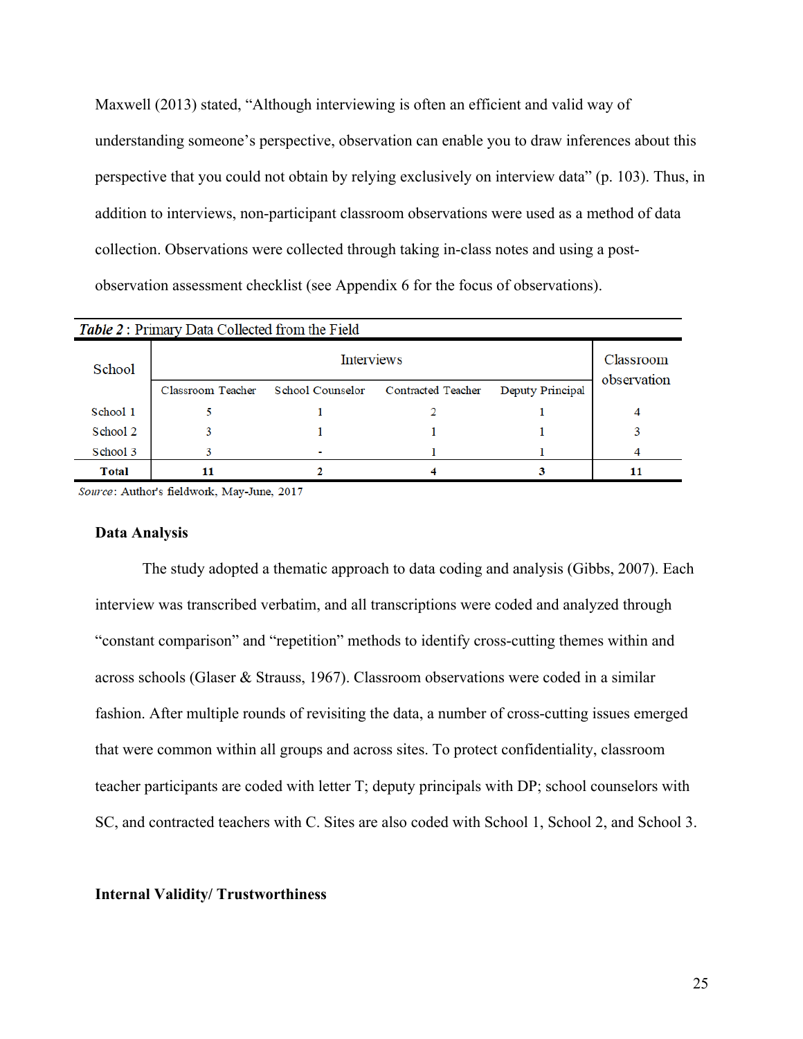Maxwell (2013) stated, "Although interviewing is often an efficient and valid way of understanding someone's perspective, observation can enable you to draw inferences about this perspective that you could not obtain by relying exclusively on interview data" (p. 103). Thus, in addition to interviews, non-participant classroom observations were used as a method of data collection. Observations were collected through taking in-class notes and using a post-observation assessment checklist (see Appendix 6 for the focus of observations).

*Table 2* : Primary Data Collected from the Field

| School | Interviews | | | | Classroom observation |
|---|---|---|---|---|---|
| | Classroom Teacher | School Counselor | Contracted Teacher | Deputy Principal | |
| School 1 | 5 | 1 | 2 | 1 | 4 |
| School 2 | 3 | 1 | 1 | 1 | 3 |
| School 3 | 3 | - | 1 | 1 | 4 |
| **Total** | **11** | **2** | **4** | **3** | **11** |

*Source*: Author's fieldwork, May-June, 2017

**Data Analysis**

The study adopted a thematic approach to data coding and analysis (Gibbs, 2007). Each interview was transcribed verbatim, and all transcriptions were coded and analyzed through "constant comparison" and "repetition" methods to identify cross-cutting themes within and across schools (Glaser & Strauss, 1967). Classroom observations were coded in a similar fashion. After multiple rounds of revisiting the data, a number of cross-cutting issues emerged that were common within all groups and across sites. To protect confidentiality, classroom teacher participants are coded with letter T; deputy principals with DP; school counselors with SC, and contracted teachers with C. Sites are also coded with School 1, School 2, and School 3.

**Internal Validity/ Trustworthiness**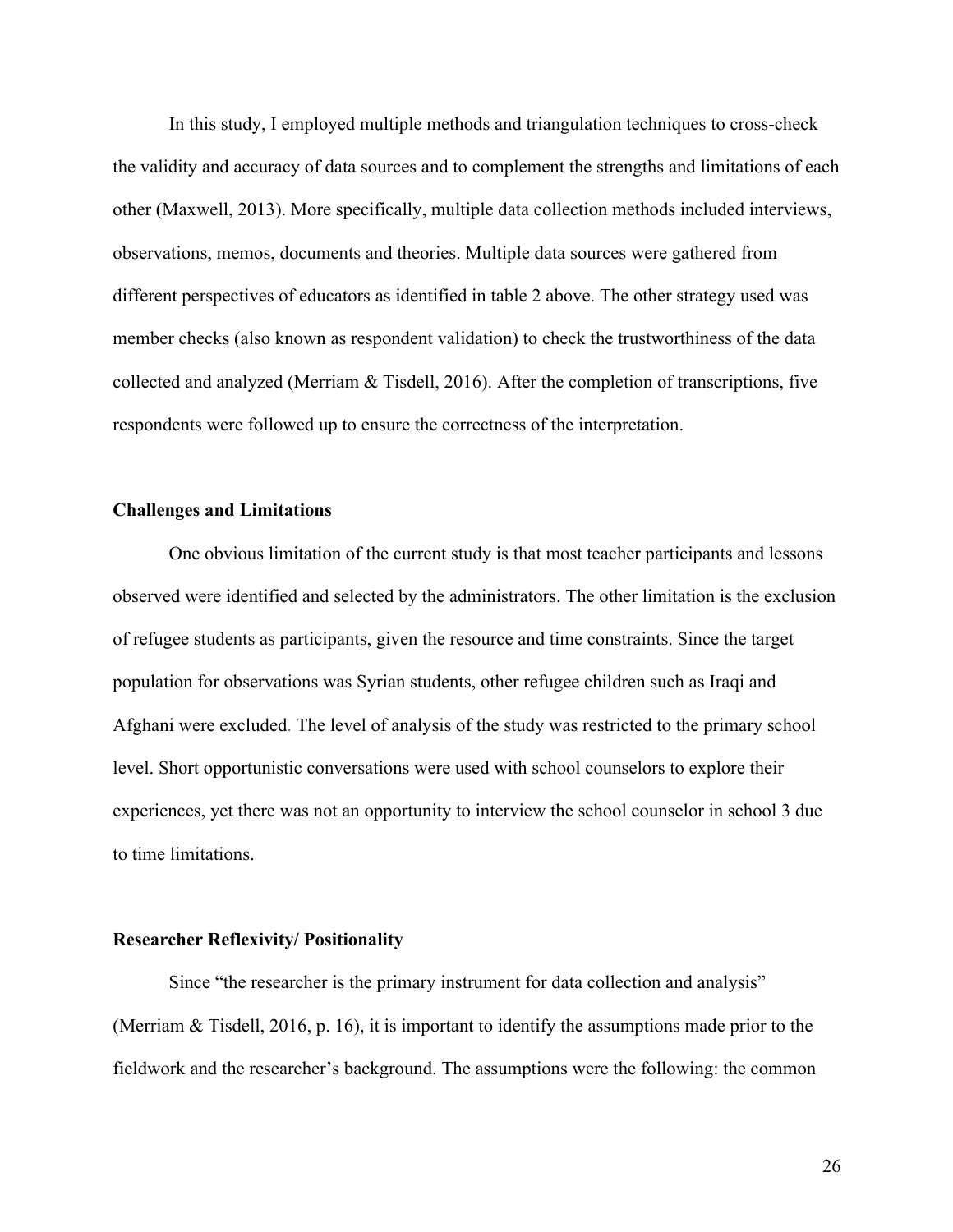In this study, I employed multiple methods and triangulation techniques to cross-check the validity and accuracy of data sources and to complement the strengths and limitations of each other (Maxwell, 2013). More specifically, multiple data collection methods included interviews, observations, memos, documents and theories. Multiple data sources were gathered from different perspectives of educators as identified in table 2 above. The other strategy used was member checks (also known as respondent validation) to check the trustworthiness of the data collected and analyzed (Merriam & Tisdell, 2016). After the completion of transcriptions, five respondents were followed up to ensure the correctness of the interpretation.

### Challenges and Limitations

One obvious limitation of the current study is that most teacher participants and lessons observed were identified and selected by the administrators. The other limitation is the exclusion of refugee students as participants, given the resource and time constraints. Since the target population for observations was Syrian students, other refugee children such as Iraqi and Afghani were excluded. The level of analysis of the study was restricted to the primary school level. Short opportunistic conversations were used with school counselors to explore their experiences, yet there was not an opportunity to interview the school counselor in school 3 due to time limitations.

### Researcher Reflexivity/ Positionality

Since "the researcher is the primary instrument for data collection and analysis" (Merriam & Tisdell, 2016, p. 16), it is important to identify the assumptions made prior to the fieldwork and the researcher's background. The assumptions were the following: the common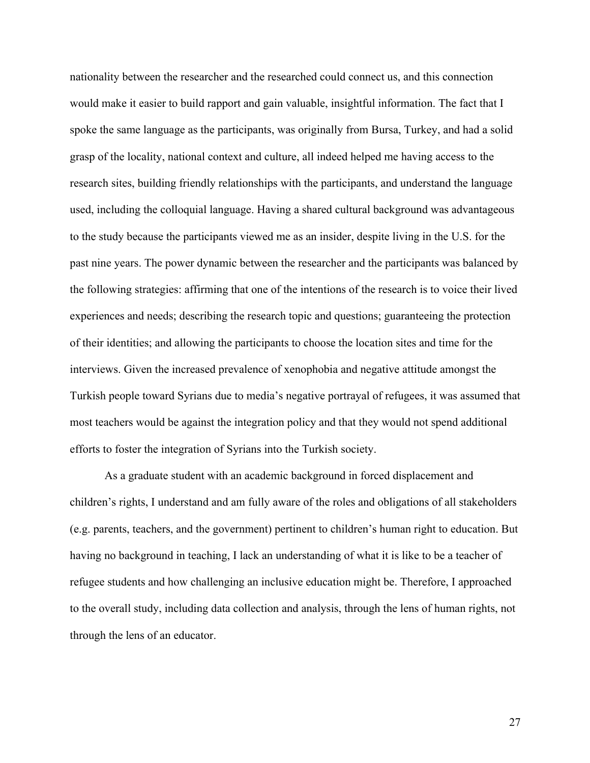nationality between the researcher and the researched could connect us, and this connection would make it easier to build rapport and gain valuable, insightful information. The fact that I spoke the same language as the participants, was originally from Bursa, Turkey, and had a solid grasp of the locality, national context and culture, all indeed helped me having access to the research sites, building friendly relationships with the participants, and understand the language used, including the colloquial language. Having a shared cultural background was advantageous to the study because the participants viewed me as an insider, despite living in the U.S. for the past nine years. The power dynamic between the researcher and the participants was balanced by the following strategies: affirming that one of the intentions of the research is to voice their lived experiences and needs; describing the research topic and questions; guaranteeing the protection of their identities; and allowing the participants to choose the location sites and time for the interviews. Given the increased prevalence of xenophobia and negative attitude amongst the Turkish people toward Syrians due to media's negative portrayal of refugees, it was assumed that most teachers would be against the integration policy and that they would not spend additional efforts to foster the integration of Syrians into the Turkish society.

As a graduate student with an academic background in forced displacement and children's rights, I understand and am fully aware of the roles and obligations of all stakeholders (e.g. parents, teachers, and the government) pertinent to children's human right to education. But having no background in teaching, I lack an understanding of what it is like to be a teacher of refugee students and how challenging an inclusive education might be. Therefore, I approached to the overall study, including data collection and analysis, through the lens of human rights, not through the lens of an educator.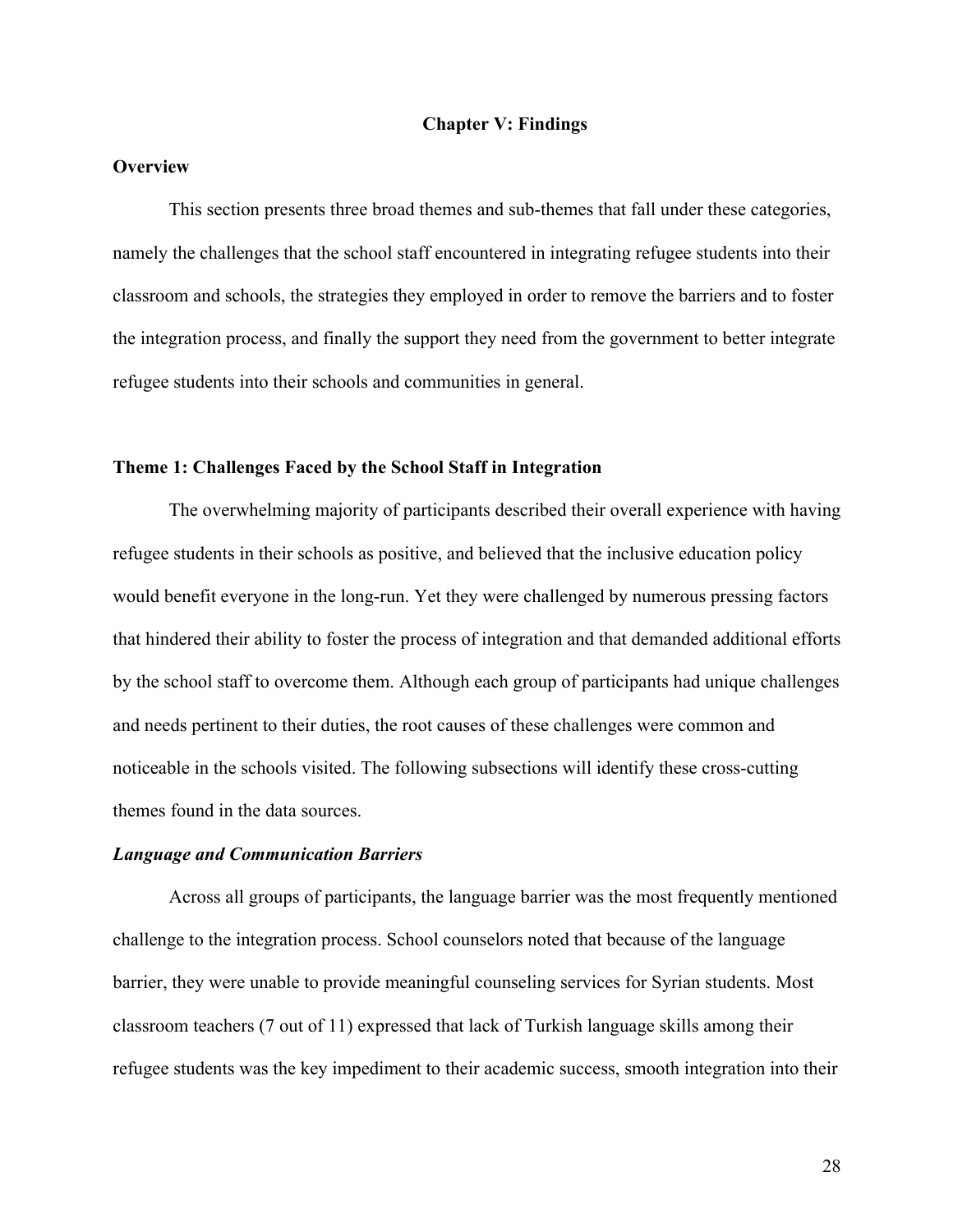# Chapter V: Findings

## Overview

This section presents three broad themes and sub-themes that fall under these categories, namely the challenges that the school staff encountered in integrating refugee students into their classroom and schools, the strategies they employed in order to remove the barriers and to foster the integration process, and finally the support they need from the government to better integrate refugee students into their schools and communities in general.

## Theme 1: Challenges Faced by the School Staff in Integration

The overwhelming majority of participants described their overall experience with having refugee students in their schools as positive, and believed that the inclusive education policy would benefit everyone in the long-run. Yet they were challenged by numerous pressing factors that hindered their ability to foster the process of integration and that demanded additional efforts by the school staff to overcome them. Although each group of participants had unique challenges and needs pertinent to their duties, the root causes of these challenges were common and noticeable in the schools visited. The following subsections will identify these cross-cutting themes found in the data sources.

### *Language and Communication Barriers*

Across all groups of participants, the language barrier was the most frequently mentioned challenge to the integration process. School counselors noted that because of the language barrier, they were unable to provide meaningful counseling services for Syrian students. Most classroom teachers (7 out of 11) expressed that lack of Turkish language skills among their refugee students was the key impediment to their academic success, smooth integration into their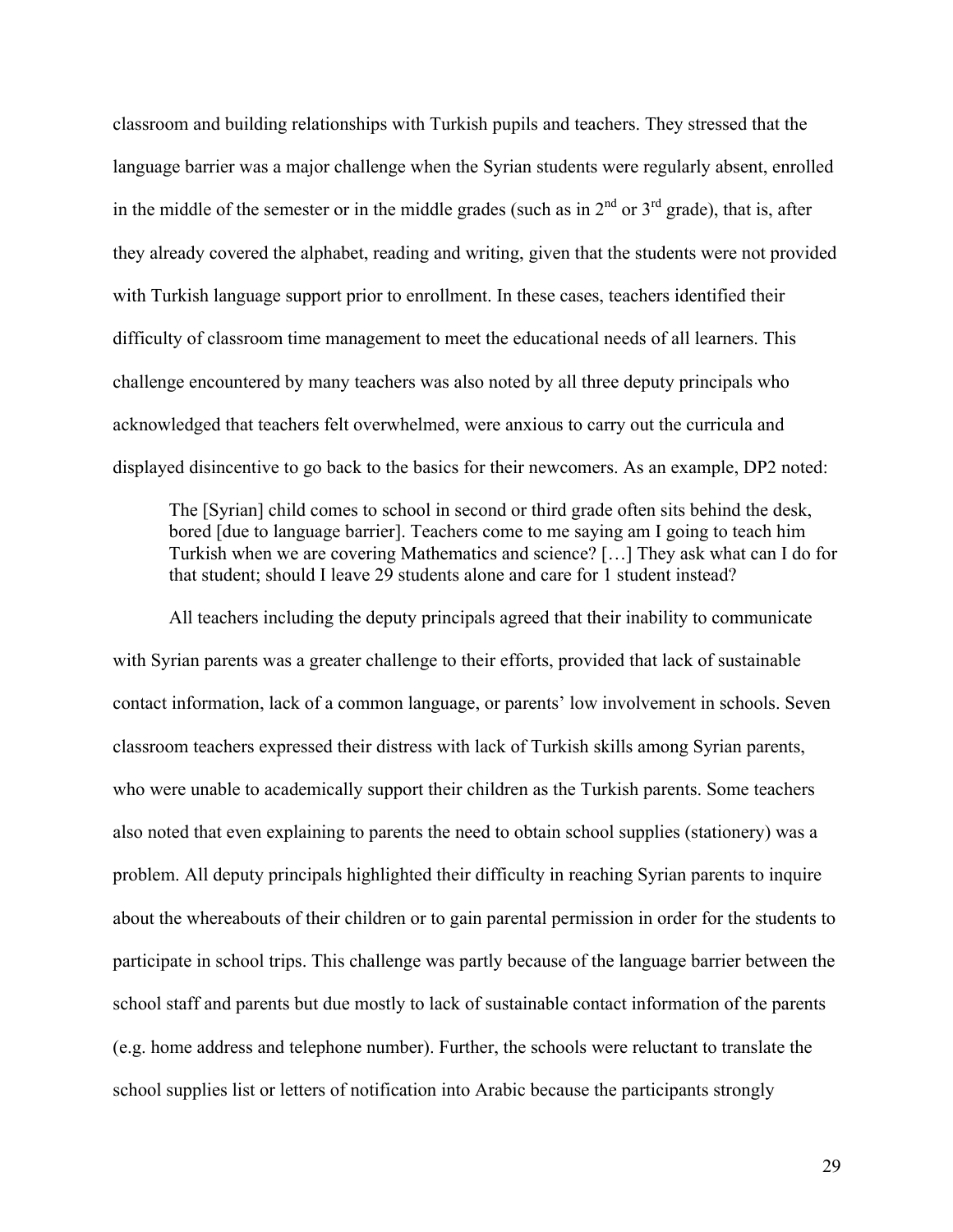classroom and building relationships with Turkish pupils and teachers. They stressed that the language barrier was a major challenge when the Syrian students were regularly absent, enrolled in the middle of the semester or in the middle grades (such as in 2nd or 3rd grade), that is, after they already covered the alphabet, reading and writing, given that the students were not provided with Turkish language support prior to enrollment. In these cases, teachers identified their difficulty of classroom time management to meet the educational needs of all learners. This challenge encountered by many teachers was also noted by all three deputy principals who acknowledged that teachers felt overwhelmed, were anxious to carry out the curricula and displayed disincentive to go back to the basics for their newcomers. As an example, DP2 noted:

> The [Syrian] child comes to school in second or third grade often sits behind the desk, bored [due to language barrier]. Teachers come to me saying am I going to teach him Turkish when we are covering Mathematics and science? […] They ask what can I do for that student; should I leave 29 students alone and care for 1 student instead?

All teachers including the deputy principals agreed that their inability to communicate with Syrian parents was a greater challenge to their efforts, provided that lack of sustainable contact information, lack of a common language, or parents' low involvement in schools. Seven classroom teachers expressed their distress with lack of Turkish skills among Syrian parents, who were unable to academically support their children as the Turkish parents. Some teachers also noted that even explaining to parents the need to obtain school supplies (stationery) was a problem. All deputy principals highlighted their difficulty in reaching Syrian parents to inquire about the whereabouts of their children or to gain parental permission in order for the students to participate in school trips. This challenge was partly because of the language barrier between the school staff and parents but due mostly to lack of sustainable contact information of the parents (e.g. home address and telephone number). Further, the schools were reluctant to translate the school supplies list or letters of notification into Arabic because the participants strongly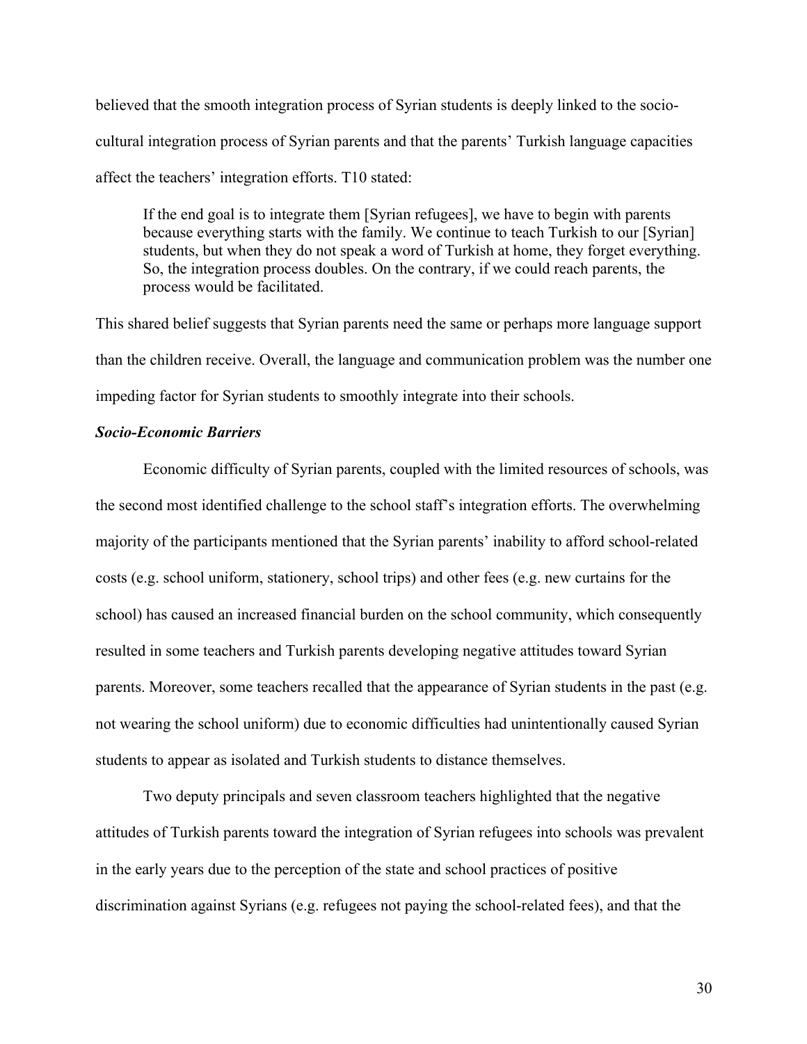believed that the smooth integration process of Syrian students is deeply linked to the socio-cultural integration process of Syrian parents and that the parents' Turkish language capacities affect the teachers' integration efforts. T10 stated:

> If the end goal is to integrate them [Syrian refugees], we have to begin with parents because everything starts with the family. We continue to teach Turkish to our [Syrian] students, but when they do not speak a word of Turkish at home, they forget everything. So, the integration process doubles. On the contrary, if we could reach parents, the process would be facilitated.

This shared belief suggests that Syrian parents need the same or perhaps more language support than the children receive. Overall, the language and communication problem was the number one impeding factor for Syrian students to smoothly integrate into their schools.

***Socio-Economic Barriers***

Economic difficulty of Syrian parents, coupled with the limited resources of schools, was the second most identified challenge to the school staff's integration efforts. The overwhelming majority of the participants mentioned that the Syrian parents' inability to afford school-related costs (e.g. school uniform, stationery, school trips) and other fees (e.g. new curtains for the school) has caused an increased financial burden on the school community, which consequently resulted in some teachers and Turkish parents developing negative attitudes toward Syrian parents. Moreover, some teachers recalled that the appearance of Syrian students in the past (e.g. not wearing the school uniform) due to economic difficulties had unintentionally caused Syrian students to appear as isolated and Turkish students to distance themselves.

Two deputy principals and seven classroom teachers highlighted that the negative attitudes of Turkish parents toward the integration of Syrian refugees into schools was prevalent in the early years due to the perception of the state and school practices of positive discrimination against Syrians (e.g. refugees not paying the school-related fees), and that the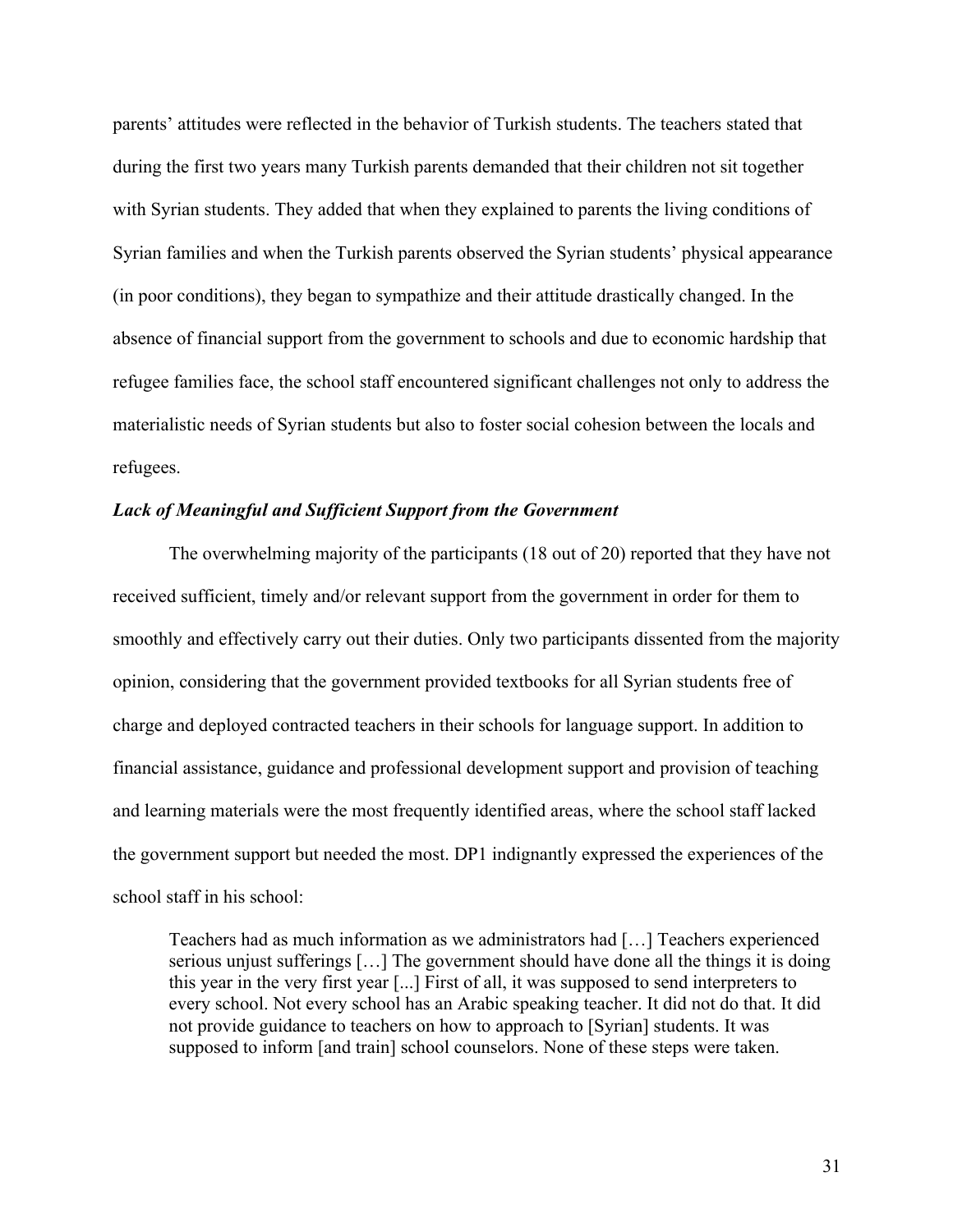parents' attitudes were reflected in the behavior of Turkish students. The teachers stated that during the first two years many Turkish parents demanded that their children not sit together with Syrian students. They added that when they explained to parents the living conditions of Syrian families and when the Turkish parents observed the Syrian students' physical appearance (in poor conditions), they began to sympathize and their attitude drastically changed. In the absence of financial support from the government to schools and due to economic hardship that refugee families face, the school staff encountered significant challenges not only to address the materialistic needs of Syrian students but also to foster social cohesion between the locals and refugees.

***Lack of Meaningful and Sufficient Support from the Government***

The overwhelming majority of the participants (18 out of 20) reported that they have not received sufficient, timely and/or relevant support from the government in order for them to smoothly and effectively carry out their duties. Only two participants dissented from the majority opinion, considering that the government provided textbooks for all Syrian students free of charge and deployed contracted teachers in their schools for language support. In addition to financial assistance, guidance and professional development support and provision of teaching and learning materials were the most frequently identified areas, where the school staff lacked the government support but needed the most. DP1 indignantly expressed the experiences of the school staff in his school:

> Teachers had as much information as we administrators had […] Teachers experienced serious unjust sufferings […] The government should have done all the things it is doing this year in the very first year [...] First of all, it was supposed to send interpreters to every school. Not every school has an Arabic speaking teacher. It did not do that. It did not provide guidance to teachers on how to approach to [Syrian] students. It was supposed to inform [and train] school counselors. None of these steps were taken.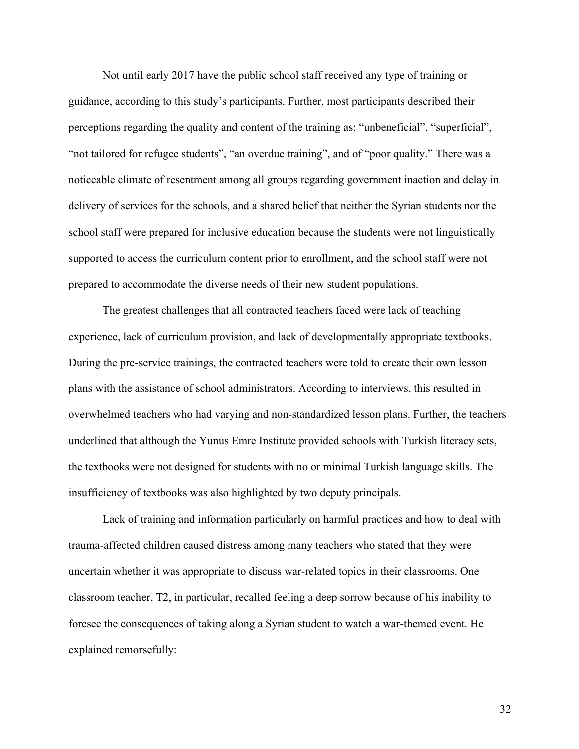Not until early 2017 have the public school staff received any type of training or guidance, according to this study's participants. Further, most participants described their perceptions regarding the quality and content of the training as: "unbeneficial", "superficial", "not tailored for refugee students", "an overdue training", and of "poor quality." There was a noticeable climate of resentment among all groups regarding government inaction and delay in delivery of services for the schools, and a shared belief that neither the Syrian students nor the school staff were prepared for inclusive education because the students were not linguistically supported to access the curriculum content prior to enrollment, and the school staff were not prepared to accommodate the diverse needs of their new student populations.

The greatest challenges that all contracted teachers faced were lack of teaching experience, lack of curriculum provision, and lack of developmentally appropriate textbooks. During the pre-service trainings, the contracted teachers were told to create their own lesson plans with the assistance of school administrators. According to interviews, this resulted in overwhelmed teachers who had varying and non-standardized lesson plans. Further, the teachers underlined that although the Yunus Emre Institute provided schools with Turkish literacy sets, the textbooks were not designed for students with no or minimal Turkish language skills. The insufficiency of textbooks was also highlighted by two deputy principals.

Lack of training and information particularly on harmful practices and how to deal with trauma-affected children caused distress among many teachers who stated that they were uncertain whether it was appropriate to discuss war-related topics in their classrooms. One classroom teacher, T2, in particular, recalled feeling a deep sorrow because of his inability to foresee the consequences of taking along a Syrian student to watch a war-themed event. He explained remorsefully: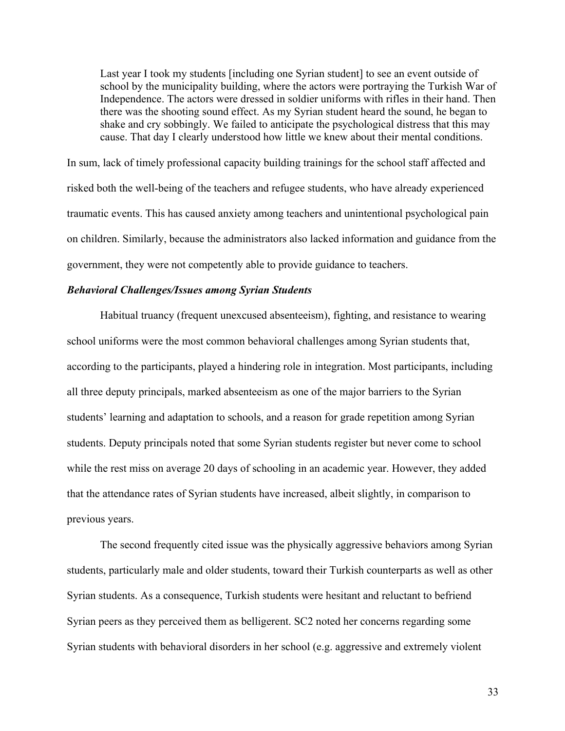> Last year I took my students [including one Syrian student] to see an event outside of school by the municipality building, where the actors were portraying the Turkish War of Independence. The actors were dressed in soldier uniforms with rifles in their hand. Then there was the shooting sound effect. As my Syrian student heard the sound, he began to shake and cry sobbingly. We failed to anticipate the psychological distress that this may cause. That day I clearly understood how little we knew about their mental conditions.

In sum, lack of timely professional capacity building trainings for the school staff affected and risked both the well-being of the teachers and refugee students, who have already experienced traumatic events. This has caused anxiety among teachers and unintentional psychological pain on children. Similarly, because the administrators also lacked information and guidance from the government, they were not competently able to provide guidance to teachers.

***Behavioral Challenges/Issues among Syrian Students***

Habitual truancy (frequent unexcused absenteeism), fighting, and resistance to wearing school uniforms were the most common behavioral challenges among Syrian students that, according to the participants, played a hindering role in integration. Most participants, including all three deputy principals, marked absenteeism as one of the major barriers to the Syrian students' learning and adaptation to schools, and a reason for grade repetition among Syrian students. Deputy principals noted that some Syrian students register but never come to school while the rest miss on average 20 days of schooling in an academic year. However, they added that the attendance rates of Syrian students have increased, albeit slightly, in comparison to previous years.

The second frequently cited issue was the physically aggressive behaviors among Syrian students, particularly male and older students, toward their Turkish counterparts as well as other Syrian students. As a consequence, Turkish students were hesitant and reluctant to befriend Syrian peers as they perceived them as belligerent. SC2 noted her concerns regarding some Syrian students with behavioral disorders in her school (e.g. aggressive and extremely violent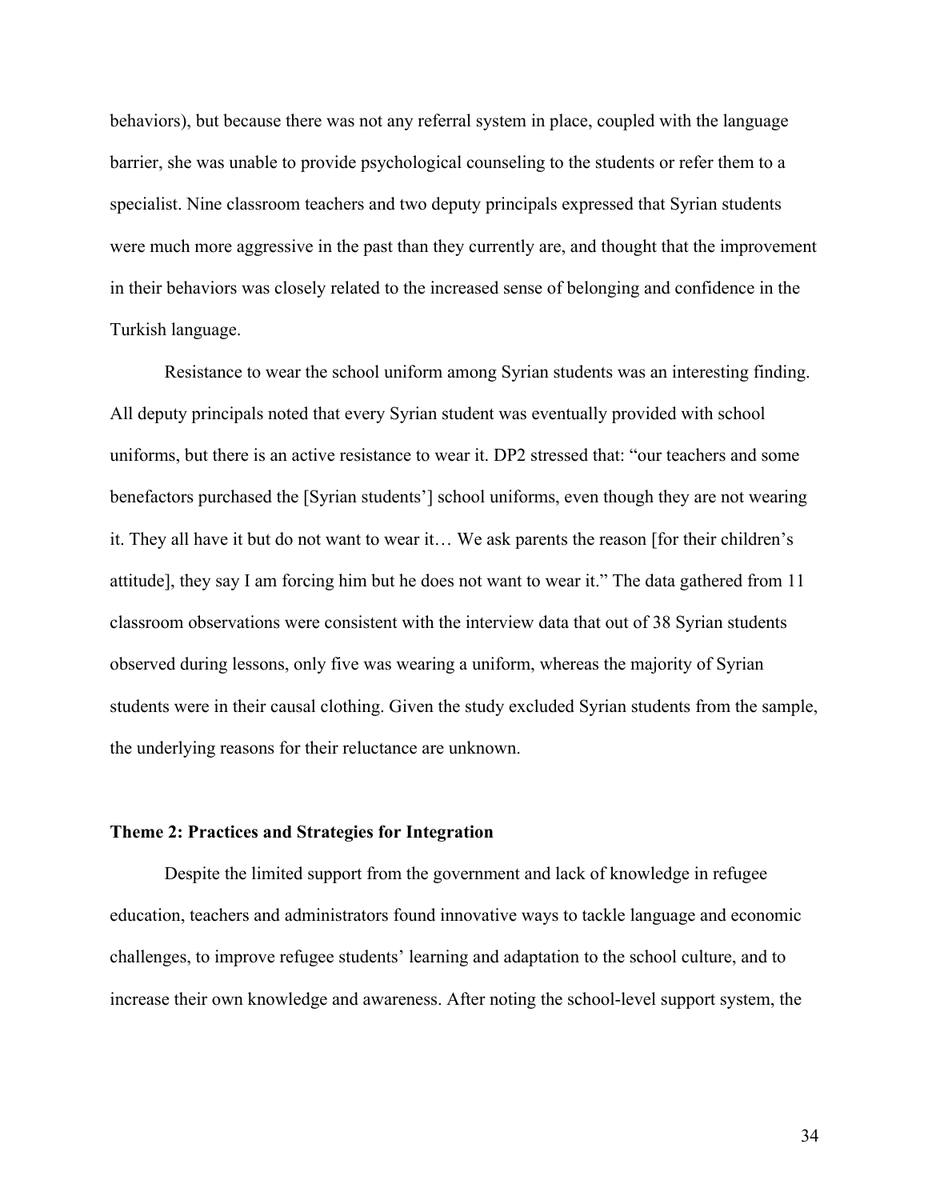behaviors), but because there was not any referral system in place, coupled with the language barrier, she was unable to provide psychological counseling to the students or refer them to a specialist. Nine classroom teachers and two deputy principals expressed that Syrian students were much more aggressive in the past than they currently are, and thought that the improvement in their behaviors was closely related to the increased sense of belonging and confidence in the Turkish language.

Resistance to wear the school uniform among Syrian students was an interesting finding. All deputy principals noted that every Syrian student was eventually provided with school uniforms, but there is an active resistance to wear it. DP2 stressed that: "our teachers and some benefactors purchased the [Syrian students'] school uniforms, even though they are not wearing it. They all have it but do not want to wear it… We ask parents the reason [for their children's attitude], they say I am forcing him but he does not want to wear it." The data gathered from 11 classroom observations were consistent with the interview data that out of 38 Syrian students observed during lessons, only five was wearing a uniform, whereas the majority of Syrian students were in their causal clothing. Given the study excluded Syrian students from the sample, the underlying reasons for their reluctance are unknown.

### Theme 2: Practices and Strategies for Integration

Despite the limited support from the government and lack of knowledge in refugee education, teachers and administrators found innovative ways to tackle language and economic challenges, to improve refugee students' learning and adaptation to the school culture, and to increase their own knowledge and awareness. After noting the school-level support system, the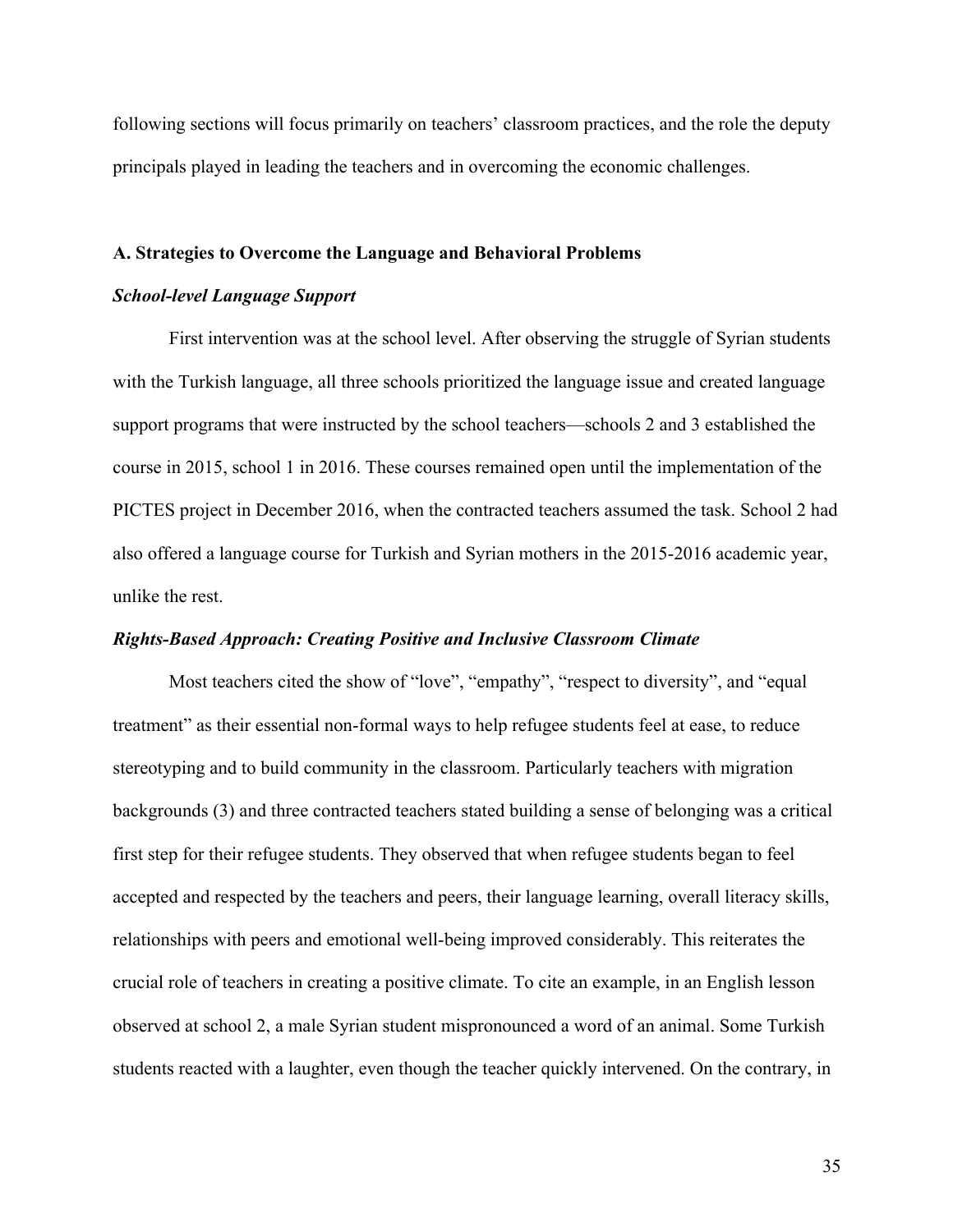following sections will focus primarily on teachers' classroom practices, and the role the deputy principals played in leading the teachers and in overcoming the economic challenges.

## A. Strategies to Overcome the Language and Behavioral Problems

### *School-level Language Support*

First intervention was at the school level. After observing the struggle of Syrian students with the Turkish language, all three schools prioritized the language issue and created language support programs that were instructed by the school teachers—schools 2 and 3 established the course in 2015, school 1 in 2016. These courses remained open until the implementation of the PICTES project in December 2016, when the contracted teachers assumed the task. School 2 had also offered a language course for Turkish and Syrian mothers in the 2015-2016 academic year, unlike the rest.

### *Rights-Based Approach: Creating Positive and Inclusive Classroom Climate*

Most teachers cited the show of "love", "empathy", "respect to diversity", and "equal treatment" as their essential non-formal ways to help refugee students feel at ease, to reduce stereotyping and to build community in the classroom. Particularly teachers with migration backgrounds (3) and three contracted teachers stated building a sense of belonging was a critical first step for their refugee students. They observed that when refugee students began to feel accepted and respected by the teachers and peers, their language learning, overall literacy skills, relationships with peers and emotional well-being improved considerably. This reiterates the crucial role of teachers in creating a positive climate. To cite an example, in an English lesson observed at school 2, a male Syrian student mispronounced a word of an animal. Some Turkish students reacted with a laughter, even though the teacher quickly intervened. On the contrary, in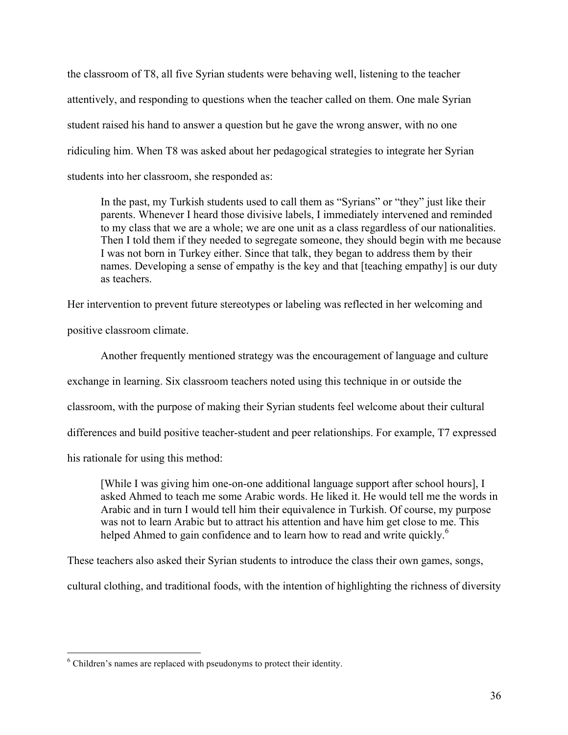the classroom of T8, all five Syrian students were behaving well, listening to the teacher attentively, and responding to questions when the teacher called on them. One male Syrian student raised his hand to answer a question but he gave the wrong answer, with no one ridiculing him. When T8 was asked about her pedagogical strategies to integrate her Syrian students into her classroom, she responded as:

> In the past, my Turkish students used to call them as "Syrians" or "they" just like their parents. Whenever I heard those divisive labels, I immediately intervened and reminded to my class that we are a whole; we are one unit as a class regardless of our nationalities. Then I told them if they needed to segregate someone, they should begin with me because I was not born in Turkey either. Since that talk, they began to address them by their names. Developing a sense of empathy is the key and that [teaching empathy] is our duty as teachers.

Her intervention to prevent future stereotypes or labeling was reflected in her welcoming and positive classroom climate.

Another frequently mentioned strategy was the encouragement of language and culture exchange in learning. Six classroom teachers noted using this technique in or outside the classroom, with the purpose of making their Syrian students feel welcome about their cultural differences and build positive teacher-student and peer relationships. For example, T7 expressed his rationale for using this method:

> [While I was giving him one-on-one additional language support after school hours], I asked Ahmed to teach me some Arabic words. He liked it. He would tell me the words in Arabic and in turn I would tell him their equivalence in Turkish. Of course, my purpose was not to learn Arabic but to attract his attention and have him get close to me. This helped Ahmed to gain confidence and to learn how to read and write quickly.[6]

These teachers also asked their Syrian students to introduce the class their own games, songs, cultural clothing, and traditional foods, with the intention of highlighting the richness of diversity

---

[6] Children's names are replaced with pseudonyms to protect their identity.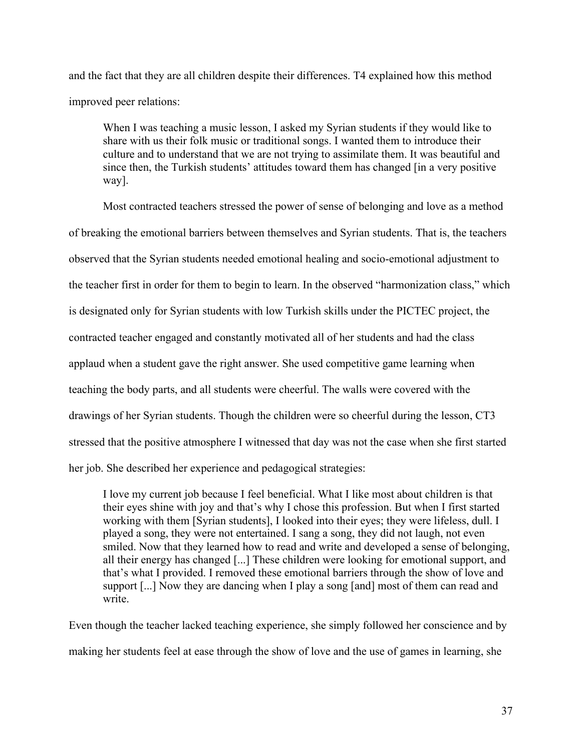and the fact that they are all children despite their differences. T4 explained how this method improved peer relations:

> When I was teaching a music lesson, I asked my Syrian students if they would like to share with us their folk music or traditional songs. I wanted them to introduce their culture and to understand that we are not trying to assimilate them. It was beautiful and since then, the Turkish students' attitudes toward them has changed [in a very positive way].

Most contracted teachers stressed the power of sense of belonging and love as a method of breaking the emotional barriers between themselves and Syrian students. That is, the teachers observed that the Syrian students needed emotional healing and socio-emotional adjustment to the teacher first in order for them to begin to learn. In the observed "harmonization class," which is designated only for Syrian students with low Turkish skills under the PICTEC project, the contracted teacher engaged and constantly motivated all of her students and had the class applaud when a student gave the right answer. She used competitive game learning when teaching the body parts, and all students were cheerful. The walls were covered with the drawings of her Syrian students. Though the children were so cheerful during the lesson, CT3 stressed that the positive atmosphere I witnessed that day was not the case when she first started her job. She described her experience and pedagogical strategies:

> I love my current job because I feel beneficial. What I like most about children is that their eyes shine with joy and that's why I chose this profession. But when I first started working with them [Syrian students], I looked into their eyes; they were lifeless, dull. I played a song, they were not entertained. I sang a song, they did not laugh, not even smiled. Now that they learned how to read and write and developed a sense of belonging, all their energy has changed [...] These children were looking for emotional support, and that's what I provided. I removed these emotional barriers through the show of love and support [...] Now they are dancing when I play a song [and] most of them can read and write.

Even though the teacher lacked teaching experience, she simply followed her conscience and by making her students feel at ease through the show of love and the use of games in learning, she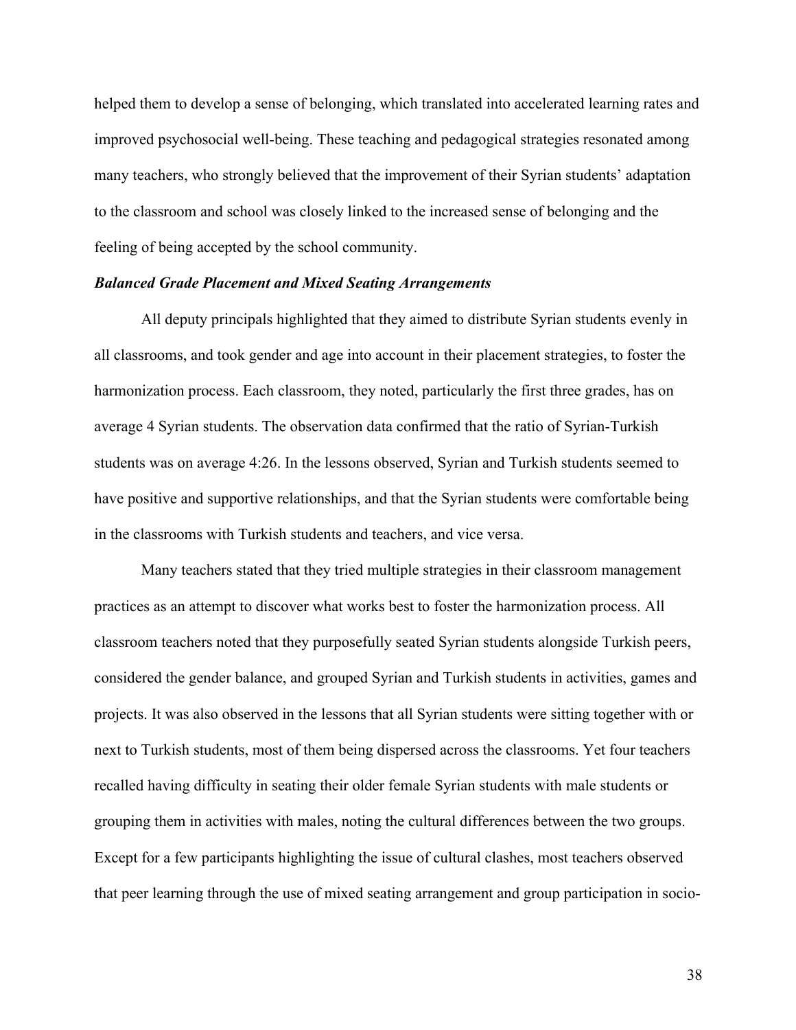helped them to develop a sense of belonging, which translated into accelerated learning rates and improved psychosocial well-being. These teaching and pedagogical strategies resonated among many teachers, who strongly believed that the improvement of their Syrian students' adaptation to the classroom and school was closely linked to the increased sense of belonging and the feeling of being accepted by the school community.

***Balanced Grade Placement and Mixed Seating Arrangements***

All deputy principals highlighted that they aimed to distribute Syrian students evenly in all classrooms, and took gender and age into account in their placement strategies, to foster the harmonization process. Each classroom, they noted, particularly the first three grades, has on average 4 Syrian students. The observation data confirmed that the ratio of Syrian-Turkish students was on average 4:26. In the lessons observed, Syrian and Turkish students seemed to have positive and supportive relationships, and that the Syrian students were comfortable being in the classrooms with Turkish students and teachers, and vice versa.

Many teachers stated that they tried multiple strategies in their classroom management practices as an attempt to discover what works best to foster the harmonization process. All classroom teachers noted that they purposefully seated Syrian students alongside Turkish peers, considered the gender balance, and grouped Syrian and Turkish students in activities, games and projects. It was also observed in the lessons that all Syrian students were sitting together with or next to Turkish students, most of them being dispersed across the classrooms. Yet four teachers recalled having difficulty in seating their older female Syrian students with male students or grouping them in activities with males, noting the cultural differences between the two groups. Except for a few participants highlighting the issue of cultural clashes, most teachers observed that peer learning through the use of mixed seating arrangement and group participation in socio-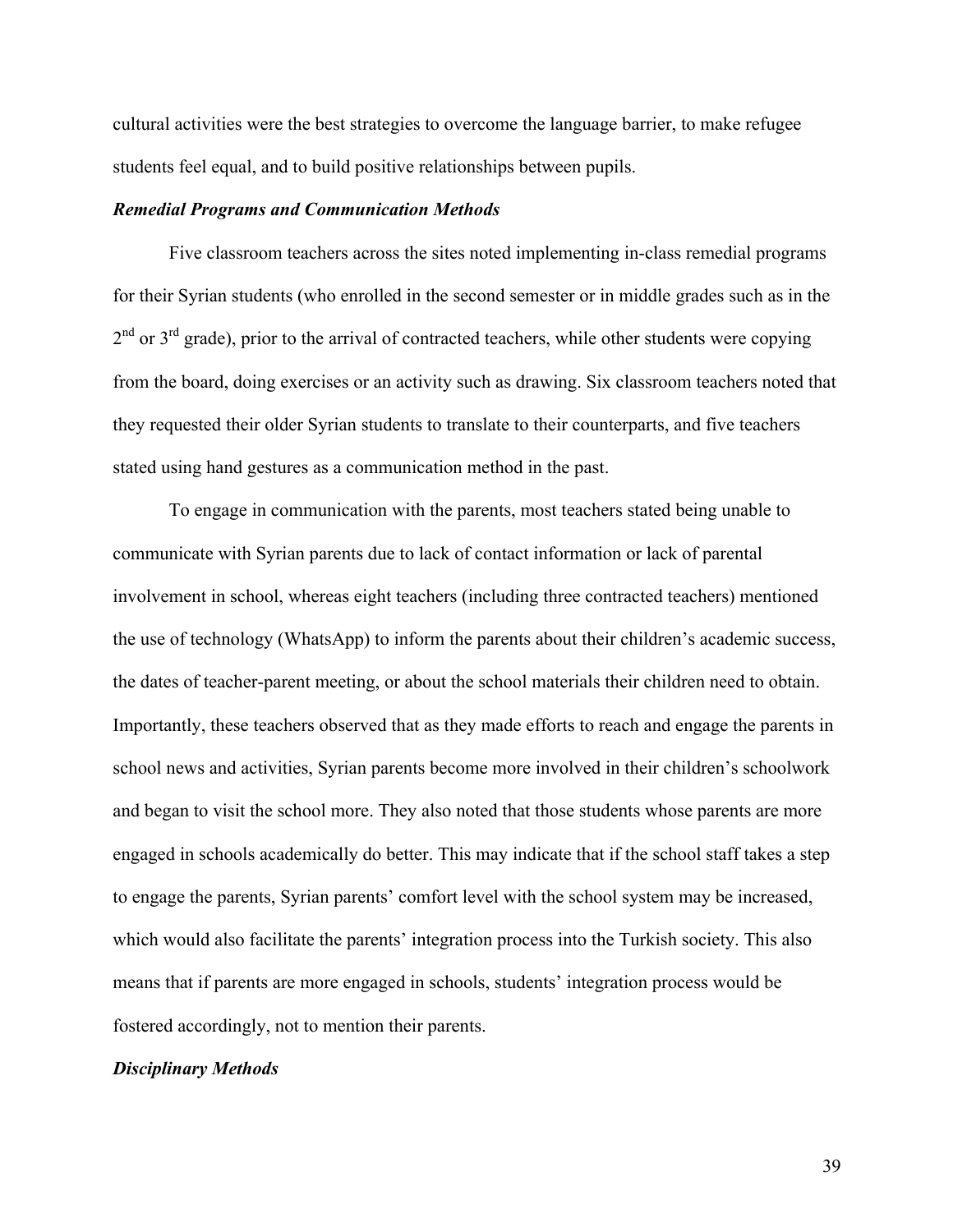cultural activities were the best strategies to overcome the language barrier, to make refugee students feel equal, and to build positive relationships between pupils.

### *Remedial Programs and Communication Methods*

Five classroom teachers across the sites noted implementing in-class remedial programs for their Syrian students (who enrolled in the second semester or in middle grades such as in the 2nd or 3rd grade), prior to the arrival of contracted teachers, while other students were copying from the board, doing exercises or an activity such as drawing. Six classroom teachers noted that they requested their older Syrian students to translate to their counterparts, and five teachers stated using hand gestures as a communication method in the past.

To engage in communication with the parents, most teachers stated being unable to communicate with Syrian parents due to lack of contact information or lack of parental involvement in school, whereas eight teachers (including three contracted teachers) mentioned the use of technology (WhatsApp) to inform the parents about their children's academic success, the dates of teacher-parent meeting, or about the school materials their children need to obtain. Importantly, these teachers observed that as they made efforts to reach and engage the parents in school news and activities, Syrian parents become more involved in their children's schoolwork and began to visit the school more. They also noted that those students whose parents are more engaged in schools academically do better. This may indicate that if the school staff takes a step to engage the parents, Syrian parents' comfort level with the school system may be increased, which would also facilitate the parents' integration process into the Turkish society. This also means that if parents are more engaged in schools, students' integration process would be fostered accordingly, not to mention their parents.

### *Disciplinary Methods*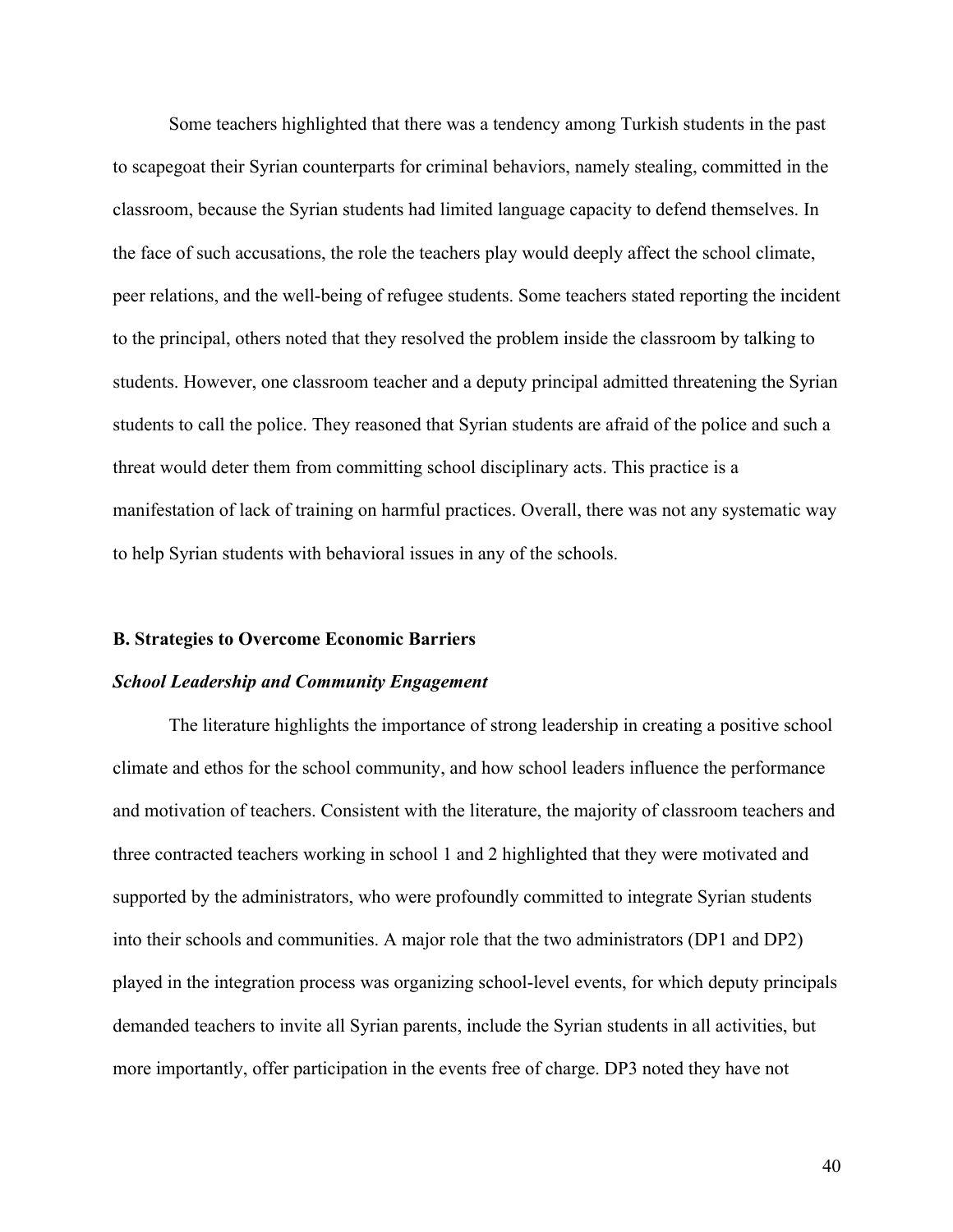Some teachers highlighted that there was a tendency among Turkish students in the past to scapegoat their Syrian counterparts for criminal behaviors, namely stealing, committed in the classroom, because the Syrian students had limited language capacity to defend themselves. In the face of such accusations, the role the teachers play would deeply affect the school climate, peer relations, and the well-being of refugee students. Some teachers stated reporting the incident to the principal, others noted that they resolved the problem inside the classroom by talking to students. However, one classroom teacher and a deputy principal admitted threatening the Syrian students to call the police. They reasoned that Syrian students are afraid of the police and such a threat would deter them from committing school disciplinary acts. This practice is a manifestation of lack of training on harmful practices. Overall, there was not any systematic way to help Syrian students with behavioral issues in any of the schools.

### B. Strategies to Overcome Economic Barriers

#### *School Leadership and Community Engagement*

The literature highlights the importance of strong leadership in creating a positive school climate and ethos for the school community, and how school leaders influence the performance and motivation of teachers. Consistent with the literature, the majority of classroom teachers and three contracted teachers working in school 1 and 2 highlighted that they were motivated and supported by the administrators, who were profoundly committed to integrate Syrian students into their schools and communities. A major role that the two administrators (DP1 and DP2) played in the integration process was organizing school-level events, for which deputy principals demanded teachers to invite all Syrian parents, include the Syrian students in all activities, but more importantly, offer participation in the events free of charge. DP3 noted they have not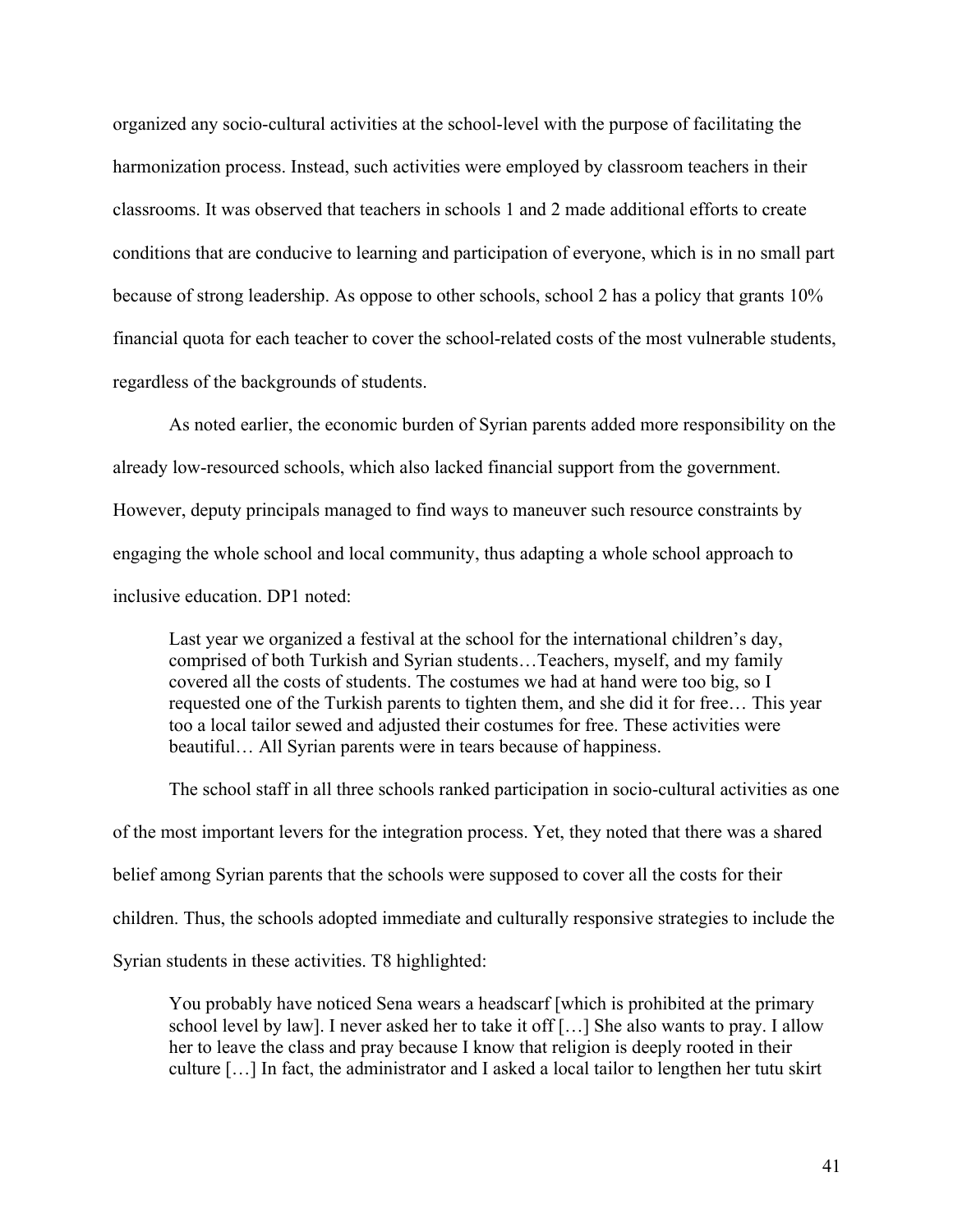organized any socio-cultural activities at the school-level with the purpose of facilitating the harmonization process. Instead, such activities were employed by classroom teachers in their classrooms. It was observed that teachers in schools 1 and 2 made additional efforts to create conditions that are conducive to learning and participation of everyone, which is in no small part because of strong leadership. As oppose to other schools, school 2 has a policy that grants 10% financial quota for each teacher to cover the school-related costs of the most vulnerable students, regardless of the backgrounds of students.

As noted earlier, the economic burden of Syrian parents added more responsibility on the already low-resourced schools, which also lacked financial support from the government. However, deputy principals managed to find ways to maneuver such resource constraints by engaging the whole school and local community, thus adapting a whole school approach to inclusive education. DP1 noted:

> Last year we organized a festival at the school for the international children's day, comprised of both Turkish and Syrian students…Teachers, myself, and my family covered all the costs of students. The costumes we had at hand were too big, so I requested one of the Turkish parents to tighten them, and she did it for free… This year too a local tailor sewed and adjusted their costumes for free. These activities were beautiful… All Syrian parents were in tears because of happiness.

The school staff in all three schools ranked participation in socio-cultural activities as one of the most important levers for the integration process. Yet, they noted that there was a shared belief among Syrian parents that the schools were supposed to cover all the costs for their children. Thus, the schools adopted immediate and culturally responsive strategies to include the Syrian students in these activities. T8 highlighted:

> You probably have noticed Sena wears a headscarf [which is prohibited at the primary school level by law]. I never asked her to take it off […] She also wants to pray. I allow her to leave the class and pray because I know that religion is deeply rooted in their culture […] In fact, the administrator and I asked a local tailor to lengthen her tutu skirt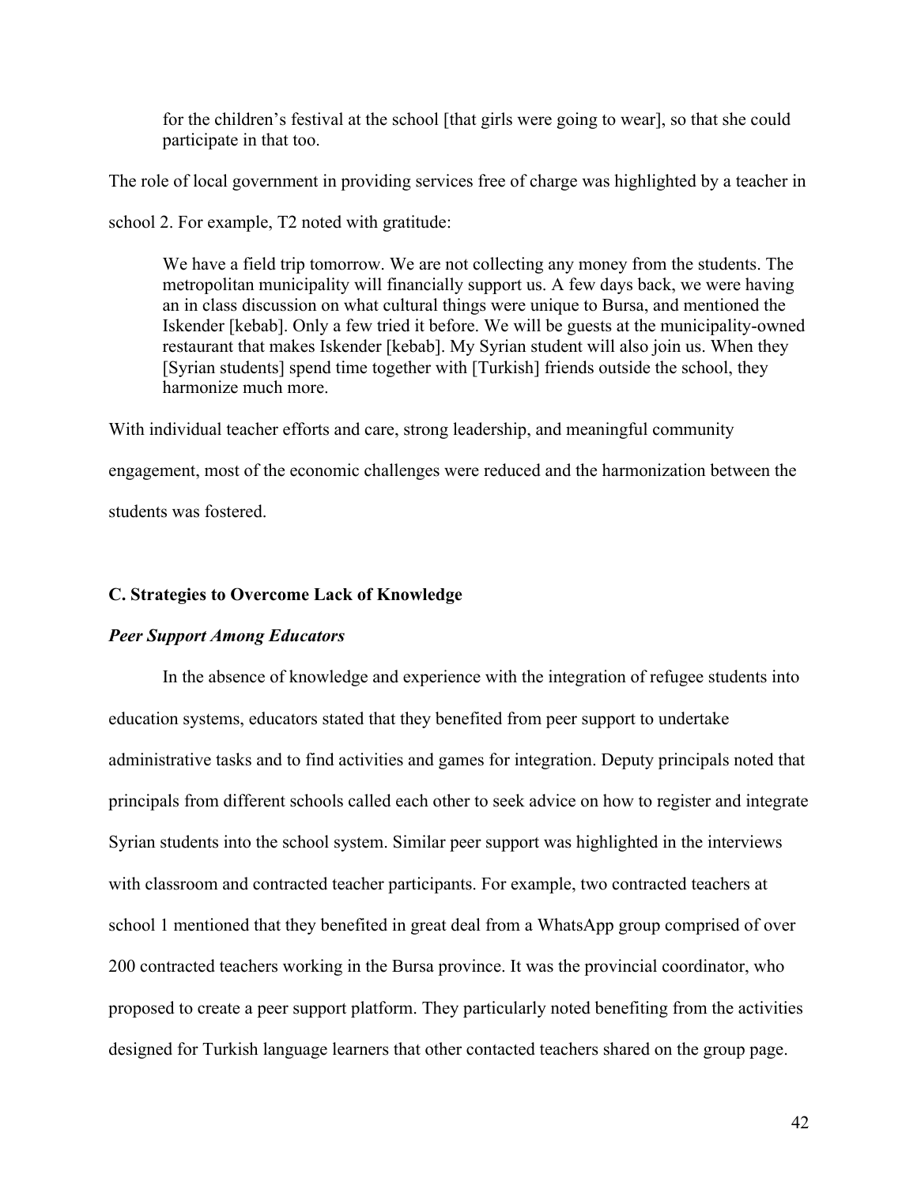> for the children's festival at the school [that girls were going to wear], so that she could participate in that too.

The role of local government in providing services free of charge was highlighted by a teacher in school 2. For example, T2 noted with gratitude:

> We have a field trip tomorrow. We are not collecting any money from the students. The metropolitan municipality will financially support us. A few days back, we were having an in class discussion on what cultural things were unique to Bursa, and mentioned the Iskender [kebab]. Only a few tried it before. We will be guests at the municipality-owned restaurant that makes Iskender [kebab]. My Syrian student will also join us. When they [Syrian students] spend time together with [Turkish] friends outside the school, they harmonize much more.

With individual teacher efforts and care, strong leadership, and meaningful community engagement, most of the economic challenges were reduced and the harmonization between the students was fostered.

### C. Strategies to Overcome Lack of Knowledge

#### *Peer Support Among Educators*

In the absence of knowledge and experience with the integration of refugee students into education systems, educators stated that they benefited from peer support to undertake administrative tasks and to find activities and games for integration. Deputy principals noted that principals from different schools called each other to seek advice on how to register and integrate Syrian students into the school system. Similar peer support was highlighted in the interviews with classroom and contracted teacher participants. For example, two contracted teachers at school 1 mentioned that they benefited in great deal from a WhatsApp group comprised of over 200 contracted teachers working in the Bursa province. It was the provincial coordinator, who proposed to create a peer support platform. They particularly noted benefiting from the activities designed for Turkish language learners that other contacted teachers shared on the group page.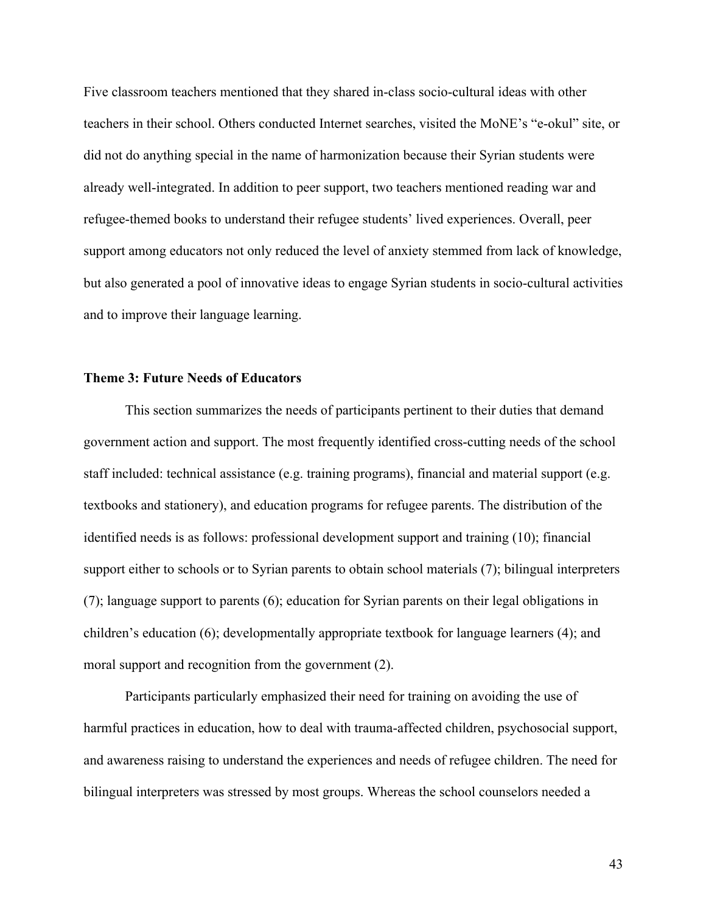Five classroom teachers mentioned that they shared in-class socio-cultural ideas with other teachers in their school. Others conducted Internet searches, visited the MoNE's "e-okul" site, or did not do anything special in the name of harmonization because their Syrian students were already well-integrated. In addition to peer support, two teachers mentioned reading war and refugee-themed books to understand their refugee students' lived experiences. Overall, peer support among educators not only reduced the level of anxiety stemmed from lack of knowledge, but also generated a pool of innovative ideas to engage Syrian students in socio-cultural activities and to improve their language learning.

### Theme 3: Future Needs of Educators

This section summarizes the needs of participants pertinent to their duties that demand government action and support. The most frequently identified cross-cutting needs of the school staff included: technical assistance (e.g. training programs), financial and material support (e.g. textbooks and stationery), and education programs for refugee parents. The distribution of the identified needs is as follows: professional development support and training (10); financial support either to schools or to Syrian parents to obtain school materials (7); bilingual interpreters (7); language support to parents (6); education for Syrian parents on their legal obligations in children's education (6); developmentally appropriate textbook for language learners (4); and moral support and recognition from the government (2).

Participants particularly emphasized their need for training on avoiding the use of harmful practices in education, how to deal with trauma-affected children, psychosocial support, and awareness raising to understand the experiences and needs of refugee children. The need for bilingual interpreters was stressed by most groups. Whereas the school counselors needed a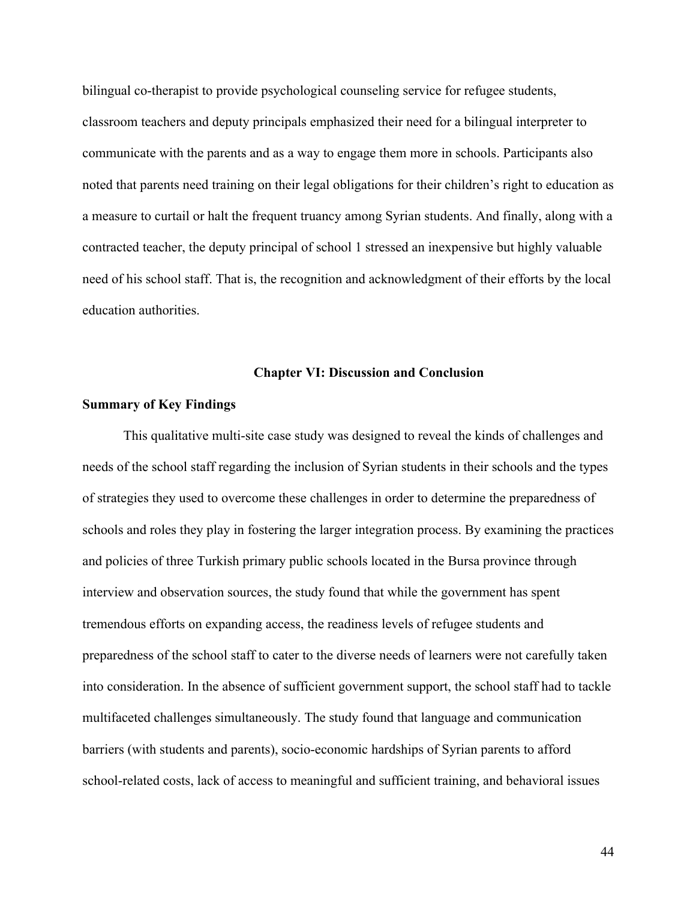bilingual co-therapist to provide psychological counseling service for refugee students, classroom teachers and deputy principals emphasized their need for a bilingual interpreter to communicate with the parents and as a way to engage them more in schools. Participants also noted that parents need training on their legal obligations for their children's right to education as a measure to curtail or halt the frequent truancy among Syrian students. And finally, along with a contracted teacher, the deputy principal of school 1 stressed an inexpensive but highly valuable need of his school staff. That is, the recognition and acknowledgment of their efforts by the local education authorities.

# Chapter VI: Discussion and Conclusion

## Summary of Key Findings

This qualitative multi-site case study was designed to reveal the kinds of challenges and needs of the school staff regarding the inclusion of Syrian students in their schools and the types of strategies they used to overcome these challenges in order to determine the preparedness of schools and roles they play in fostering the larger integration process. By examining the practices and policies of three Turkish primary public schools located in the Bursa province through interview and observation sources, the study found that while the government has spent tremendous efforts on expanding access, the readiness levels of refugee students and preparedness of the school staff to cater to the diverse needs of learners were not carefully taken into consideration. In the absence of sufficient government support, the school staff had to tackle multifaceted challenges simultaneously. The study found that language and communication barriers (with students and parents), socio-economic hardships of Syrian parents to afford school-related costs, lack of access to meaningful and sufficient training, and behavioral issues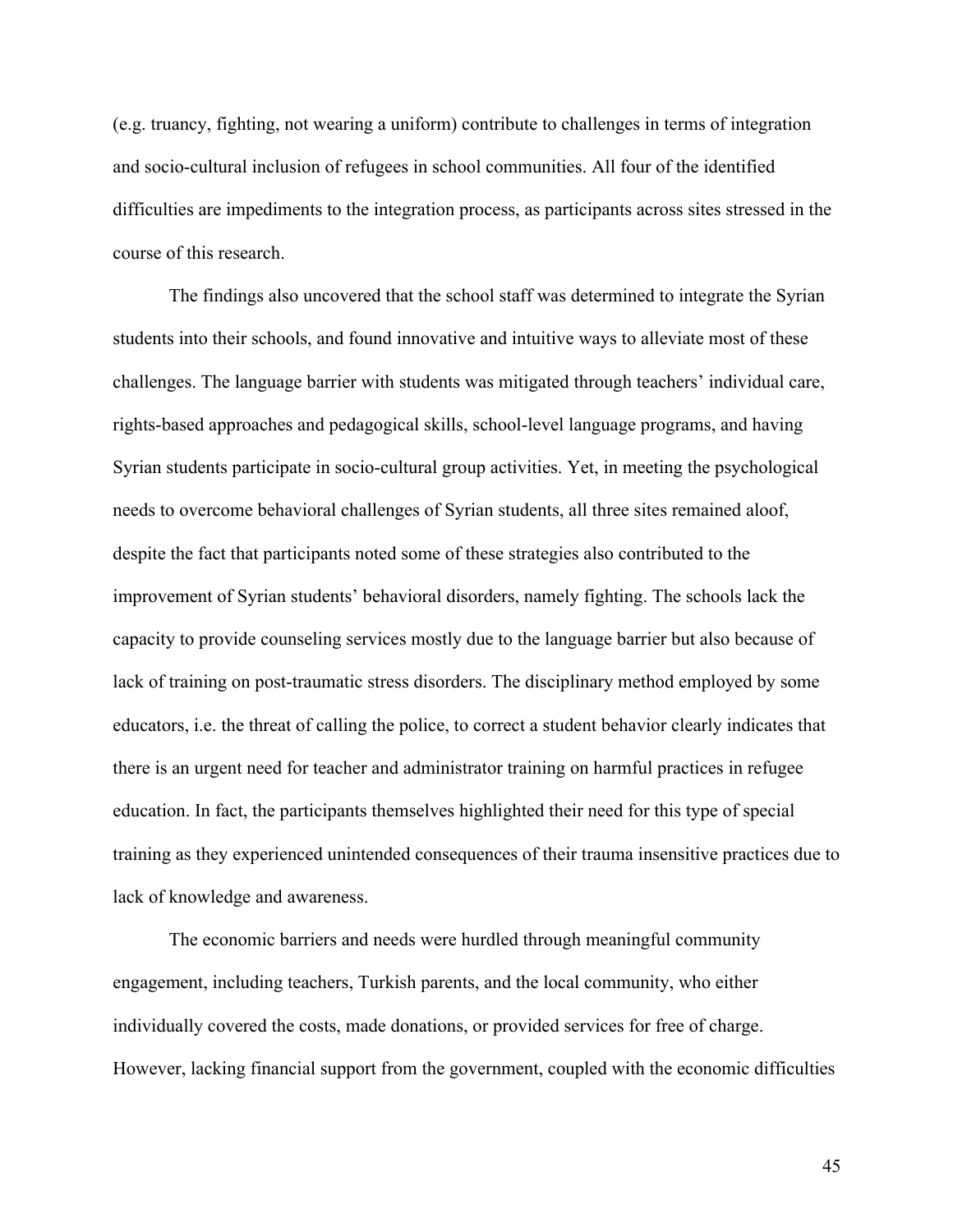(e.g. truancy, fighting, not wearing a uniform) contribute to challenges in terms of integration and socio-cultural inclusion of refugees in school communities. All four of the identified difficulties are impediments to the integration process, as participants across sites stressed in the course of this research.

The findings also uncovered that the school staff was determined to integrate the Syrian students into their schools, and found innovative and intuitive ways to alleviate most of these challenges. The language barrier with students was mitigated through teachers' individual care, rights-based approaches and pedagogical skills, school-level language programs, and having Syrian students participate in socio-cultural group activities. Yet, in meeting the psychological needs to overcome behavioral challenges of Syrian students, all three sites remained aloof, despite the fact that participants noted some of these strategies also contributed to the improvement of Syrian students' behavioral disorders, namely fighting. The schools lack the capacity to provide counseling services mostly due to the language barrier but also because of lack of training on post-traumatic stress disorders. The disciplinary method employed by some educators, i.e. the threat of calling the police, to correct a student behavior clearly indicates that there is an urgent need for teacher and administrator training on harmful practices in refugee education. In fact, the participants themselves highlighted their need for this type of special training as they experienced unintended consequences of their trauma insensitive practices due to lack of knowledge and awareness.

The economic barriers and needs were hurdled through meaningful community engagement, including teachers, Turkish parents, and the local community, who either individually covered the costs, made donations, or provided services for free of charge. However, lacking financial support from the government, coupled with the economic difficulties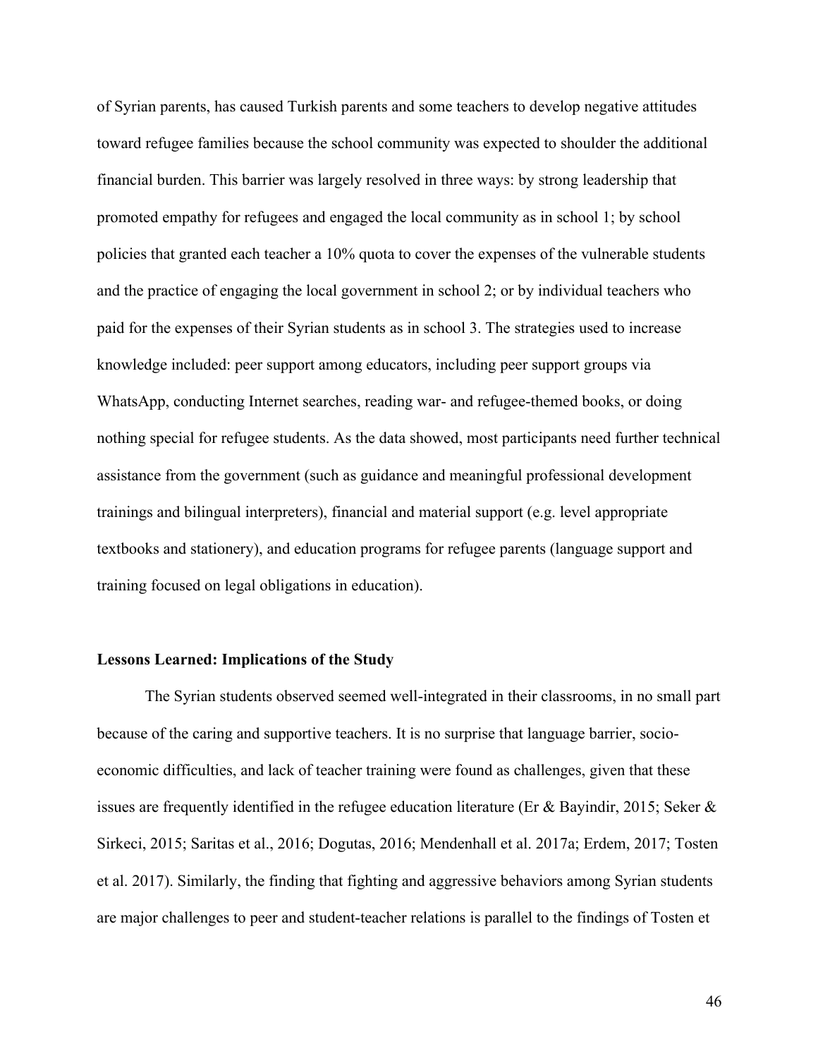of Syrian parents, has caused Turkish parents and some teachers to develop negative attitudes toward refugee families because the school community was expected to shoulder the additional financial burden. This barrier was largely resolved in three ways: by strong leadership that promoted empathy for refugees and engaged the local community as in school 1; by school policies that granted each teacher a 10% quota to cover the expenses of the vulnerable students and the practice of engaging the local government in school 2; or by individual teachers who paid for the expenses of their Syrian students as in school 3. The strategies used to increase knowledge included: peer support among educators, including peer support groups via WhatsApp, conducting Internet searches, reading war- and refugee-themed books, or doing nothing special for refugee students. As the data showed, most participants need further technical assistance from the government (such as guidance and meaningful professional development trainings and bilingual interpreters), financial and material support (e.g. level appropriate textbooks and stationery), and education programs for refugee parents (language support and training focused on legal obligations in education).

**Lessons Learned: Implications of the Study**

The Syrian students observed seemed well-integrated in their classrooms, in no small part because of the caring and supportive teachers. It is no surprise that language barrier, socio-economic difficulties, and lack of teacher training were found as challenges, given that these issues are frequently identified in the refugee education literature (Er & Bayindir, 2015; Seker & Sirkeci, 2015; Saritas et al., 2016; Dogutas, 2016; Mendenhall et al. 2017a; Erdem, 2017; Tosten et al. 2017). Similarly, the finding that fighting and aggressive behaviors among Syrian students are major challenges to peer and student-teacher relations is parallel to the findings of Tosten et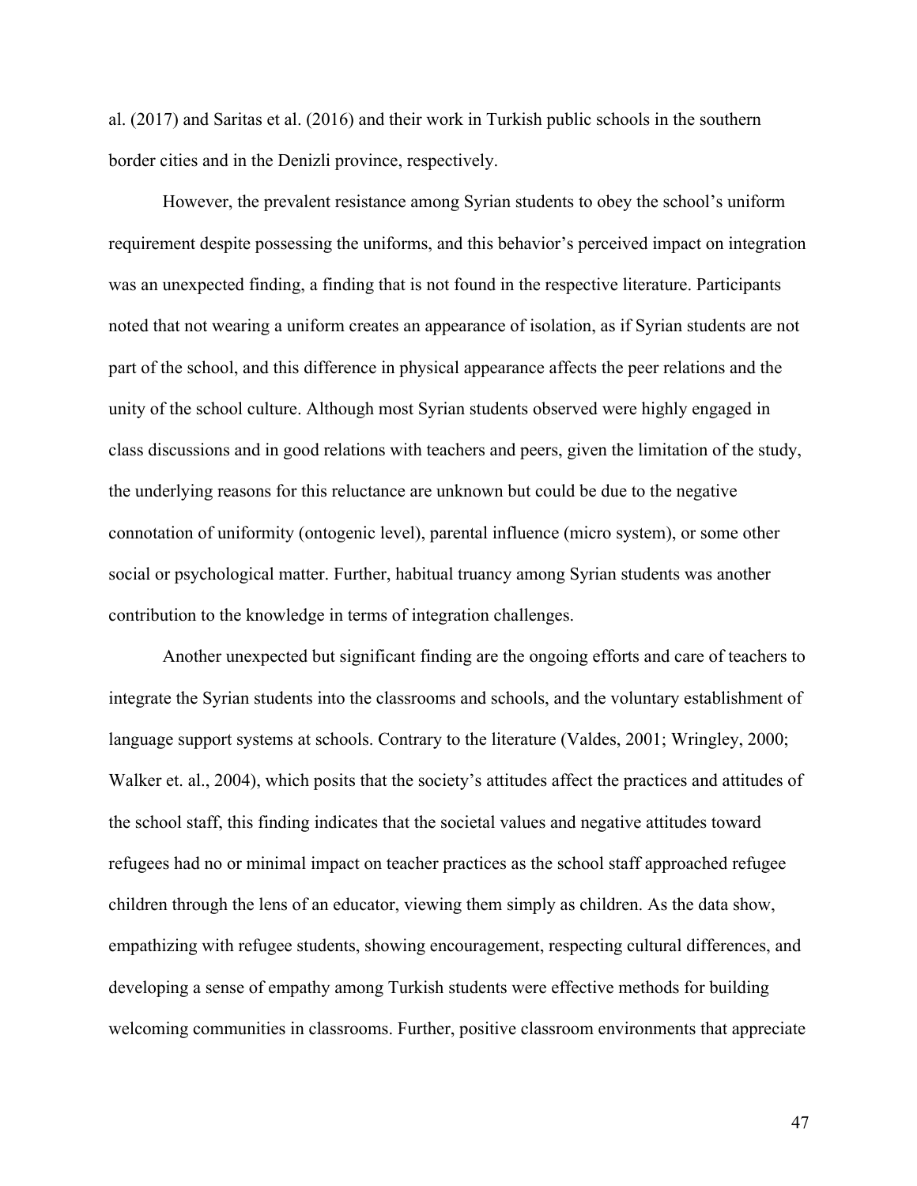al. (2017) and Saritas et al. (2016) and their work in Turkish public schools in the southern border cities and in the Denizli province, respectively.

However, the prevalent resistance among Syrian students to obey the school's uniform requirement despite possessing the uniforms, and this behavior's perceived impact on integration was an unexpected finding, a finding that is not found in the respective literature. Participants noted that not wearing a uniform creates an appearance of isolation, as if Syrian students are not part of the school, and this difference in physical appearance affects the peer relations and the unity of the school culture. Although most Syrian students observed were highly engaged in class discussions and in good relations with teachers and peers, given the limitation of the study, the underlying reasons for this reluctance are unknown but could be due to the negative connotation of uniformity (ontogenic level), parental influence (micro system), or some other social or psychological matter. Further, habitual truancy among Syrian students was another contribution to the knowledge in terms of integration challenges.

Another unexpected but significant finding are the ongoing efforts and care of teachers to integrate the Syrian students into the classrooms and schools, and the voluntary establishment of language support systems at schools. Contrary to the literature (Valdes, 2001; Wringley, 2000; Walker et. al., 2004), which posits that the society's attitudes affect the practices and attitudes of the school staff, this finding indicates that the societal values and negative attitudes toward refugees had no or minimal impact on teacher practices as the school staff approached refugee children through the lens of an educator, viewing them simply as children. As the data show, empathizing with refugee students, showing encouragement, respecting cultural differences, and developing a sense of empathy among Turkish students were effective methods for building welcoming communities in classrooms. Further, positive classroom environments that appreciate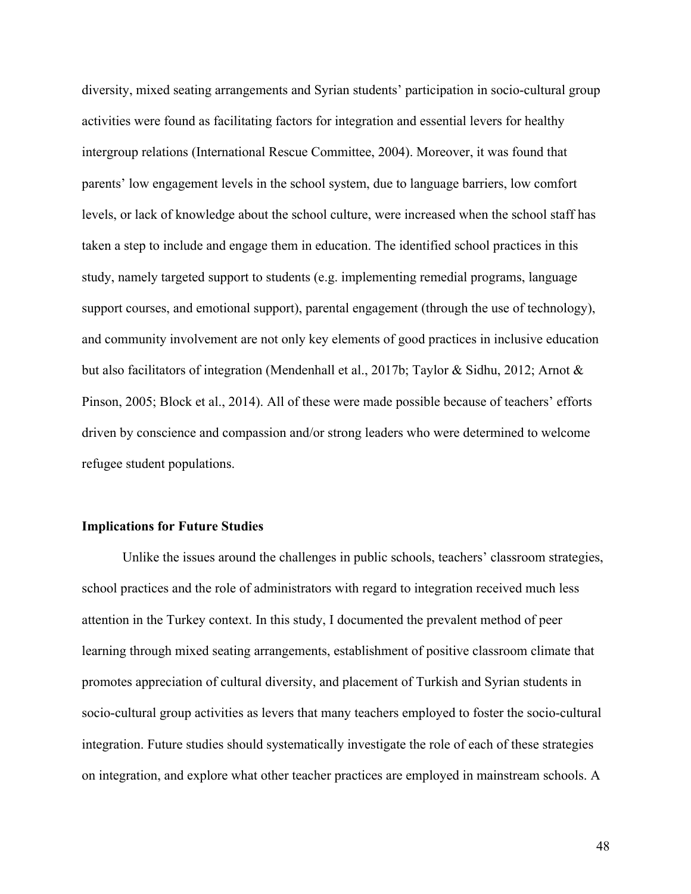diversity, mixed seating arrangements and Syrian students' participation in socio-cultural group activities were found as facilitating factors for integration and essential levers for healthy intergroup relations (International Rescue Committee, 2004). Moreover, it was found that parents' low engagement levels in the school system, due to language barriers, low comfort levels, or lack of knowledge about the school culture, were increased when the school staff has taken a step to include and engage them in education. The identified school practices in this study, namely targeted support to students (e.g. implementing remedial programs, language support courses, and emotional support), parental engagement (through the use of technology), and community involvement are not only key elements of good practices in inclusive education but also facilitators of integration (Mendenhall et al., 2017b; Taylor & Sidhu, 2012; Arnot & Pinson, 2005; Block et al., 2014). All of these were made possible because of teachers' efforts driven by conscience and compassion and/or strong leaders who were determined to welcome refugee student populations.

**Implications for Future Studies**

Unlike the issues around the challenges in public schools, teachers' classroom strategies, school practices and the role of administrators with regard to integration received much less attention in the Turkey context. In this study, I documented the prevalent method of peer learning through mixed seating arrangements, establishment of positive classroom climate that promotes appreciation of cultural diversity, and placement of Turkish and Syrian students in socio-cultural group activities as levers that many teachers employed to foster the socio-cultural integration. Future studies should systematically investigate the role of each of these strategies on integration, and explore what other teacher practices are employed in mainstream schools. A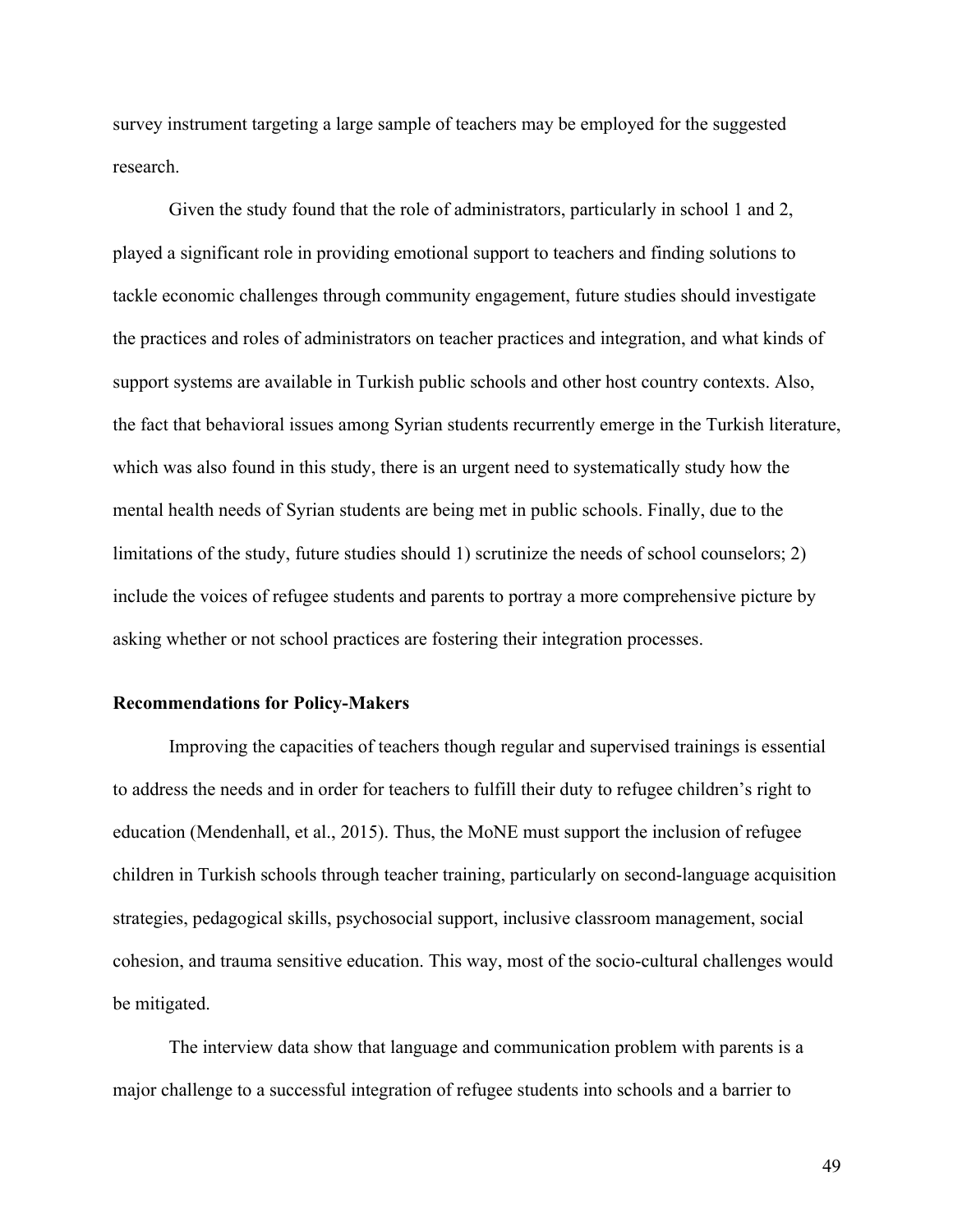survey instrument targeting a large sample of teachers may be employed for the suggested research.

Given the study found that the role of administrators, particularly in school 1 and 2, played a significant role in providing emotional support to teachers and finding solutions to tackle economic challenges through community engagement, future studies should investigate the practices and roles of administrators on teacher practices and integration, and what kinds of support systems are available in Turkish public schools and other host country contexts. Also, the fact that behavioral issues among Syrian students recurrently emerge in the Turkish literature, which was also found in this study, there is an urgent need to systematically study how the mental health needs of Syrian students are being met in public schools. Finally, due to the limitations of the study, future studies should 1) scrutinize the needs of school counselors; 2) include the voices of refugee students and parents to portray a more comprehensive picture by asking whether or not school practices are fostering their integration processes.

### Recommendations for Policy-Makers

Improving the capacities of teachers though regular and supervised trainings is essential to address the needs and in order for teachers to fulfill their duty to refugee children's right to education (Mendenhall, et al., 2015). Thus, the MoNE must support the inclusion of refugee children in Turkish schools through teacher training, particularly on second-language acquisition strategies, pedagogical skills, psychosocial support, inclusive classroom management, social cohesion, and trauma sensitive education. This way, most of the socio-cultural challenges would be mitigated.

The interview data show that language and communication problem with parents is a major challenge to a successful integration of refugee students into schools and a barrier to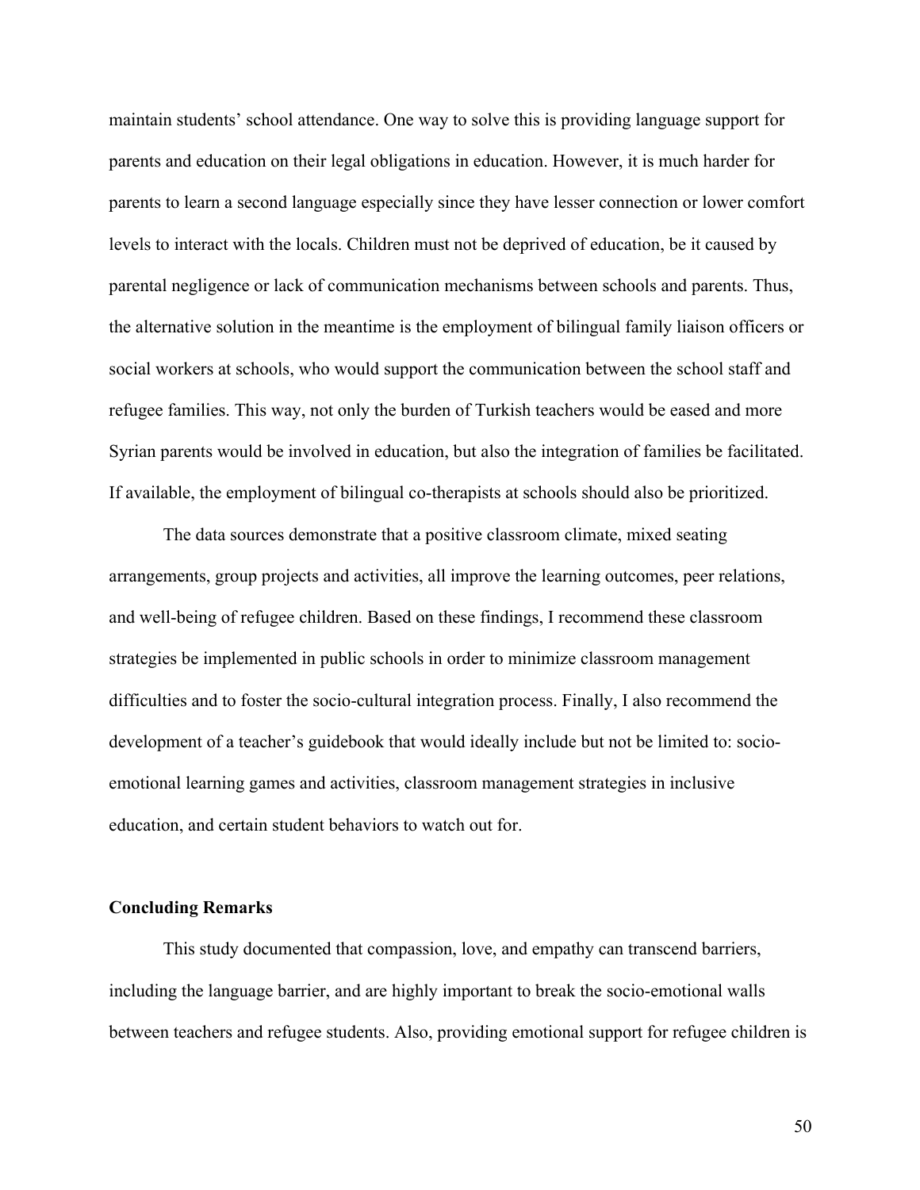maintain students' school attendance. One way to solve this is providing language support for parents and education on their legal obligations in education. However, it is much harder for parents to learn a second language especially since they have lesser connection or lower comfort levels to interact with the locals. Children must not be deprived of education, be it caused by parental negligence or lack of communication mechanisms between schools and parents. Thus, the alternative solution in the meantime is the employment of bilingual family liaison officers or social workers at schools, who would support the communication between the school staff and refugee families. This way, not only the burden of Turkish teachers would be eased and more Syrian parents would be involved in education, but also the integration of families be facilitated. If available, the employment of bilingual co-therapists at schools should also be prioritized.

The data sources demonstrate that a positive classroom climate, mixed seating arrangements, group projects and activities, all improve the learning outcomes, peer relations, and well-being of refugee children. Based on these findings, I recommend these classroom strategies be implemented in public schools in order to minimize classroom management difficulties and to foster the socio-cultural integration process. Finally, I also recommend the development of a teacher's guidebook that would ideally include but not be limited to: socio-emotional learning games and activities, classroom management strategies in inclusive education, and certain student behaviors to watch out for.

**Concluding Remarks**

This study documented that compassion, love, and empathy can transcend barriers, including the language barrier, and are highly important to break the socio-emotional walls between teachers and refugee students. Also, providing emotional support for refugee children is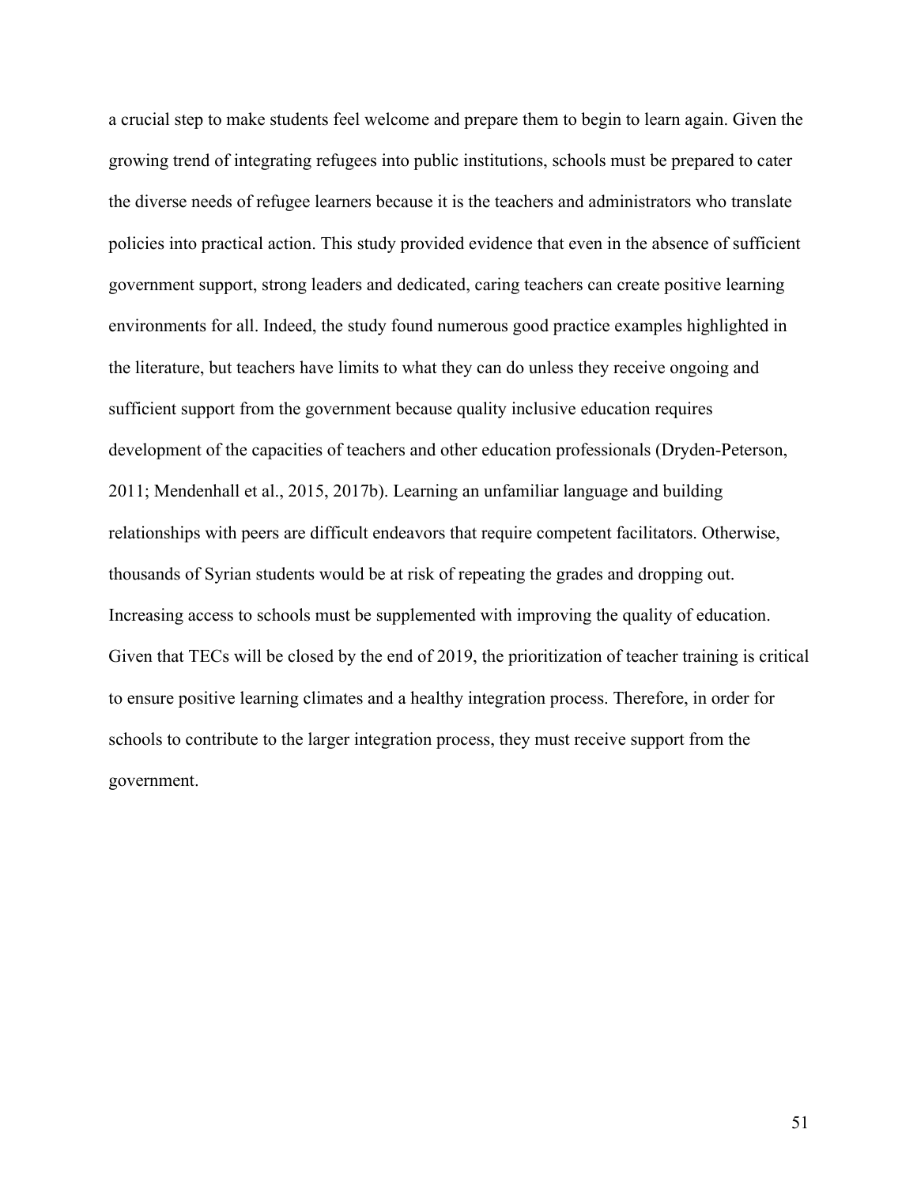a crucial step to make students feel welcome and prepare them to begin to learn again. Given the growing trend of integrating refugees into public institutions, schools must be prepared to cater the diverse needs of refugee learners because it is the teachers and administrators who translate policies into practical action. This study provided evidence that even in the absence of sufficient government support, strong leaders and dedicated, caring teachers can create positive learning environments for all. Indeed, the study found numerous good practice examples highlighted in the literature, but teachers have limits to what they can do unless they receive ongoing and sufficient support from the government because quality inclusive education requires development of the capacities of teachers and other education professionals (Dryden-Peterson, 2011; Mendenhall et al., 2015, 2017b). Learning an unfamiliar language and building relationships with peers are difficult endeavors that require competent facilitators. Otherwise, thousands of Syrian students would be at risk of repeating the grades and dropping out. Increasing access to schools must be supplemented with improving the quality of education. Given that TECs will be closed by the end of 2019, the prioritization of teacher training is critical to ensure positive learning climates and a healthy integration process. Therefore, in order for schools to contribute to the larger integration process, they must receive support from the government.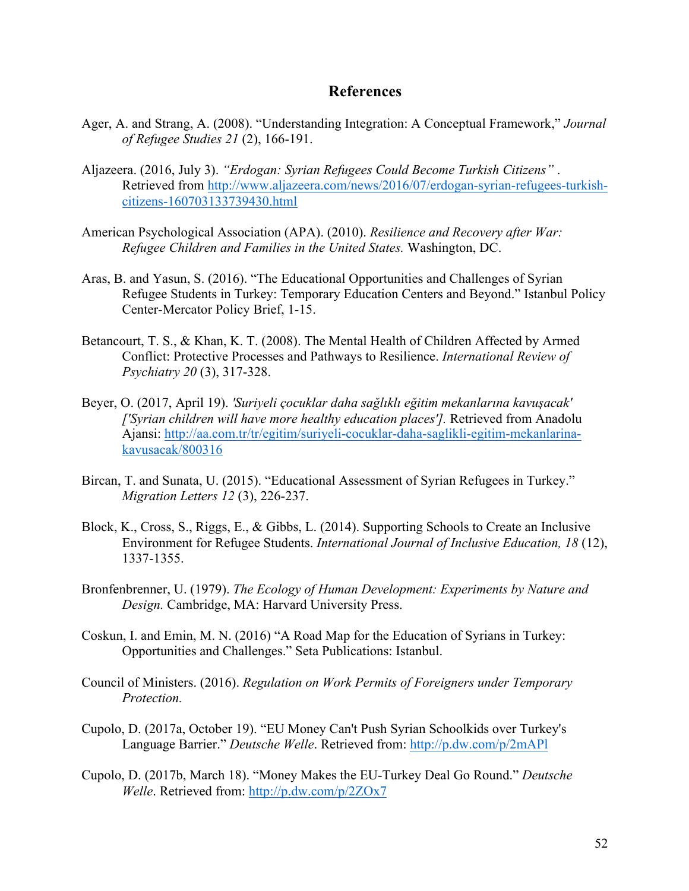## References

Ager, A. and Strang, A. (2008). "Understanding Integration: A Conceptual Framework," *Journal of Refugee Studies 21* (2), 166-191.

Aljazeera. (2016, July 3). *"Erdogan: Syrian Refugees Could Become Turkish Citizens"* . Retrieved from http://www.aljazeera.com/news/2016/07/erdogan-syrian-refugees-turkish-citizens-160703133739430.html

American Psychological Association (APA). (2010). *Resilience and Recovery after War: Refugee Children and Families in the United States.* Washington, DC.

Aras, B. and Yasun, S. (2016). "The Educational Opportunities and Challenges of Syrian Refugee Students in Turkey: Temporary Education Centers and Beyond." Istanbul Policy Center-Mercator Policy Brief, 1-15.

Betancourt, T. S., & Khan, K. T. (2008). The Mental Health of Children Affected by Armed Conflict: Protective Processes and Pathways to Resilience. *International Review of Psychiatry 20* (3), 317-328.

Beyer, O. (2017, April 19). *'Suriyeli çocuklar daha sağlıklı eğitim mekanlarına kavuşacak' ['Syrian children will have more healthy education places'].* Retrieved from Anadolu Ajansi: http://aa.com.tr/tr/egitim/suriyeli-cocuklar-daha-saglikli-egitim-mekanlarina-kavusacak/800316

Bircan, T. and Sunata, U. (2015). "Educational Assessment of Syrian Refugees in Turkey." *Migration Letters 12* (3), 226-237.

Block, K., Cross, S., Riggs, E., & Gibbs, L. (2014). Supporting Schools to Create an Inclusive Environment for Refugee Students. *International Journal of Inclusive Education, 18* (12), 1337-1355.

Bronfenbrenner, U. (1979). *The Ecology of Human Development: Experiments by Nature and Design.* Cambridge, MA: Harvard University Press.

Coskun, I. and Emin, M. N. (2016) "A Road Map for the Education of Syrians in Turkey: Opportunities and Challenges." Seta Publications: Istanbul.

Council of Ministers. (2016). *Regulation on Work Permits of Foreigners under Temporary Protection.*

Cupolo, D. (2017a, October 19). "EU Money Can't Push Syrian Schoolkids over Turkey's Language Barrier." *Deutsche Welle*. Retrieved from: http://p.dw.com/p/2mAPl

Cupolo, D. (2017b, March 18). "Money Makes the EU-Turkey Deal Go Round." *Deutsche Welle*. Retrieved from: http://p.dw.com/p/2ZOx7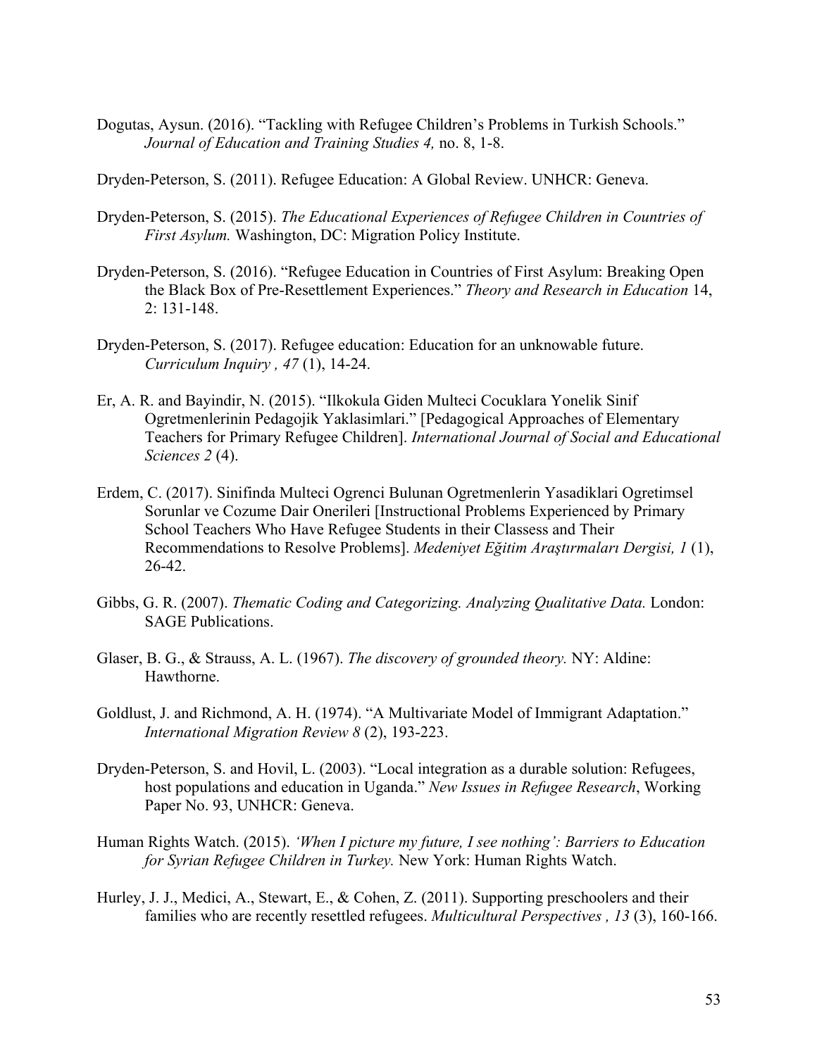Dogutas, Aysun. (2016). "Tackling with Refugee Children's Problems in Turkish Schools." *Journal of Education and Training Studies 4,* no. 8, 1-8.

Dryden-Peterson, S. (2011). Refugee Education: A Global Review. UNHCR: Geneva.

Dryden-Peterson, S. (2015). *The Educational Experiences of Refugee Children in Countries of First Asylum.* Washington, DC: Migration Policy Institute.

Dryden-Peterson, S. (2016). "Refugee Education in Countries of First Asylum: Breaking Open the Black Box of Pre-Resettlement Experiences." *Theory and Research in Education* 14, 2: 131-148.

Dryden-Peterson, S. (2017). Refugee education: Education for an unknowable future. *Curriculum Inquiry , 47* (1), 14-24.

Er, A. R. and Bayindir, N. (2015). "Ilkokula Giden Multeci Cocuklara Yonelik Sinif Ogretmenlerinin Pedagojik Yaklasimlari." [Pedagogical Approaches of Elementary Teachers for Primary Refugee Children]. *International Journal of Social and Educational Sciences 2* (4).

Erdem, C. (2017). Sinifinda Multeci Ogrenci Bulunan Ogretmenlerin Yasadiklari Ogretimsel Sorunlar ve Cozume Dair Onerileri [Instructional Problems Experienced by Primary School Teachers Who Have Refugee Students in their Classess and Their Recommendations to Resolve Problems]. *Medeniyet Eğitim Araştırmaları Dergisi, 1* (1), 26-42.

Gibbs, G. R. (2007). *Thematic Coding and Categorizing. Analyzing Qualitative Data.* London: SAGE Publications.

Glaser, B. G., & Strauss, A. L. (1967). *The discovery of grounded theory.* NY: Aldine: Hawthorne.

Goldlust, J. and Richmond, A. H. (1974). "A Multivariate Model of Immigrant Adaptation." *International Migration Review 8* (2), 193-223.

Dryden-Peterson, S. and Hovil, L. (2003). "Local integration as a durable solution: Refugees, host populations and education in Uganda." *New Issues in Refugee Research*, Working Paper No. 93, UNHCR: Geneva.

Human Rights Watch. (2015). *'When I picture my future, I see nothing': Barriers to Education for Syrian Refugee Children in Turkey.* New York: Human Rights Watch.

Hurley, J. J., Medici, A., Stewart, E., & Cohen, Z. (2011). Supporting preschoolers and their families who are recently resettled refugees. *Multicultural Perspectives , 13* (3), 160-166.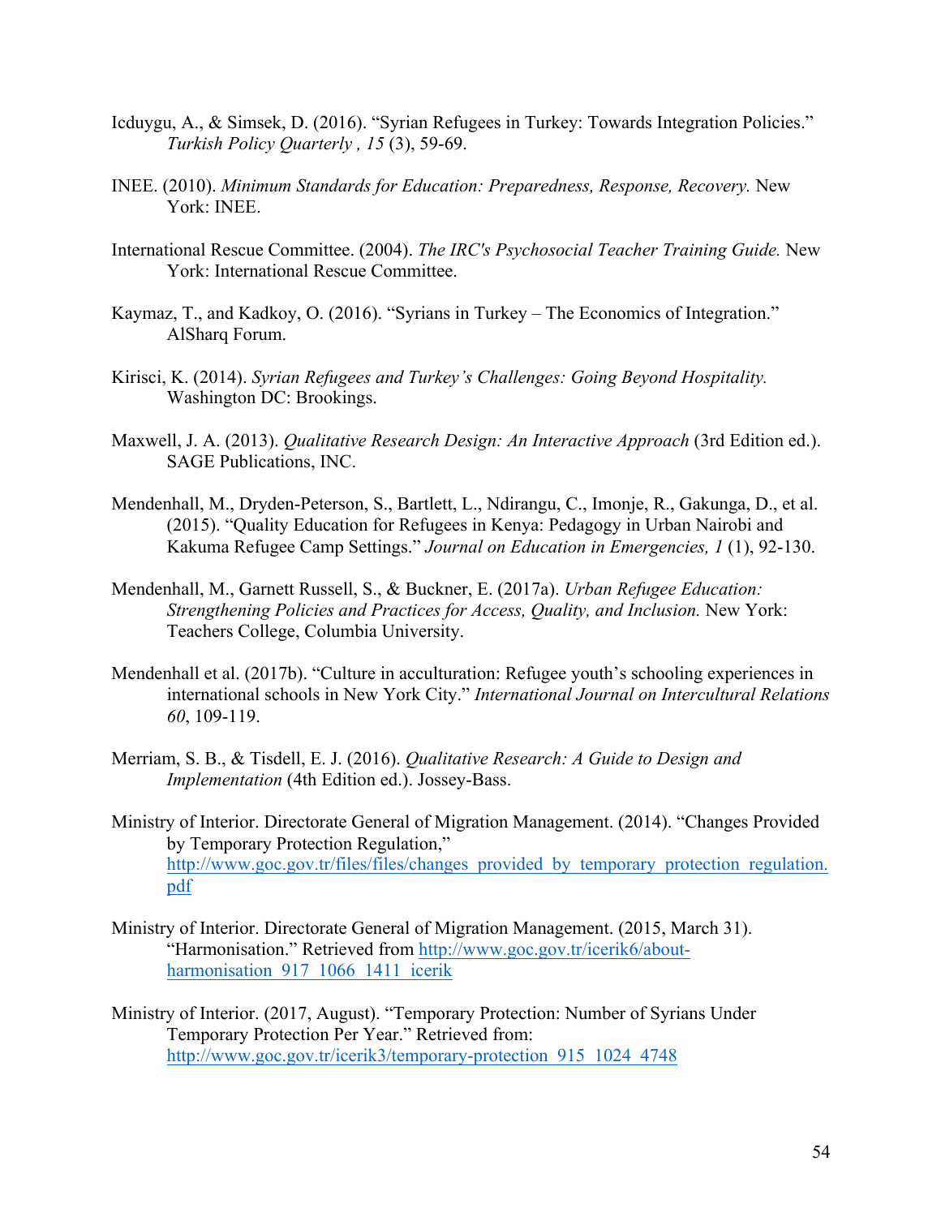Icduygu, A., & Simsek, D. (2016). "Syrian Refugees in Turkey: Towards Integration Policies." *Turkish Policy Quarterly , 15* (3), 59-69.

INEE. (2010). *Minimum Standards for Education: Preparedness, Response, Recovery.* New York: INEE.

International Rescue Committee. (2004). *The IRC's Psychosocial Teacher Training Guide.* New York: International Rescue Committee.

Kaymaz, T., and Kadkoy, O. (2016). "Syrians in Turkey – The Economics of Integration." AlSharq Forum.

Kirisci, K. (2014). *Syrian Refugees and Turkey's Challenges: Going Beyond Hospitality.* Washington DC: Brookings.

Maxwell, J. A. (2013). *Qualitative Research Design: An Interactive Approach* (3rd Edition ed.). SAGE Publications, INC.

Mendenhall, M., Dryden-Peterson, S., Bartlett, L., Ndirangu, C., Imonje, R., Gakunga, D., et al. (2015). "Quality Education for Refugees in Kenya: Pedagogy in Urban Nairobi and Kakuma Refugee Camp Settings." *Journal on Education in Emergencies, 1* (1), 92-130.

Mendenhall, M., Garnett Russell, S., & Buckner, E. (2017a). *Urban Refugee Education: Strengthening Policies and Practices for Access, Quality, and Inclusion.* New York: Teachers College, Columbia University.

Mendenhall et al. (2017b). "Culture in acculturation: Refugee youth's schooling experiences in international schools in New York City." *International Journal on Intercultural Relations 60*, 109-119.

Merriam, S. B., & Tisdell, E. J. (2016). *Qualitative Research: A Guide to Design and Implementation* (4th Edition ed.). Jossey-Bass.

Ministry of Interior. Directorate General of Migration Management. (2014). "Changes Provided by Temporary Protection Regulation," http://www.goc.gov.tr/files/files/changes_provided_by_temporary_protection_regulation.pdf

Ministry of Interior. Directorate General of Migration Management. (2015, March 31). "Harmonisation." Retrieved from http://www.goc.gov.tr/icerik6/about-harmonisation_917_1066_1411_icerik

Ministry of Interior. (2017, August). "Temporary Protection: Number of Syrians Under Temporary Protection Per Year." Retrieved from: http://www.goc.gov.tr/icerik3/temporary-protection_915_1024_4748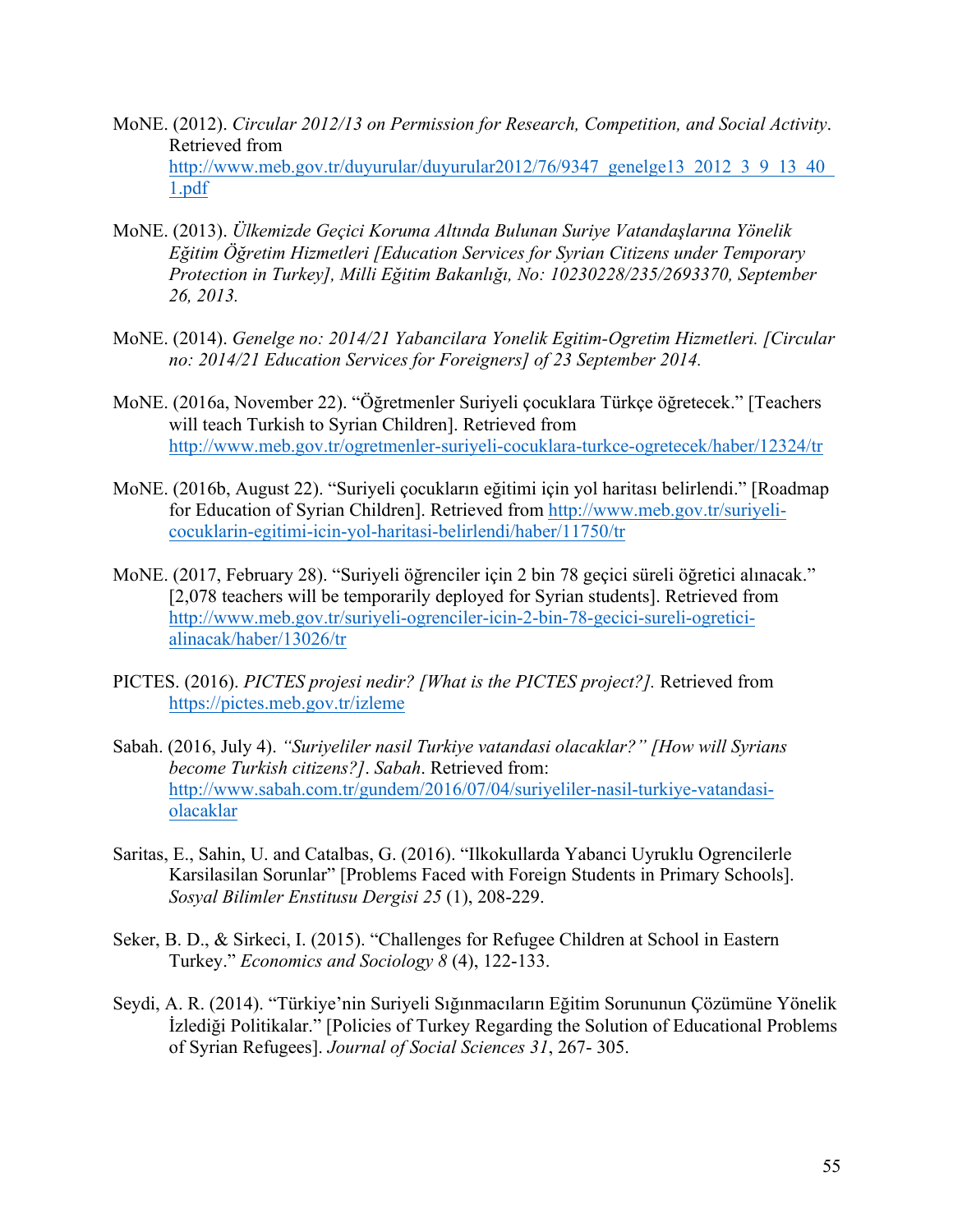MoNE. (2012). *Circular 2012/13 on Permission for Research, Competition, and Social Activity*. Retrieved from http://www.meb.gov.tr/duyurular/duyurular2012/76/9347_genelge13_2012_3_9_13_40_1.pdf

MoNE. (2013). *Ülkemizde Geçici Koruma Altında Bulunan Suriye Vatandaşlarına Yönelik Eğitim Öğretim Hizmetleri [Education Services for Syrian Citizens under Temporary Protection in Turkey], Milli Eğitim Bakanlığı, No: 10230228/235/2693370, September 26, 2013.*

MoNE. (2014). *Genelge no: 2014/21 Yabancilara Yonelik Egitim-Ogretim Hizmetleri. [Circular no: 2014/21 Education Services for Foreigners] of 23 September 2014.*

MoNE. (2016a, November 22). "Öğretmenler Suriyeli çocuklara Türkçe öğretecek." [Teachers will teach Turkish to Syrian Children]. Retrieved from http://www.meb.gov.tr/ogretmenler-suriyeli-cocuklara-turkce-ogretecek/haber/12324/tr

MoNE. (2016b, August 22). "Suriyeli çocukların eğitimi için yol haritası belirlendi." [Roadmap for Education of Syrian Children]. Retrieved from http://www.meb.gov.tr/suriyeli-cocuklarin-egitimi-icin-yol-haritasi-belirlendi/haber/11750/tr

MoNE. (2017, February 28). "Suriyeli öğrenciler için 2 bin 78 geçici süreli öğretici alınacak." [2,078 teachers will be temporarily deployed for Syrian students]. Retrieved from http://www.meb.gov.tr/suriyeli-ogrenciler-icin-2-bin-78-gecici-sureli-ogretici-alinacak/haber/13026/tr

PICTES. (2016). *PICTES projesi nedir? [What is the PICTES project?].* Retrieved from https://pictes.meb.gov.tr/izleme

Sabah. (2016, July 4). *"Suriyeliler nasil Turkiye vatandasi olacaklar?" [How will Syrians become Turkish citizens?]*. *Sabah*. Retrieved from: http://www.sabah.com.tr/gundem/2016/07/04/suriyeliler-nasil-turkiye-vatandasi-olacaklar

Saritas, E., Sahin, U. and Catalbas, G. (2016). "Ilkokullarda Yabanci Uyruklu Ogrencilerle Karsilasilan Sorunlar" [Problems Faced with Foreign Students in Primary Schools]. *Sosyal Bilimler Enstitusu Dergisi 25* (1), 208-229.

Seker, B. D., & Sirkeci, I. (2015). "Challenges for Refugee Children at School in Eastern Turkey." *Economics and Sociology 8* (4), 122-133.

Seydi, A. R. (2014). "Türkiye'nin Suriyeli Sığınmacıların Eğitim Sorununun Çözümüne Yönelik İzlediği Politikalar." [Policies of Turkey Regarding the Solution of Educational Problems of Syrian Refugees]. *Journal of Social Sciences 31*, 267- 305.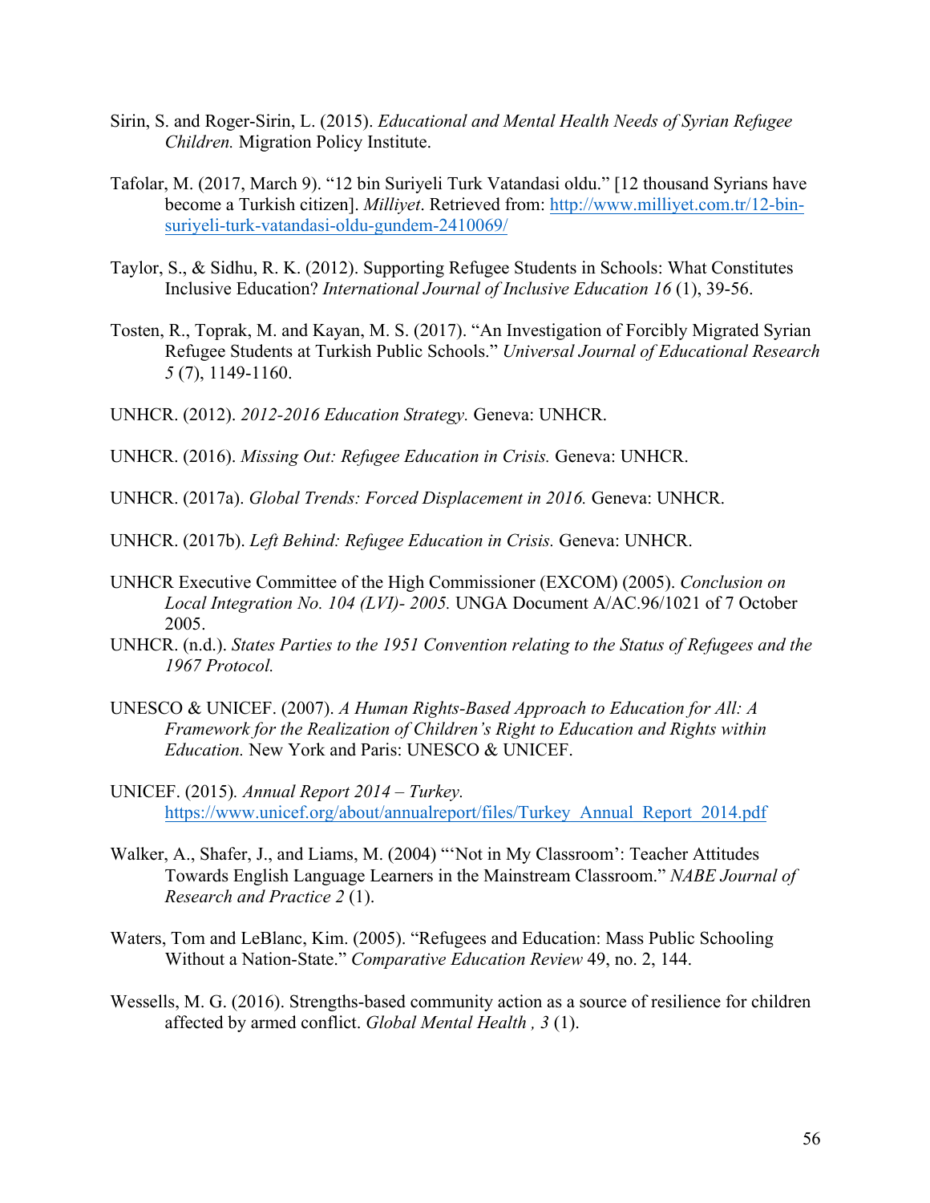Sirin, S. and Roger-Sirin, L. (2015). *Educational and Mental Health Needs of Syrian Refugee Children.* Migration Policy Institute.

Tafolar, M. (2017, March 9). "12 bin Suriyeli Turk Vatandasi oldu." [12 thousand Syrians have become a Turkish citizen]. *Milliyet*. Retrieved from: http://www.milliyet.com.tr/12-bin-suriyeli-turk-vatandasi-oldu-gundem-2410069/

Taylor, S., & Sidhu, R. K. (2012). Supporting Refugee Students in Schools: What Constitutes Inclusive Education? *International Journal of Inclusive Education 16* (1), 39-56.

Tosten, R., Toprak, M. and Kayan, M. S. (2017). "An Investigation of Forcibly Migrated Syrian Refugee Students at Turkish Public Schools." *Universal Journal of Educational Research 5* (7), 1149-1160.

UNHCR. (2012). *2012-2016 Education Strategy.* Geneva: UNHCR.

UNHCR. (2016). *Missing Out: Refugee Education in Crisis.* Geneva: UNHCR.

UNHCR. (2017a). *Global Trends: Forced Displacement in 2016.* Geneva: UNHCR.

UNHCR. (2017b). *Left Behind: Refugee Education in Crisis.* Geneva: UNHCR.

UNHCR Executive Committee of the High Commissioner (EXCOM) (2005). *Conclusion on Local Integration No. 104 (LVI)- 2005.* UNGA Document A/AC.96/1021 of 7 October 2005.

UNHCR. (n.d.). *States Parties to the 1951 Convention relating to the Status of Refugees and the 1967 Protocol.*

UNESCO & UNICEF. (2007). *A Human Rights-Based Approach to Education for All: A Framework for the Realization of Children's Right to Education and Rights within Education.* New York and Paris: UNESCO & UNICEF.

UNICEF. (2015). *Annual Report 2014 – Turkey.* https://www.unicef.org/about/annualreport/files/Turkey_Annual_Report_2014.pdf

Walker, A., Shafer, J., and Liams, M. (2004) "'Not in My Classroom': Teacher Attitudes Towards English Language Learners in the Mainstream Classroom." *NABE Journal of Research and Practice 2* (1).

Waters, Tom and LeBlanc, Kim. (2005). "Refugees and Education: Mass Public Schooling Without a Nation-State." *Comparative Education Review* 49, no. 2, 144.

Wessells, M. G. (2016). Strengths-based community action as a source of resilience for children affected by armed conflict. *Global Mental Health , 3* (1).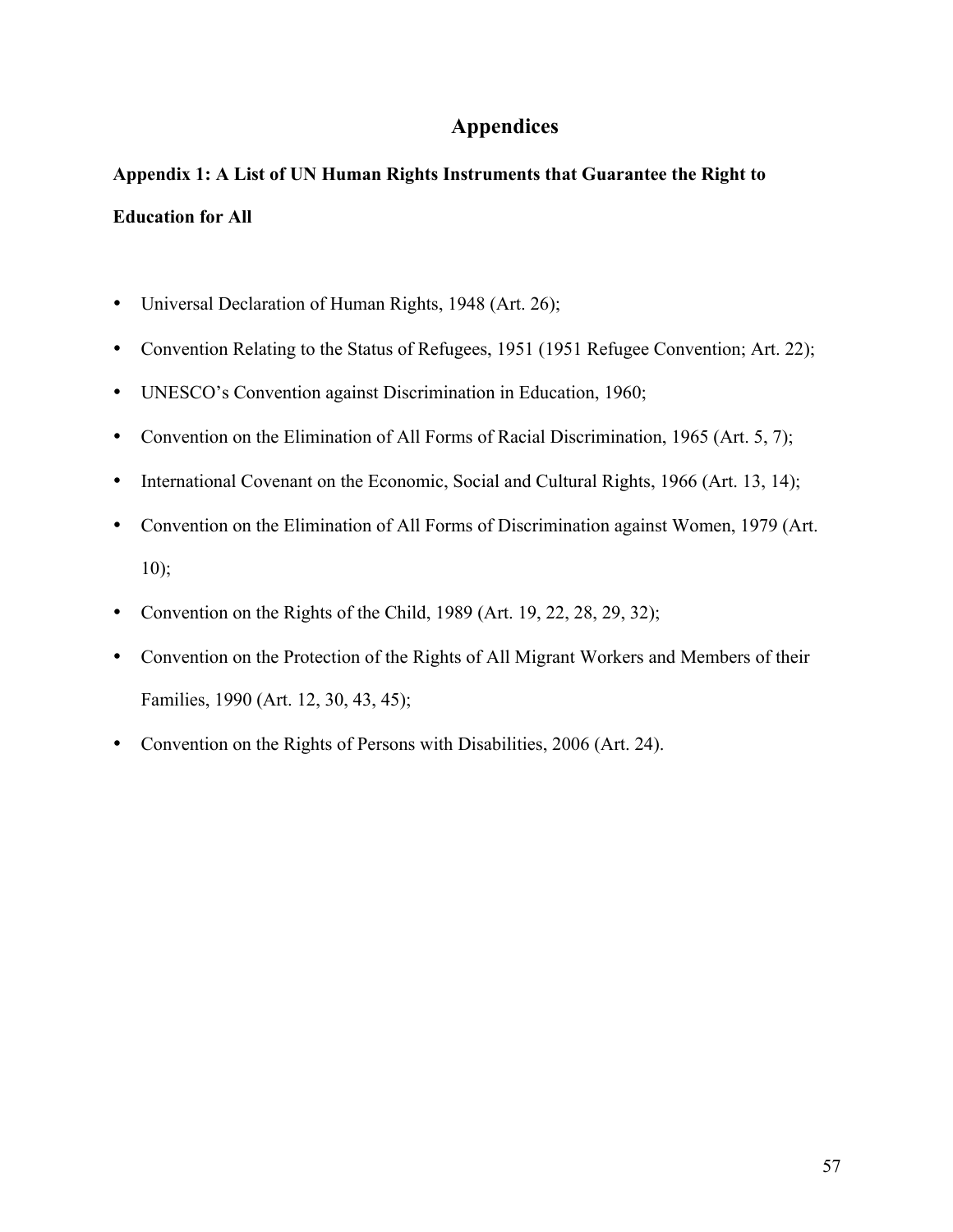# Appendices

## Appendix 1: A List of UN Human Rights Instruments that Guarantee the Right to Education for All

- Universal Declaration of Human Rights, 1948 (Art. 26);
- Convention Relating to the Status of Refugees, 1951 (1951 Refugee Convention; Art. 22);
- UNESCO's Convention against Discrimination in Education, 1960;
- Convention on the Elimination of All Forms of Racial Discrimination, 1965 (Art. 5, 7);
- International Covenant on the Economic, Social and Cultural Rights, 1966 (Art. 13, 14);
- Convention on the Elimination of All Forms of Discrimination against Women, 1979 (Art. 10);
- Convention on the Rights of the Child, 1989 (Art. 19, 22, 28, 29, 32);
- Convention on the Protection of the Rights of All Migrant Workers and Members of their Families, 1990 (Art. 12, 30, 43, 45);
- Convention on the Rights of Persons with Disabilities, 2006 (Art. 24).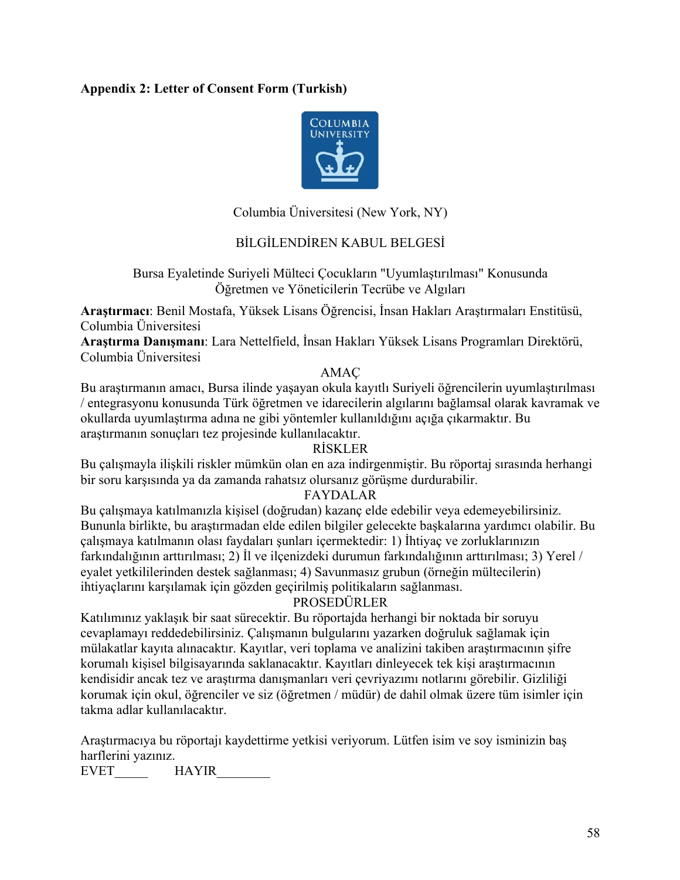**Appendix 2: Letter of Consent Form (Turkish)**

Columbia Üniversitesi (New York, NY)

BİLGİLENDİREN KABUL BELGESİ

Bursa Eyaletinde Suriyeli Mülteci Çocukların "Uyumlaştırılması" Konusunda Öğretmen ve Yöneticilerin Tecrübe ve Algıları

**Araştırmacı**: Benil Mostafa, Yüksek Lisans Öğrencisi, İnsan Hakları Araştırmaları Enstitüsü, Columbia Üniversitesi
**Araştırma Danışmanı**: Lara Nettelfield, İnsan Hakları Yüksek Lisans Programları Direktörü, Columbia Üniversitesi

AMAÇ

Bu araştırmanın amacı, Bursa ilinde yaşayan okula kayıtlı Suriyeli öğrencilerin uyumlaştırılması / entegrasyonu konusunda Türk öğretmen ve idarecilerin algılarını bağlamsal olarak kavramak ve okullarda uyumlaştırma adına ne gibi yöntemler kullanıldığını açığa çıkarmaktır. Bu araştırmanın sonuçları tez projesinde kullanılacaktır.

RİSKLER

Bu çalışmayla ilişkili riskler mümkün olan en aza indirgenmiştir. Bu röportaj sırasında herhangi bir soru karşısında ya da zamanda rahatsız olursanız görüşme durdurabilir.

FAYDALAR

Bu çalışmaya katılmanızla kişisel (doğrudan) kazanç elde edebilir veya edemeyebilirsiniz. Bununla birlikte, bu araştırmadan elde edilen bilgiler gelecekte başkalarına yardımcı olabilir. Bu çalışmaya katılmanın olası faydaları şunları içermektedir: 1) İhtiyaç ve zorluklarınızın farkındalığının arttırılması; 2) İl ve ilçenizdeki durumun farkındalığının arttırılması; 3) Yerel / eyalet yetkililerinden destek sağlanması; 4) Savunmasız grubun (örneğin mültecilerin) ihtiyaçlarını karşılamak için gözden geçirilmiş politikaların sağlanması.

PROSEDÜRLER

Katılımınız yaklaşık bir saat sürecektir. Bu röportajda herhangi bir noktada bir soruyu cevaplamayı reddedebilirsiniz. Çalışmanın bulgularını yazarken doğruluk sağlamak için mülakatlar kayıta alınacaktır. Kayıtlar, veri toplama ve analizini takiben araştırmacının şifre korumalı kişisel bilgisayarında saklanacaktır. Kayıtları dinleyecek tek kişi araştırmacının kendisidir ancak tez ve araştırma danışmanları veri çevriyazımı notlarını görebilir. Gizliliği korumak için okul, öğrenciler ve siz (öğretmen / müdür) de dahil olmak üzere tüm isimler için takma adlar kullanılacaktır.

Araştırmacıya bu röportajı kaydettirme yetkisi veriyorum. Lütfen isim ve soy isminizin baş harflerini yazınız.
EVET_____ HAYIR________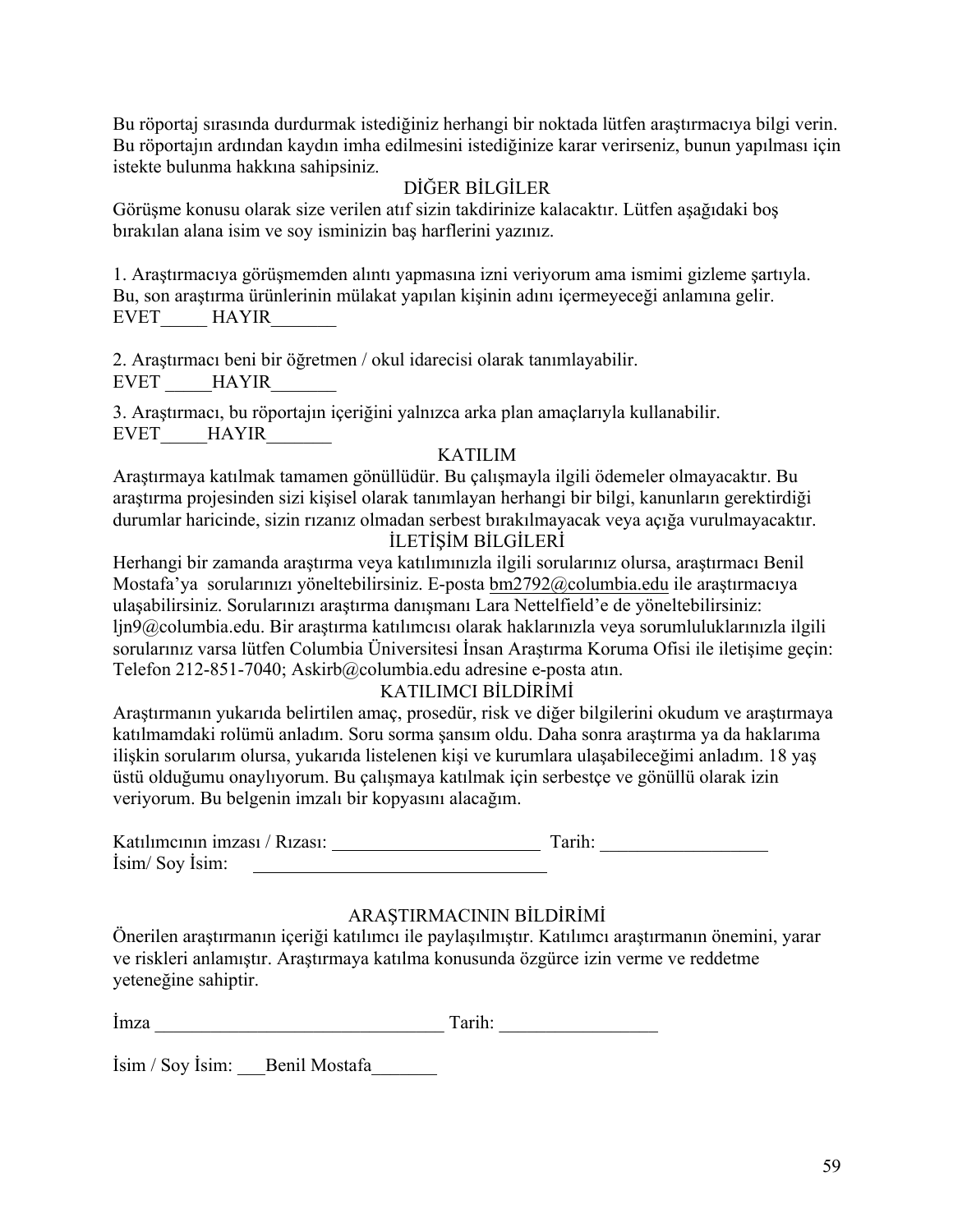Bu röportaj sırasında durdurmak istediğiniz herhangi bir noktada lütfen araştırmacıya bilgi verin. Bu röportajın ardından kaydın imha edilmesini istediğinize karar verirseniz, bunun yapılması için istekte bulunma hakkına sahipsiniz.

## DİĞER BİLGİLER

Görüşme konusu olarak size verilen atıf sizin takdirinize kalacaktır. Lütfen aşağıdaki boş bırakılan alana isim ve soy isminizin baş harflerini yazınız.

1. Araştırmacıya görüşmemden alıntı yapmasına izni veriyorum ama ismimi gizleme şartıyla. Bu, son araştırma ürünlerinin mülakat yapılan kişinin adını içermeyeceği anlamına gelir.
EVET_____ HAYIR_______

2. Araştırmacı beni bir öğretmen / okul idarecisi olarak tanımlayabilir.
EVET _____HAYIR_______

3. Araştırmacı, bu röportajın içeriğini yalnızca arka plan amaçlarıyla kullanabilir.
EVET_____HAYIR_______

## KATILIM

Araştırmaya katılmak tamamen gönüllüdür. Bu çalışmayla ilgili ödemeler olmayacaktır. Bu araştırma projesinden sizi kişisel olarak tanımlayan herhangi bir bilgi, kanunların gerektirdiği durumlar haricinde, sizin rızanız olmadan serbest bırakılmayacak veya açığa vurulmayacaktır.

## İLETİŞİM BİLGİLERİ

Herhangi bir zamanda araştırma veya katılımınızla ilgili sorularınız olursa, araştırmacı Benil Mostafa'ya sorularınızı yöneltebilirsiniz. E-posta bm2792@columbia.edu ile araştırmacıya ulaşabilirsiniz. Sorularınızı araştırma danışmanı Lara Nettelfield'e de yöneltebilirsiniz: ljn9@columbia.edu. Bir araştırma katılımcısı olarak haklarınızla veya sorumluluklarınızla ilgili sorularınız varsa lütfen Columbia Üniversitesi İnsan Araştırma Koruma Ofisi ile iletişime geçin: Telefon 212-851-7040; Askirb@columbia.edu adresine e-posta atın.

## KATILIMCI BİLDİRİMİ

Araştırmanın yukarıda belirtilen amaç, prosedür, risk ve diğer bilgilerini okudum ve araştırmaya katılmamdaki rolümü anladım. Soru sorma şansım oldu. Daha sonra araştırma ya da haklarıma ilişkin sorularım olursa, yukarıda listelenen kişi ve kurumlara ulaşabileceğimi anladım. 18 yaş üstü olduğumu onaylıyorum. Bu çalışmaya katılmak için serbestçe ve gönüllü olarak izin veriyorum. Bu belgenin imzalı bir kopyasını alacağım.

Katılımcının imzası / Rızası: ______________________ Tarih: __________________
İsim/ Soy İsim: ______________________________

## ARAŞTIRMACININ BİLDİRİMİ

Önerilen araştırmanın içeriği katılımcı ile paylaşılmıştır. Katılımcı araştırmanın önemini, yarar ve riskleri anlamıştır. Araştırmaya katılma konusunda özgürce izin verme ve reddetme yeteneğine sahiptir.

İmza ______________________________ Tarih: ________________

İsim / Soy İsim: ___Benil Mostafa_______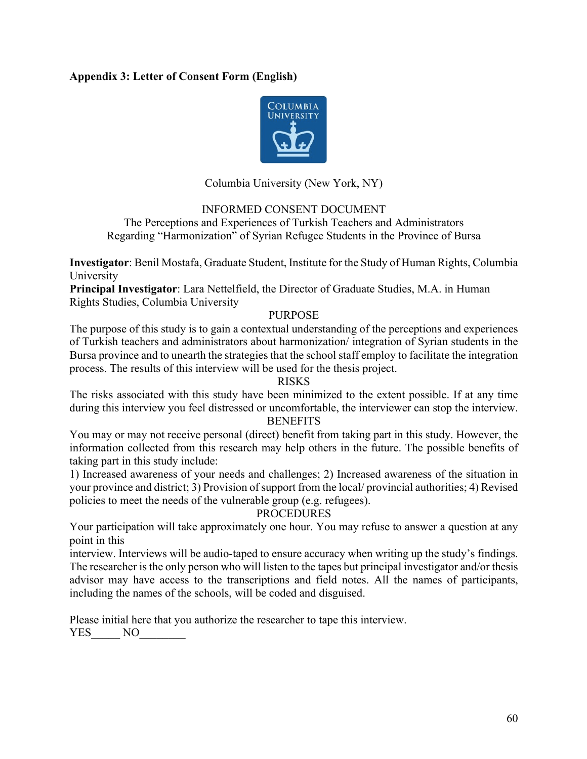**Appendix 3: Letter of Consent Form (English)**

Columbia University (New York, NY)

INFORMED CONSENT DOCUMENT
The Perceptions and Experiences of Turkish Teachers and Administrators Regarding "Harmonization" of Syrian Refugee Students in the Province of Bursa

**Investigator**: Benil Mostafa, Graduate Student, Institute for the Study of Human Rights, Columbia University
**Principal Investigator**: Lara Nettelfield, the Director of Graduate Studies, M.A. in Human Rights Studies, Columbia University

PURPOSE

The purpose of this study is to gain a contextual understanding of the perceptions and experiences of Turkish teachers and administrators about harmonization/ integration of Syrian students in the Bursa province and to unearth the strategies that the school staff employ to facilitate the integration process. The results of this interview will be used for the thesis project.

RISKS

The risks associated with this study have been minimized to the extent possible. If at any time during this interview you feel distressed or uncomfortable, the interviewer can stop the interview.

BENEFITS

You may or may not receive personal (direct) benefit from taking part in this study. However, the information collected from this research may help others in the future. The possible benefits of taking part in this study include:
1) Increased awareness of your needs and challenges; 2) Increased awareness of the situation in your province and district; 3) Provision of support from the local/ provincial authorities; 4) Revised policies to meet the needs of the vulnerable group (e.g. refugees).

PROCEDURES

Your participation will take approximately one hour. You may refuse to answer a question at any point in this
interview. Interviews will be audio-taped to ensure accuracy when writing up the study's findings. The researcher is the only person who will listen to the tapes but principal investigator and/or thesis advisor may have access to the transcriptions and field notes. All the names of participants, including the names of the schools, will be coded and disguised.

Please initial here that you authorize the researcher to tape this interview.
YES_____ NO________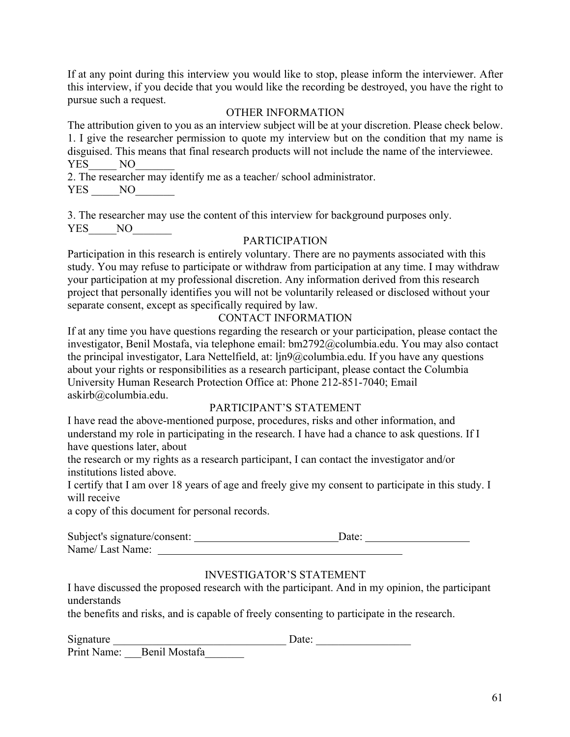If at any point during this interview you would like to stop, please inform the interviewer. After this interview, if you decide that you would like the recording be destroyed, you have the right to pursue such a request.

## OTHER INFORMATION

The attribution given to you as an interview subject will be at your discretion. Please check below.

1. I give the researcher permission to quote my interview but on the condition that my name is disguised. This means that final research products will not include the name of the interviewee.

YES_____ NO_______

2. The researcher may identify me as a teacher/ school administrator.

YES _____NO_______

3. The researcher may use the content of this interview for background purposes only.

YES_____NO_______

## PARTICIPATION

Participation in this research is entirely voluntary. There are no payments associated with this study. You may refuse to participate or withdraw from participation at any time. I may withdraw your participation at my professional discretion. Any information derived from this research project that personally identifies you will not be voluntarily released or disclosed without your separate consent, except as specifically required by law.

## CONTACT INFORMATION

If at any time you have questions regarding the research or your participation, please contact the investigator, Benil Mostafa, via telephone email: bm2792@columbia.edu. You may also contact the principal investigator, Lara Nettelfield, at: ljn9@columbia.edu. If you have any questions about your rights or responsibilities as a research participant, please contact the Columbia University Human Research Protection Office at: Phone 212-851-7040; Email askirb@columbia.edu.

## PARTICIPANT'S STATEMENT

I have read the above-mentioned purpose, procedures, risks and other information, and understand my role in participating in the research. I have had a chance to ask questions. If I have questions later, about

the research or my rights as a research participant, I can contact the investigator and/or institutions listed above.

I certify that I am over 18 years of age and freely give my consent to participate in this study. I will receive

a copy of this document for personal records.

Subject's signature/consent: ___________________________Date: ___________________

Name/ Last Name: _____________________________________________

## INVESTIGATOR'S STATEMENT

I have discussed the proposed research with the participant. And in my opinion, the participant understands

the benefits and risks, and is capable of freely consenting to participate in the research.

Signature _______________________________ Date: _________________

Print Name: ___Benil Mostafa_______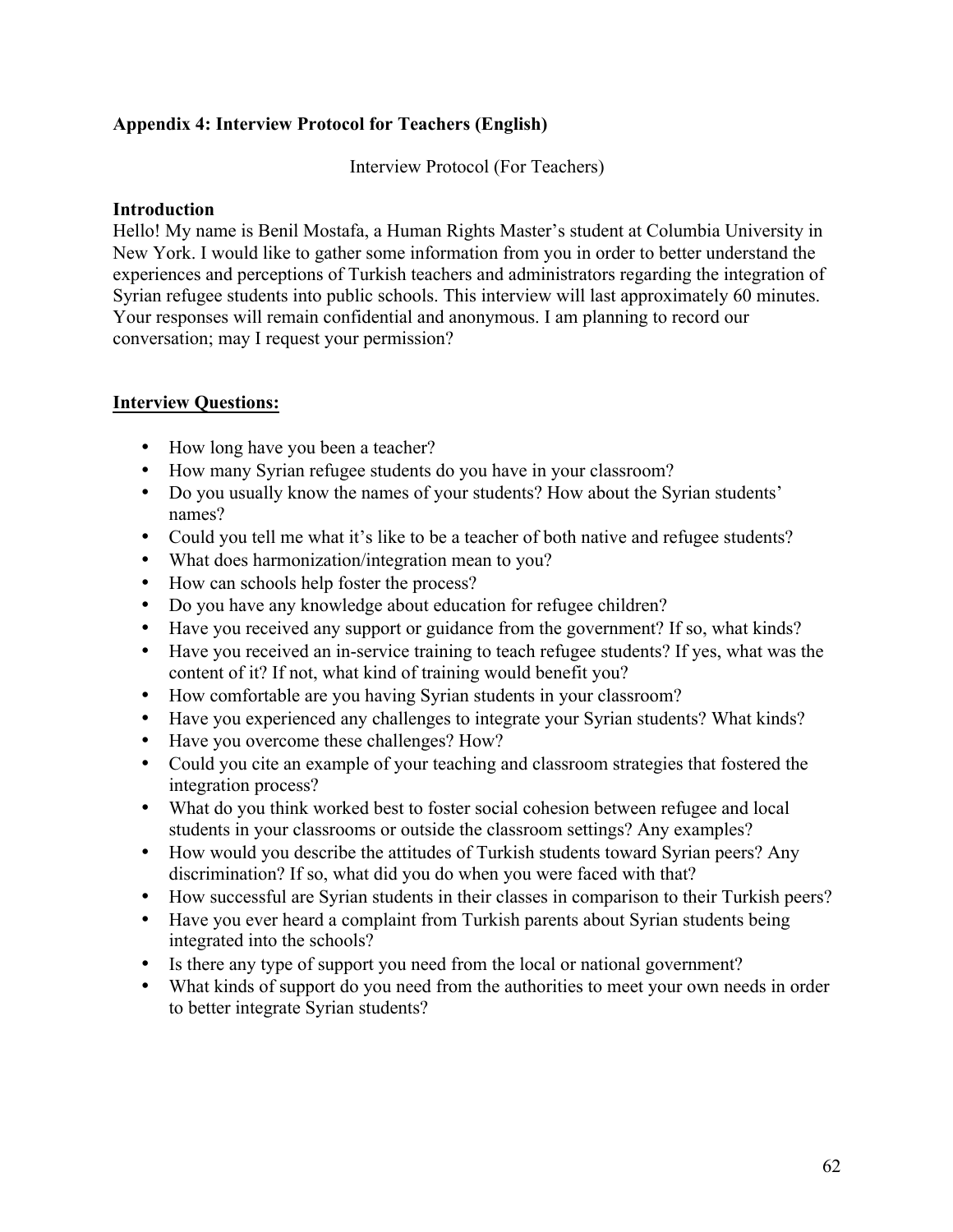## Appendix 4: Interview Protocol for Teachers (English)

Interview Protocol (For Teachers)

**Introduction**

Hello! My name is Benil Mostafa, a Human Rights Master's student at Columbia University in New York. I would like to gather some information from you in order to better understand the experiences and perceptions of Turkish teachers and administrators regarding the integration of Syrian refugee students into public schools. This interview will last approximately 60 minutes. Your responses will remain confidential and anonymous. I am planning to record our conversation; may I request your permission?

**<u>Interview Questions:</u>**

- How long have you been a teacher?
- How many Syrian refugee students do you have in your classroom?
- Do you usually know the names of your students? How about the Syrian students' names?
- Could you tell me what it's like to be a teacher of both native and refugee students?
- What does harmonization/integration mean to you?
- How can schools help foster the process?
- Do you have any knowledge about education for refugee children?
- Have you received any support or guidance from the government? If so, what kinds?
- Have you received an in-service training to teach refugee students? If yes, what was the content of it? If not, what kind of training would benefit you?
- How comfortable are you having Syrian students in your classroom?
- Have you experienced any challenges to integrate your Syrian students? What kinds?
- Have you overcome these challenges? How?
- Could you cite an example of your teaching and classroom strategies that fostered the integration process?
- What do you think worked best to foster social cohesion between refugee and local students in your classrooms or outside the classroom settings? Any examples?
- How would you describe the attitudes of Turkish students toward Syrian peers? Any discrimination? If so, what did you do when you were faced with that?
- How successful are Syrian students in their classes in comparison to their Turkish peers?
- Have you ever heard a complaint from Turkish parents about Syrian students being integrated into the schools?
- Is there any type of support you need from the local or national government?
- What kinds of support do you need from the authorities to meet your own needs in order to better integrate Syrian students?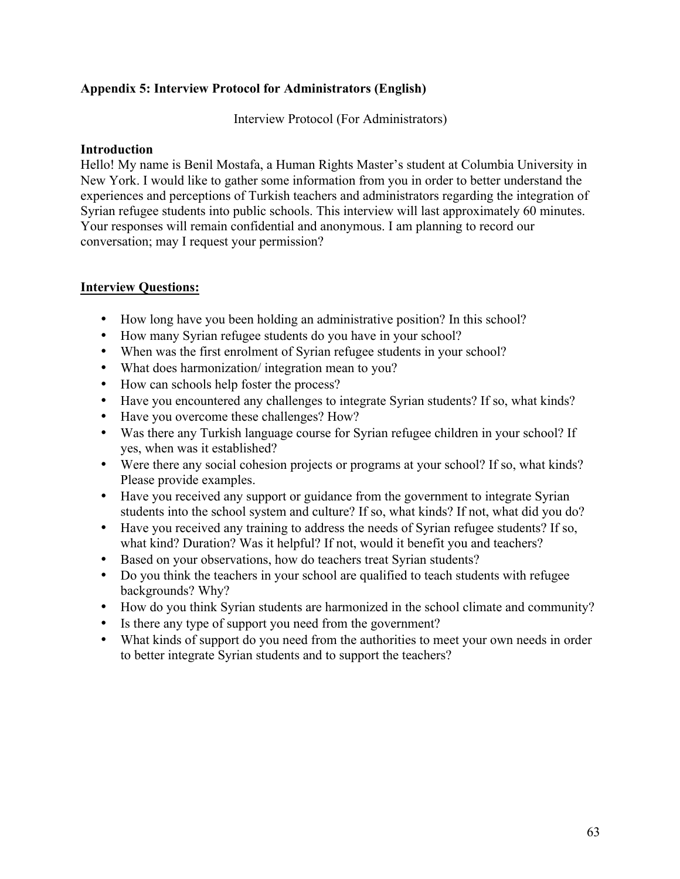## Appendix 5: Interview Protocol for Administrators (English)

Interview Protocol (For Administrators)

### Introduction

Hello! My name is Benil Mostafa, a Human Rights Master's student at Columbia University in New York. I would like to gather some information from you in order to better understand the experiences and perceptions of Turkish teachers and administrators regarding the integration of Syrian refugee students into public schools. This interview will last approximately 60 minutes. Your responses will remain confidential and anonymous. I am planning to record our conversation; may I request your permission?

### Interview Questions:

- How long have you been holding an administrative position? In this school?
- How many Syrian refugee students do you have in your school?
- When was the first enrolment of Syrian refugee students in your school?
- What does harmonization/ integration mean to you?
- How can schools help foster the process?
- Have you encountered any challenges to integrate Syrian students? If so, what kinds?
- Have you overcome these challenges? How?
- Was there any Turkish language course for Syrian refugee children in your school? If yes, when was it established?
- Were there any social cohesion projects or programs at your school? If so, what kinds? Please provide examples.
- Have you received any support or guidance from the government to integrate Syrian students into the school system and culture? If so, what kinds? If not, what did you do?
- Have you received any training to address the needs of Syrian refugee students? If so, what kind? Duration? Was it helpful? If not, would it benefit you and teachers?
- Based on your observations, how do teachers treat Syrian students?
- Do you think the teachers in your school are qualified to teach students with refugee backgrounds? Why?
- How do you think Syrian students are harmonized in the school climate and community?
- Is there any type of support you need from the government?
- What kinds of support do you need from the authorities to meet your own needs in order to better integrate Syrian students and to support the teachers?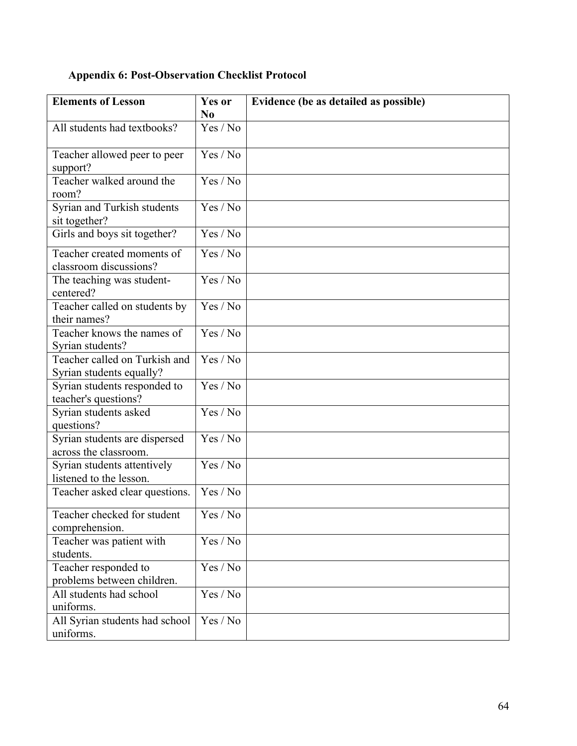**Appendix 6: Post-Observation Checklist Protocol**

| Elements of Lesson | Yes or No | Evidence (be as detailed as possible) |
|---|---|---|
| All students had textbooks? | Yes / No | |
| Teacher allowed peer to peer support? | Yes / No | |
| Teacher walked around the room? | Yes / No | |
| Syrian and Turkish students sit together? | Yes / No | |
| Girls and boys sit together? | Yes / No | |
| Teacher created moments of classroom discussions? | Yes / No | |
| The teaching was student-centered? | Yes / No | |
| Teacher called on students by their names? | Yes / No | |
| Teacher knows the names of Syrian students? | Yes / No | |
| Teacher called on Turkish and Syrian students equally? | Yes / No | |
| Syrian students responded to teacher's questions? | Yes / No | |
| Syrian students asked questions? | Yes / No | |
| Syrian students are dispersed across the classroom. | Yes / No | |
| Syrian students attentively listened to the lesson. | Yes / No | |
| Teacher asked clear questions. | Yes / No | |
| Teacher checked for student comprehension. | Yes / No | |
| Teacher was patient with students. | Yes / No | |
| Teacher responded to problems between children. | Yes / No | |
| All students had school uniforms. | Yes / No | |
| All Syrian students had school uniforms. | Yes / No | |